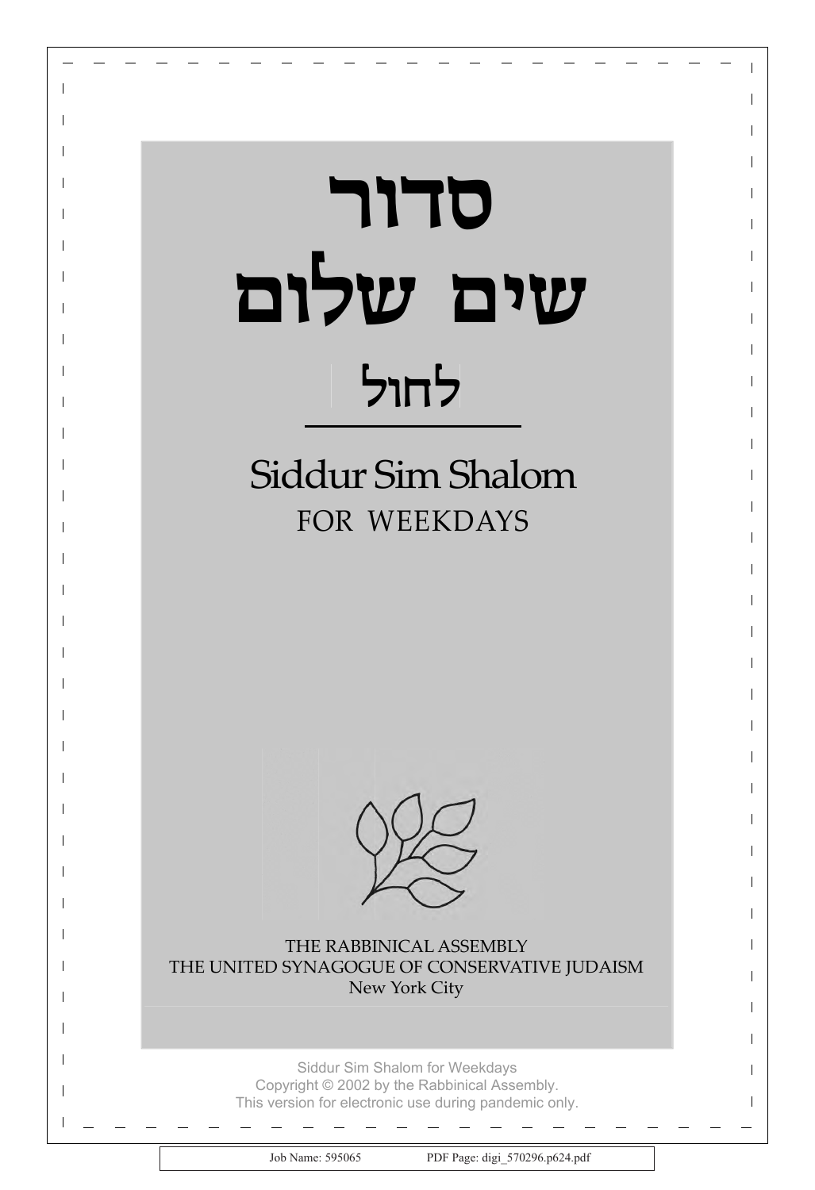# סדור
# שים שלום
## לחול

## Siddur Sim Shalom
### FOR WEEKDAYS

THE RABBINICAL ASSEMBLY
THE UNITED SYNAGOGUE OF CONSERVATIVE JUDAISM
New York City

Siddur Sim Shalom for Weekdays
Copyright © 2002 by the Rabbinical Assembly.
This version for electronic use during pandemic only.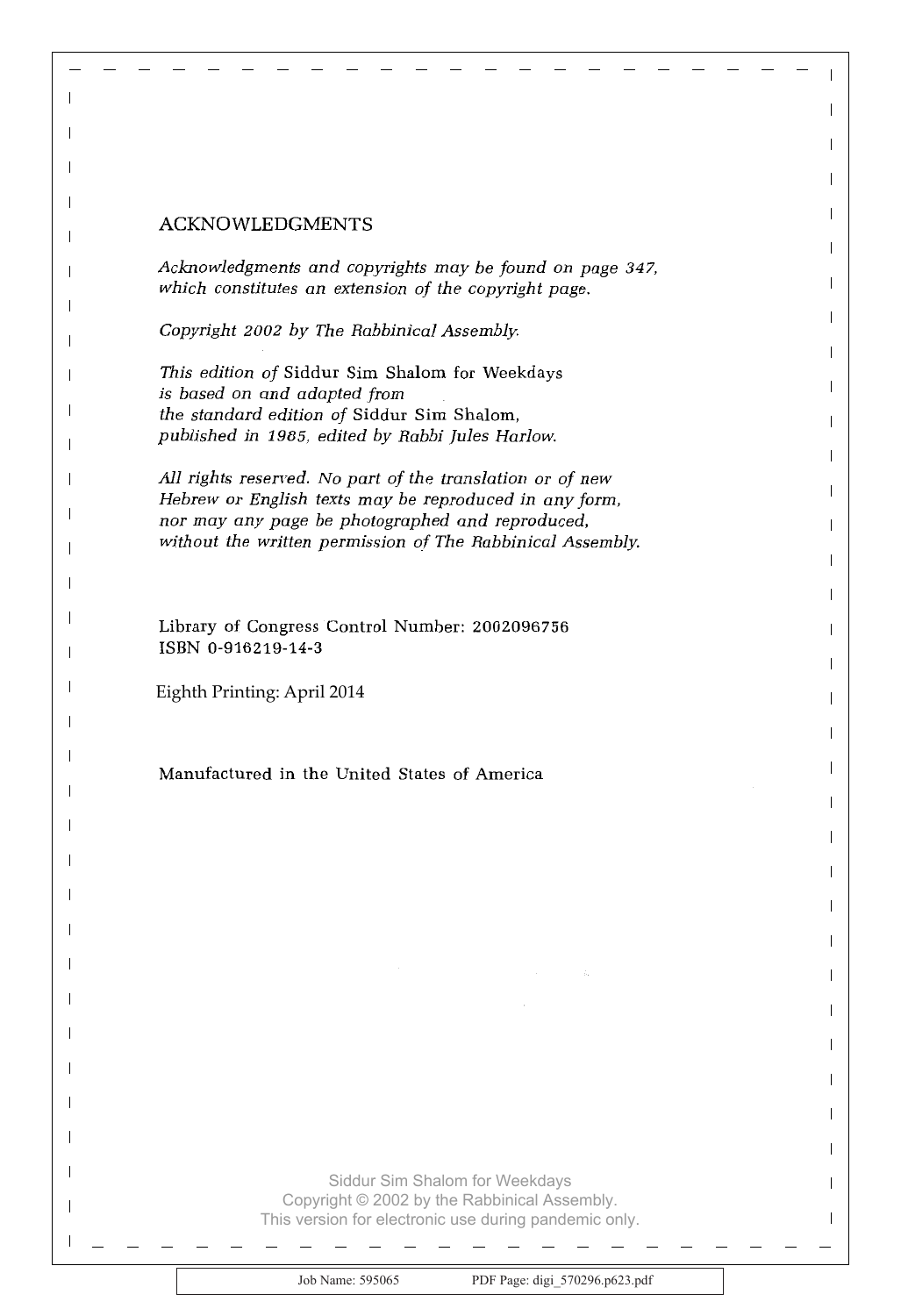## ACKNOWLEDGMENTS

*Acknowledgments and copyrights may be found on page 347, which constitutes an extension of the copyright page.*

*Copyright 2002 by The Rabbinical Assembly.*

*This edition of* Siddur Sim Shalom for Weekdays *is based on and adapted from the standard edition of* Siddur Sim Shalom, *published in 1985, edited by Rabbi Jules Harlow.*

*All rights reserved. No part of the translation or of new Hebrew or English texts may be reproduced in any form, nor may any page be photographed and reproduced, without the written permission of The Rabbinical Assembly.*

Library of Congress Control Number: 2002096756
ISBN 0-916219-14-3

Eighth Printing: April 2014

Manufactured in the United States of America

Siddur Sim Shalom for Weekdays
Copyright © 2002 by the Rabbinical Assembly.
This version for electronic use during pandemic only.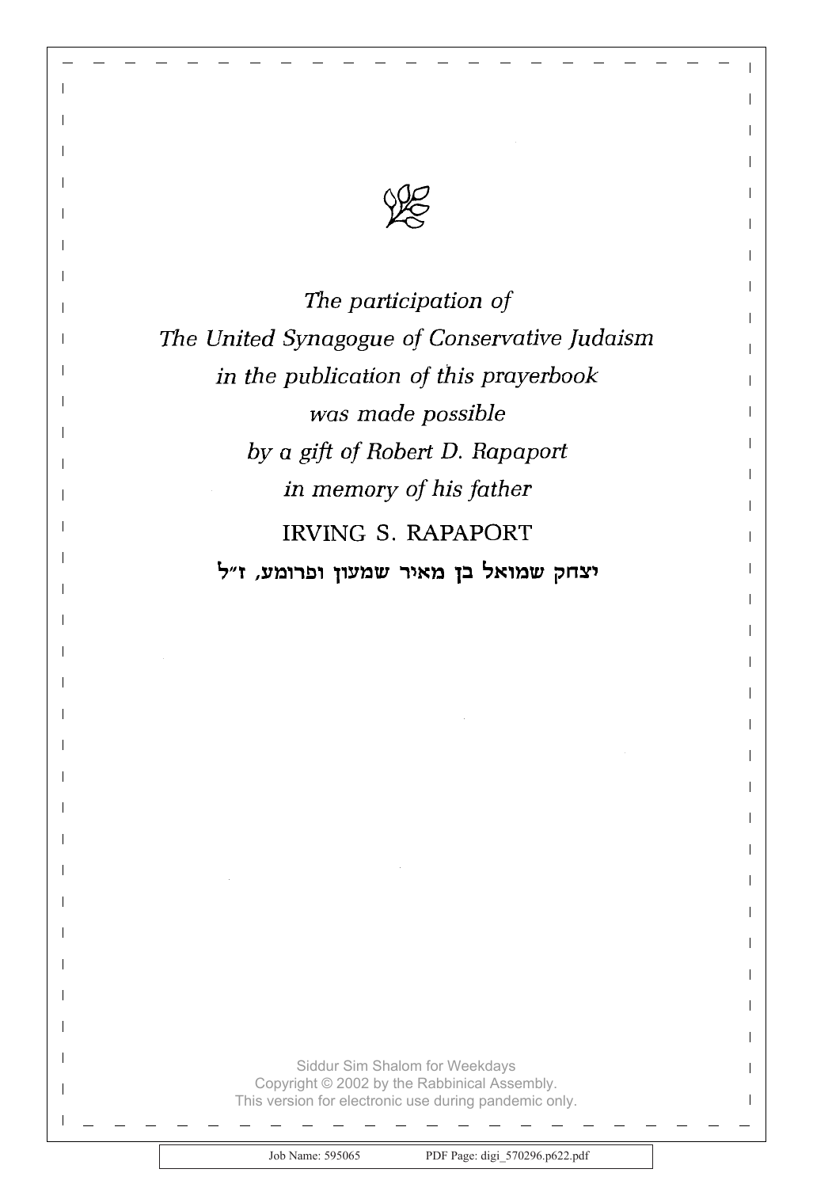*The participation of*
*The United Synagogue of Conservative Judaism*
*in the publication of this prayerbook*
*was made possible*
*by a gift of Robert D. Rapaport*
*in memory of his father*

IRVING S. RAPAPORT

**יצחק שמואל בן מאיר שמעון ופרומע, ז״ל**

Siddur Sim Shalom for Weekdays
Copyright © 2002 by the Rabbinical Assembly.
This version for electronic use during pandemic only.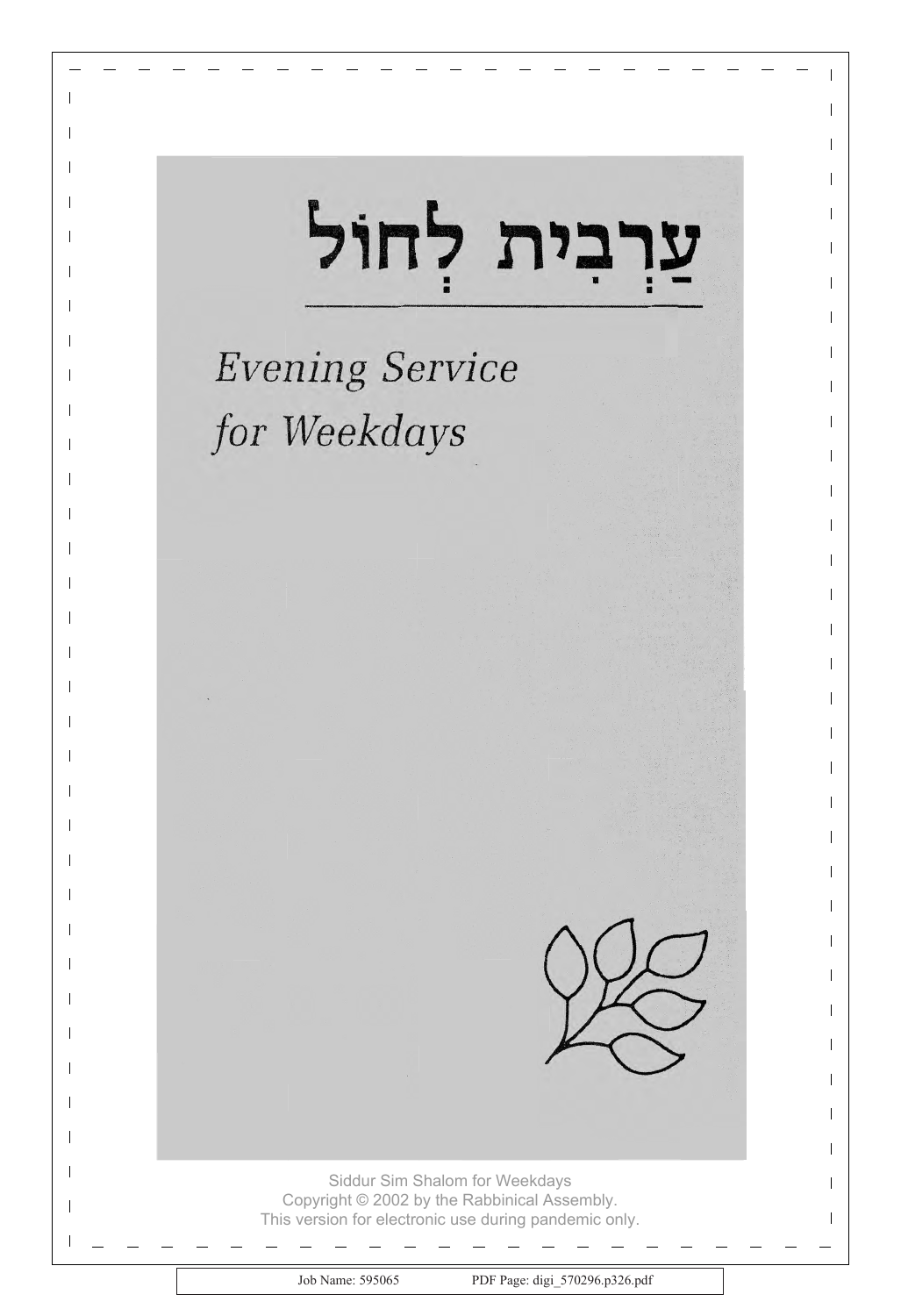# עַרְבִית לְחוֹל

*Evening Service for Weekdays*

Siddur Sim Shalom for Weekdays
Copyright © 2002 by the Rabbinical Assembly.
This version for electronic use during pandemic only.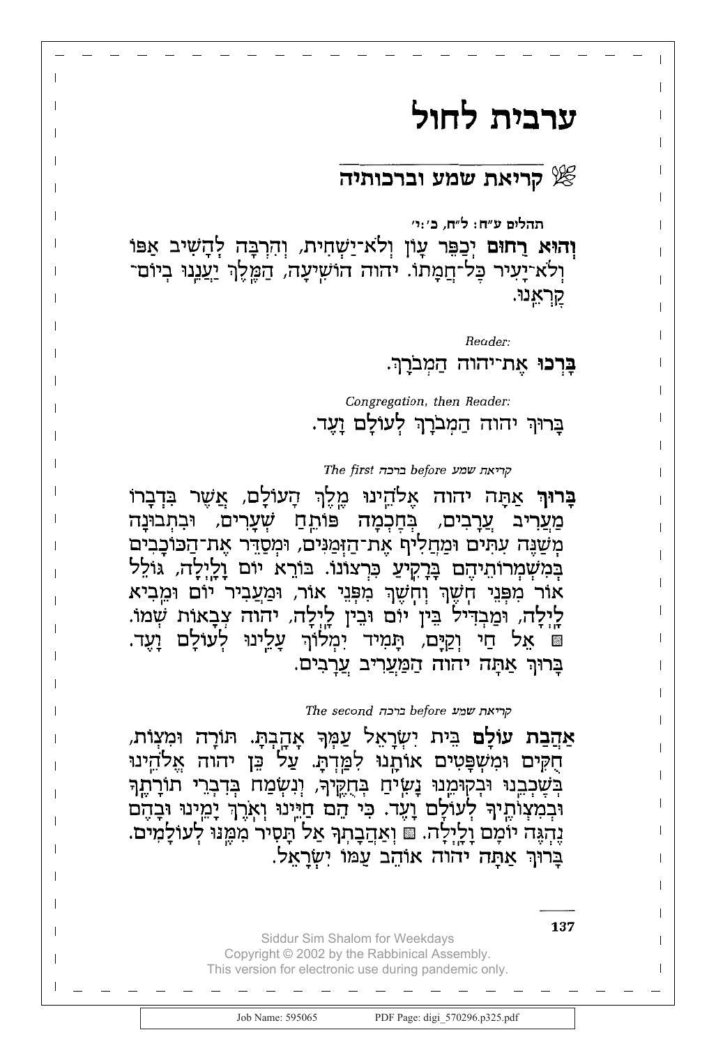# ערבית לחול

## קריאת שמע וברכותיה

**תהלים ע״ח: ל״ח, כ׳:י׳**

**וְהוּא רַחוּם** יְכַפֵּר עָוֹן וְלֹא־יַשְׁחִית, וְהִרְבָּה לְהָשִׁיב אַפּוֹ וְלֹא־יָעִיר כָּל־חֲמָתוֹ. יהוה הוֹשִׁיעָה, הַמֶּלֶךְ יַעֲנֵנוּ בְיוֹם־קָרְאֵנוּ.

*Reader:*

**בָּרְכוּ** אֶת־יהוה הַמְבֹרָךְ.

*Congregation, then Reader:*

בָּרוּךְ יהוה הַמְבֹרָךְ לְעוֹלָם וָעֶד.

*The first ברכה before קריאת שמע*

**בָּרוּךְ** אַתָּה יהוה אֱלֹהֵינוּ מֶלֶךְ הָעוֹלָם, אֲשֶׁר בִּדְבָרוֹ מַעֲרִיב עֲרָבִים, בְּחָכְמָה פּוֹתֵחַ שְׁעָרִים, וּבִתְבוּנָה מְשַׁנֶּה עִתִּים וּמַחֲלִיף אֶת־הַזְּמַנִּים, וּמְסַדֵּר אֶת־הַכּוֹכָבִים בְּמִשְׁמְרוֹתֵיהֶם בָּרָקִיעַ כִּרְצוֹנוֹ. בּוֹרֵא יוֹם וָלָיְלָה, גּוֹלֵל אוֹר מִפְּנֵי חֹשֶׁךְ וְחֹשֶׁךְ מִפְּנֵי אוֹר, וּמַעֲבִיר יוֹם וּמֵבִיא לָיְלָה, וּמַבְדִּיל בֵּין יוֹם וּבֵין לָיְלָה, יהוה צְבָאוֹת שְׁמוֹ. ▩ אֵל חַי וְקַיָּם, תָּמִיד יִמְלוֹךְ עָלֵינוּ לְעוֹלָם וָעֶד. בָּרוּךְ אַתָּה יהוה הַמַּעֲרִיב עֲרָבִים.

*The second ברכה before קריאת שמע*

**אַהֲבַת עוֹלָם** בֵּית יִשְׂרָאֵל עַמְּךָ אָהָבְתָּ. תּוֹרָה וּמִצְוֹת, חֻקִּים וּמִשְׁפָּטִים אוֹתָנוּ לִמַּדְתָּ. עַל כֵּן יהוה אֱלֹהֵינוּ בְּשָׁכְבֵנוּ וּבְקוּמֵנוּ נָשִׂיחַ בְּחֻקֶּיךָ, וְנִשְׂמַח בְּדִבְרֵי תוֹרָתֶךָ וּבְמִצְוֹתֶיךָ לְעוֹלָם וָעֶד. כִּי הֵם חַיֵּינוּ וְאֹרֶךְ יָמֵינוּ וּבָהֶם נֶהְגֶּה יוֹמָם וָלָיְלָה. ▩ וְאַהֲבָתְךָ אַל תָּסִיר מִמֶּנּוּ לְעוֹלָמִים. בָּרוּךְ אַתָּה יהוה אוֹהֵב עַמּוֹ יִשְׂרָאֵל.

Siddur Sim Shalom for Weekdays
Copyright © 2002 by the Rabbinical Assembly.
This version for electronic use during pandemic only.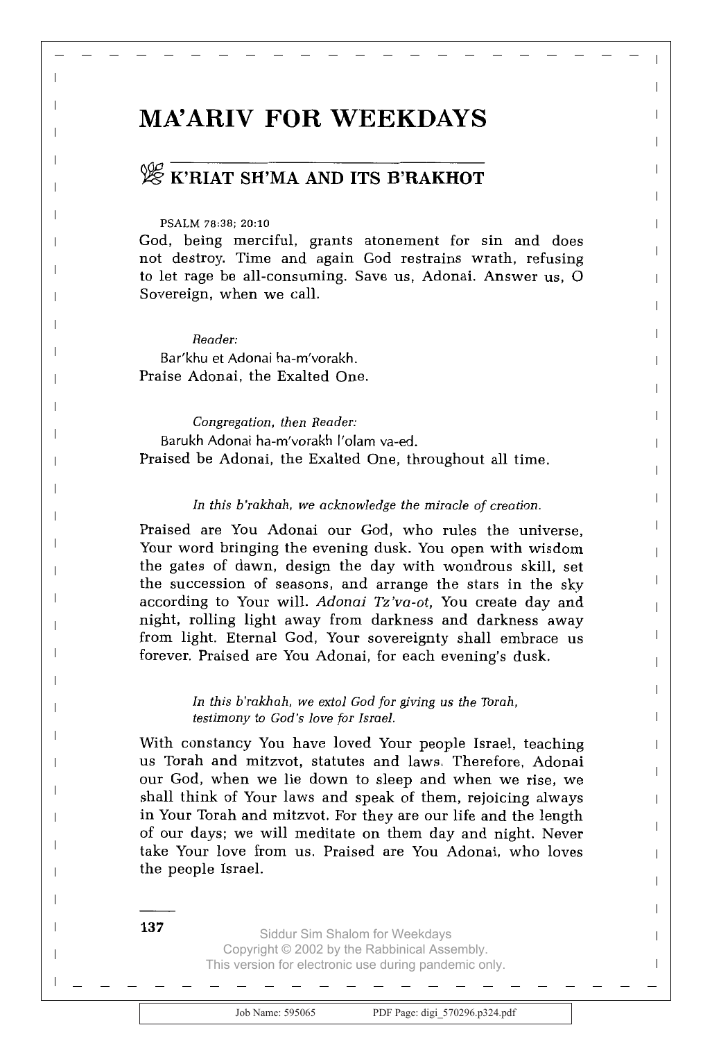# MA'ARIV FOR WEEKDAYS

## K'RIAT SH'MA AND ITS B'RAKHOT

PSALM 78:38; 20:10

God, being merciful, grants atonement for sin and does not destroy. Time and again God restrains wrath, refusing to let rage be all-consuming. Save us, Adonai. Answer us, O Sovereign, when we call.

*Reader:*

Bar'khu et Adonai ha-m'vorakh.

Praise Adonai, the Exalted One.

*Congregation, then Reader:*

Barukh Adonai ha-m'vorakh l'olam va-ed.

Praised be Adonai, the Exalted One, throughout all time.

*In this b'rakhah, we acknowledge the miracle of creation.*

Praised are You Adonai our God, who rules the universe, Your word bringing the evening dusk. You open with wisdom the gates of dawn, design the day with wondrous skill, set the succession of seasons, and arrange the stars in the sky according to Your will. *Adonai Tz'va-ot*, You create day and night, rolling light away from darkness and darkness away from light. Eternal God, Your sovereignty shall embrace us forever. Praised are You Adonai, for each evening's dusk.

*In this b'rakhah, we extol God for giving us the Torah, testimony to God's love for Israel.*

With constancy You have loved Your people Israel, teaching us Torah and mitzvot, statutes and laws. Therefore, Adonai our God, when we lie down to sleep and when we rise, we shall think of Your laws and speak of them, rejoicing always in Your Torah and mitzvot. For they are our life and the length of our days; we will meditate on them day and night. Never take Your love from us. Praised are You Adonai, who loves the people Israel.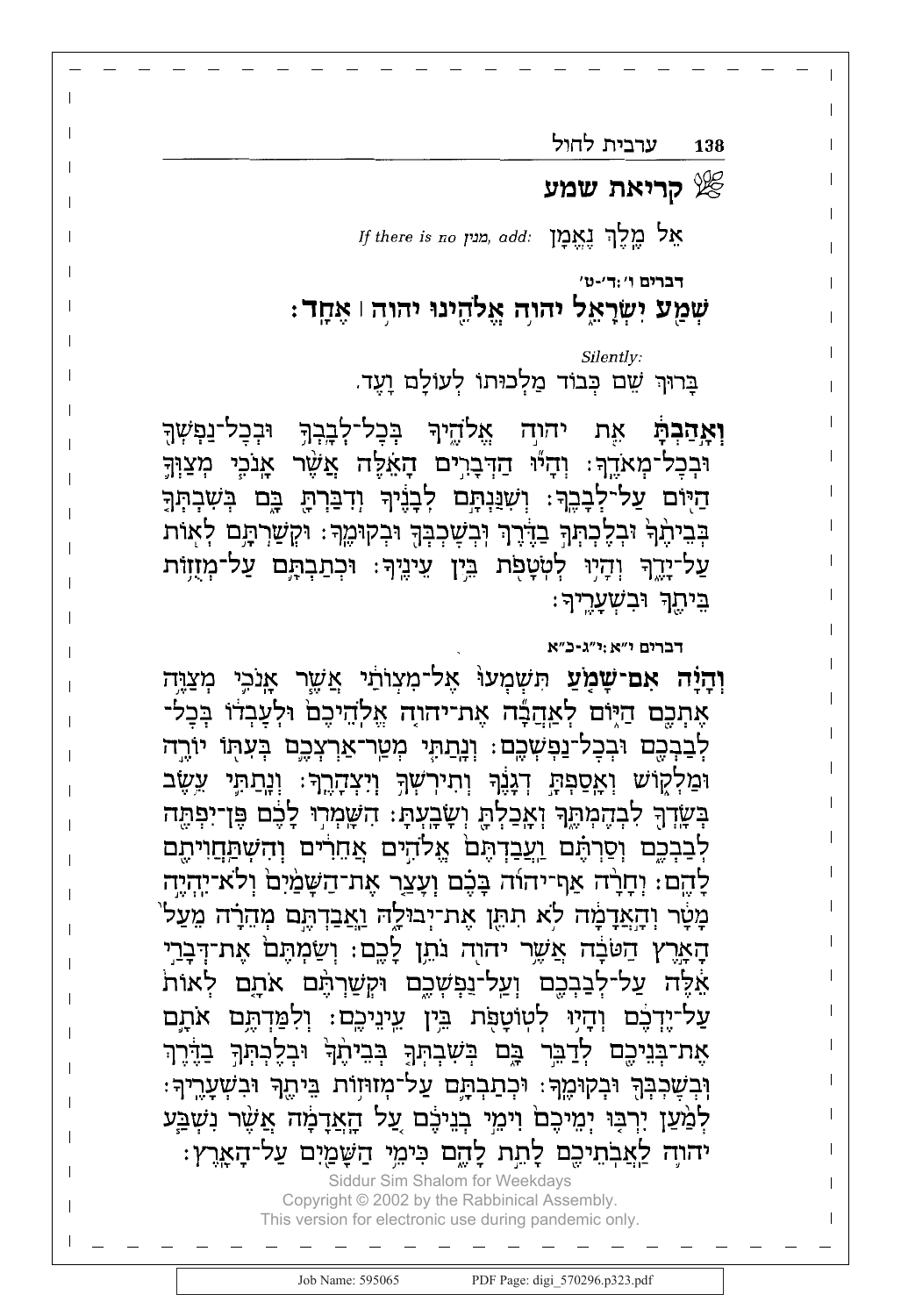## קריאת שמע

אֵל מֶלֶךְ נֶאֱמָן *If there is no מנין, add:*

**דברים ו׳:ד׳-ט׳**

**שְׁמַע יִשְׂרָאֵל יהוה אֱלֹהֵינוּ יהוה | אֶחָד׃**

*Silently:*

בָּרוּךְ שֵׁם כְּבוֹד מַלְכוּתוֹ לְעוֹלָם וָעֶד.

**וְאָהַבְתָּ** אֵת יהוה אֱלֹהֶיךָ בְּכָל־לְבָבְךָ וּבְכָל־נַפְשְׁךָ וּבְכָל־מְאֹדֶךָ׃ וְהָיוּ הַדְּבָרִים הָאֵלֶּה אֲשֶׁר אָנֹכִי מְצַוְּךָ הַיּוֹם עַל־לְבָבֶךָ׃ וְשִׁנַּנְתָּם לְבָנֶיךָ וְדִבַּרְתָּ בָּם בְּשִׁבְתְּךָ בְּבֵיתֶךָ וּבְלֶכְתְּךָ בַדֶּרֶךְ וּבְשָׁכְבְּךָ וּבְקוּמֶךָ׃ וּקְשַׁרְתָּם לְאוֹת עַל־יָדֶךָ וְהָיוּ לְטֹטָפֹת בֵּין עֵינֶיךָ׃ וּכְתַבְתָּם עַל־מְזֻזוֹת בֵּיתֶךָ וּבִשְׁעָרֶיךָ׃

**דברים י״א:י״ג-כ״א**

**וְהָיָה אִם־שָׁמֹעַ** תִּשְׁמְעוּ אֶל־מִצְוֺתַי אֲשֶׁר אָנֹכִי מְצַוֶּה אֶתְכֶם הַיּוֹם לְאַהֲבָה אֶת־יהוה אֱלֹהֵיכֶם וּלְעָבְדוֹ בְּכָל־לְבַבְכֶם וּבְכָל־נַפְשְׁכֶם׃ וְנָתַתִּי מְטַר־אַרְצְכֶם בְּעִתּוֹ יוֹרֶה וּמַלְקוֹשׁ וְאָסַפְתָּ דְגָנֶךָ וְתִירֹשְׁךָ וְיִצְהָרֶךָ׃ וְנָתַתִּי עֵשֶׂב בְּשָׂדְךָ לִבְהֶמְתֶּךָ וְאָכַלְתָּ וְשָׂבָעְתָּ׃ הִשָּׁמְרוּ לָכֶם פֶּן־יִפְתֶּה לְבַבְכֶם וְסַרְתֶּם וַעֲבַדְתֶּם אֱלֹהִים אֲחֵרִים וְהִשְׁתַּחֲוִיתֶם לָהֶם׃ וְחָרָה אַף־יהוה בָּכֶם וְעָצַר אֶת־הַשָּׁמַיִם וְלֹא־יִהְיֶה מָטָר וְהָאֲדָמָה לֹא תִתֵּן אֶת־יְבוּלָהּ וַאֲבַדְתֶּם מְהֵרָה מֵעַל הָאָרֶץ הַטֹּבָה אֲשֶׁר יהוה נֹתֵן לָכֶם׃ וְשַׂמְתֶּם אֶת־דְּבָרַי אֵלֶּה עַל־לְבַבְכֶם וְעַל־נַפְשְׁכֶם וּקְשַׁרְתֶּם אֹתָם לְאוֹת עַל־יֶדְכֶם וְהָיוּ לְטוֹטָפֹת בֵּין עֵינֵיכֶם׃ וְלִמַּדְתֶּם אֹתָם אֶת־בְּנֵיכֶם לְדַבֵּר בָּם בְּשִׁבְתְּךָ בְּבֵיתֶךָ וּבְלֶכְתְּךָ בַדֶּרֶךְ וּבְשָׁכְבְּךָ וּבְקוּמֶךָ׃ וּכְתַבְתָּם עַל־מְזוּזוֹת בֵּיתֶךָ וּבִשְׁעָרֶיךָ׃ לְמַעַן יִרְבּוּ יְמֵיכֶם וִימֵי בְנֵיכֶם עַל הָאֲדָמָה אֲשֶׁר נִשְׁבַּע יהוה לַאֲבֹתֵיכֶם לָתֵת לָהֶם כִּימֵי הַשָּׁמַיִם עַל־הָאָרֶץ׃

Siddur Sim Shalom for Weekdays
Copyright © 2002 by the Rabbinical Assembly.
This version for electronic use only during pandemic only.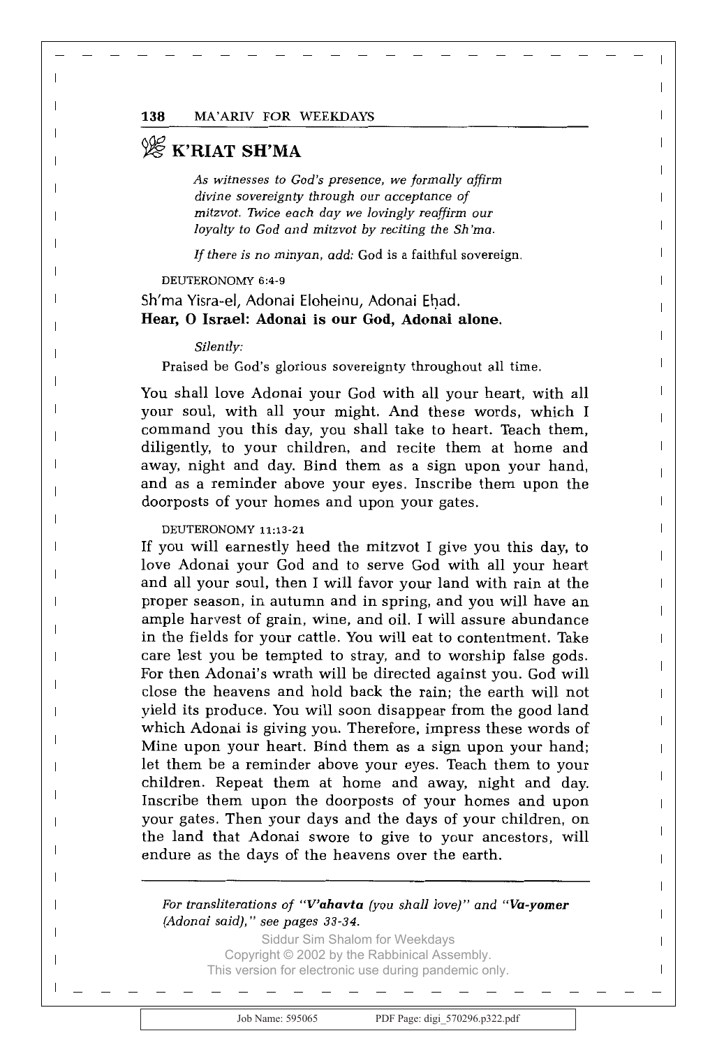## K'RIAT SH'MA

*As witnesses to God's presence, we formally affirm divine sovereignty through our acceptance of mitzvot. Twice each day we lovingly reaffirm our loyalty to God and mitzvot by reciting the Sh'ma.*

*If there is no minyan, add:* God is a faithful sovereign.

DEUTERONOMY 6:4-9

Sh'ma Yisra-el, Adonai Eloheinu, Adonai Eḥad.
**Hear, O Israel: Adonai is our God, Adonai alone.**

*Silently:*

Praised be God's glorious sovereignty throughout all time.

You shall love Adonai your God with all your heart, with all your soul, with all your might. And these words, which I command you this day, you shall take to heart. Teach them, diligently, to your children, and recite them at home and away, night and day. Bind them as a sign upon your hand, and as a reminder above your eyes. Inscribe them upon the doorposts of your homes and upon your gates.

DEUTERONOMY 11:13-21

If you will earnestly heed the mitzvot I give you this day, to love Adonai your God and to serve God with all your heart and all your soul, then I will favor your land with rain at the proper season, in autumn and in spring, and you will have an ample harvest of grain, wine, and oil. I will assure abundance in the fields for your cattle. You will eat to contentment. Take care lest you be tempted to stray, and to worship false gods. For then Adonai's wrath will be directed against you. God will close the heavens and hold back the rain; the earth will not yield its produce. You will soon disappear from the good land which Adonai is giving you. Therefore, impress these words of Mine upon your heart. Bind them as a sign upon your hand; let them be a reminder above your eyes. Teach them to your children. Repeat them at home and away, night and day. Inscribe them upon the doorposts of your homes and upon your gates. Then your days and the days of your children, on the land that Adonai swore to give to your ancestors, will endure as the days of the heavens over the earth.

---

*For transliterations of "**V'ahavta** (you shall love)" and "**Va-yomer** (Adonai said)," see pages 33-34.*

Siddur Sim Shalom for Weekdays
Copyright © 2002 by the Rabbinical Assembly.
This version for electronic use during pandemic only.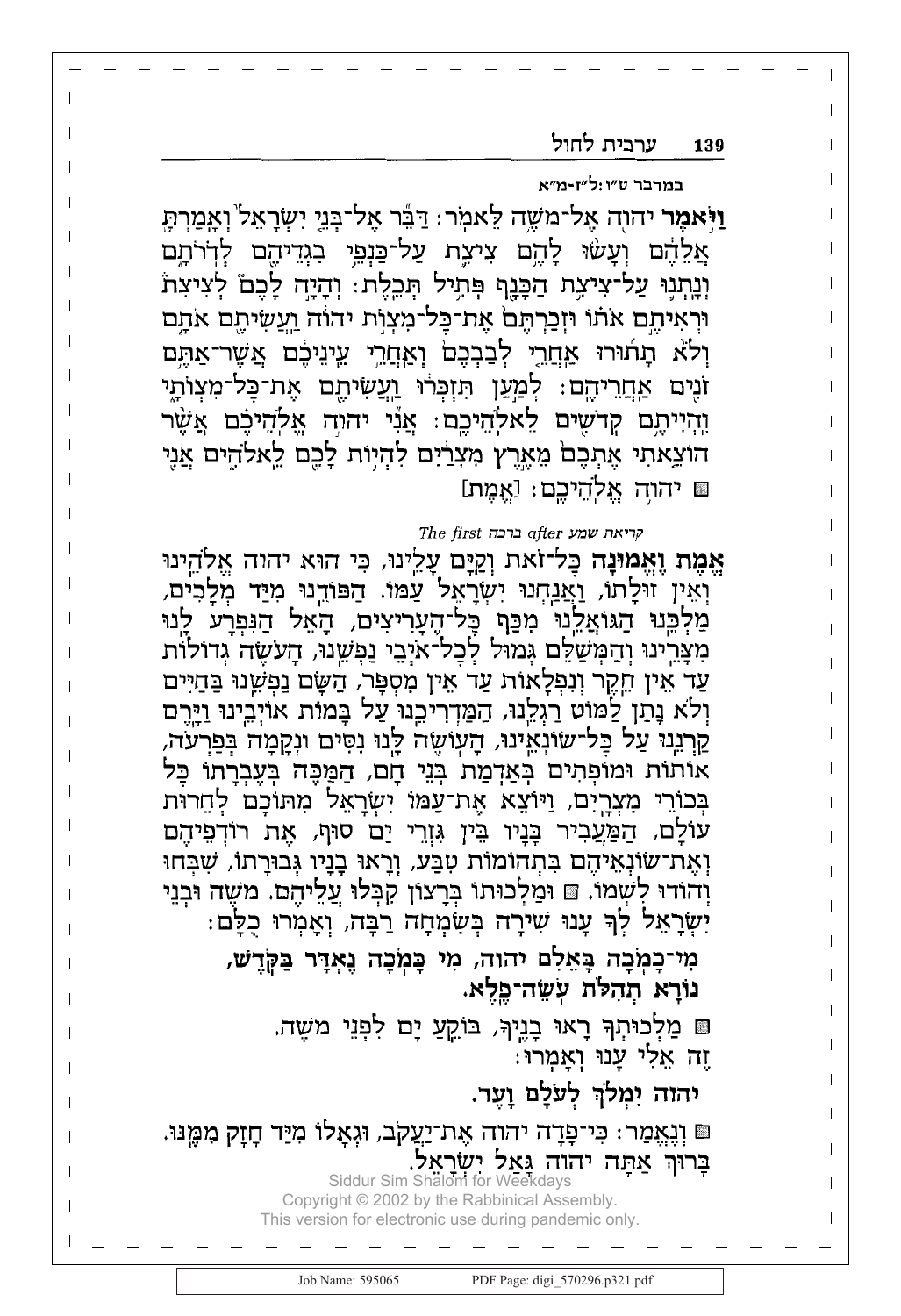במדבר ט״ו:ל״ז-מ״א

**וַיֹּאמֶר** יהוה אֶל־מֹשֶׁה לֵּאמֹר: דַּבֵּר אֶל־בְּנֵי יִשְׂרָאֵל וְאָמַרְתָּ אֲלֵהֶם וְעָשׂוּ לָהֶם צִיצִת עַל־כַּנְפֵי בִגְדֵיהֶם לְדֹרֹתָם וְנָתְנוּ עַל־צִיצִת הַכָּנָף פְּתִיל תְּכֵלֶת: וְהָיָה לָכֶם לְצִיצִת וּרְאִיתֶם אֹתוֹ וּזְכַרְתֶּם אֶת־כָּל־מִצְוֺת יהוה וַעֲשִׂיתֶם אֹתָם וְלֹא תָתוּרוּ אַחֲרֵי לְבַבְכֶם וְאַחֲרֵי עֵינֵיכֶם אֲשֶׁר־אַתֶּם זֹנִים אַחֲרֵיהֶם: לְמַעַן תִּזְכְּרוּ וַעֲשִׂיתֶם אֶת־כָּל־מִצְוֺתָי וִהְיִיתֶם קְדֹשִׁים לֵאלֹהֵיכֶם: אֲנִי יהוה אֱלֹהֵיכֶם אֲשֶׁר הוֹצֵאתִי אֶתְכֶם מֵאֶרֶץ מִצְרַיִם לִהְיוֹת לָכֶם לֵאלֹהִים אֲנִי ■ יהוה אֱלֹהֵיכֶם: [אֱמֶת]

*The first ברכה after קריאת שמע*

**אֱמֶת וֶאֱמוּנָה** כָּל־זֹאת וְקַיָּם עָלֵינוּ, כִּי הוּא יהוה אֱלֹהֵינוּ וְאֵין זוּלָתוֹ, וַאֲנַחְנוּ יִשְׂרָאֵל עַמּוֹ. הַפּוֹדֵנוּ מִיַּד מְלָכִים, מַלְכֵּנוּ הַגּוֹאֲלֵנוּ מִכַּף כָּל־הֶעָרִיצִים, הָאֵל הַנִּפְרָע לָנוּ מִצָּרֵינוּ וְהַמְשַׁלֵּם גְּמוּל לְכָל־אֹיְבֵי נַפְשֵׁנוּ, הָעֹשֶׂה גְדוֹלוֹת עַד אֵין חֵקֶר וְנִפְלָאוֹת עַד אֵין מִסְפָּר, הַשָּׂם נַפְשֵׁנוּ בַּחַיִּים וְלֹא נָתַן לַמּוֹט רַגְלֵנוּ, הַמַּדְרִיכֵנוּ עַל בָּמוֹת אוֹיְבֵינוּ וַיָּרֶם קַרְנֵנוּ עַל כָּל־שׂוֹנְאֵינוּ, הָעוֹשֶׂה לָּנוּ נִסִּים וּנְקָמָה בְּפַרְעֹה, אוֹתוֹת וּמוֹפְתִים בְּאַדְמַת בְּנֵי חָם, הַמַּכֶּה בְעֶבְרָתוֹ כָּל בְּכוֹרֵי מִצְרָיִם, וַיּוֹצֵא אֶת־עַמּוֹ יִשְׂרָאֵל מִתּוֹכָם לְחֵרוּת עוֹלָם, הַמַּעֲבִיר בָּנָיו בֵּין גִּזְרֵי יַם סוּף, אֶת רוֹדְפֵיהֶם וְאֶת־שׂוֹנְאֵיהֶם בִּתְהוֹמוֹת טִבַּע, וְרָאוּ בָנָיו גְּבוּרָתוֹ, שִׁבְּחוּ וְהוֹדוּ לִשְׁמוֹ. ■ וּמַלְכוּתוֹ בְּרָצוֹן קִבְּלוּ עֲלֵיהֶם. מֹשֶׁה וּבְנֵי יִשְׂרָאֵל לְךָ עָנוּ שִׁירָה בְּשִׂמְחָה רַבָּה, וְאָמְרוּ כֻלָּם:

**מִי־כָמֹכָה בָּאֵלִם יהוה, מִי כָּמֹכָה נֶאְדָּר בַּקֹּדֶשׁ, נוֹרָא תְהִלֹּת עֹשֵׂה־פֶלֶא.**

■ מַלְכוּתְךָ רָאוּ בָנֶיךָ, בּוֹקֵעַ יָם לִפְנֵי מֹשֶׁה. זֶה אֵלִי עָנוּ וְאָמְרוּ:

**יהוה יִמְלֹךְ לְעֹלָם וָעֶד.**

■ וְנֶאֱמַר: כִּי־פָדָה יהוה אֶת־יַעֲקֹב, וּגְאָלוֹ מִיַּד חָזָק מִמֶּנּוּ. בָּרוּךְ אַתָּה יהוה גָּאַל יִשְׂרָאֵל.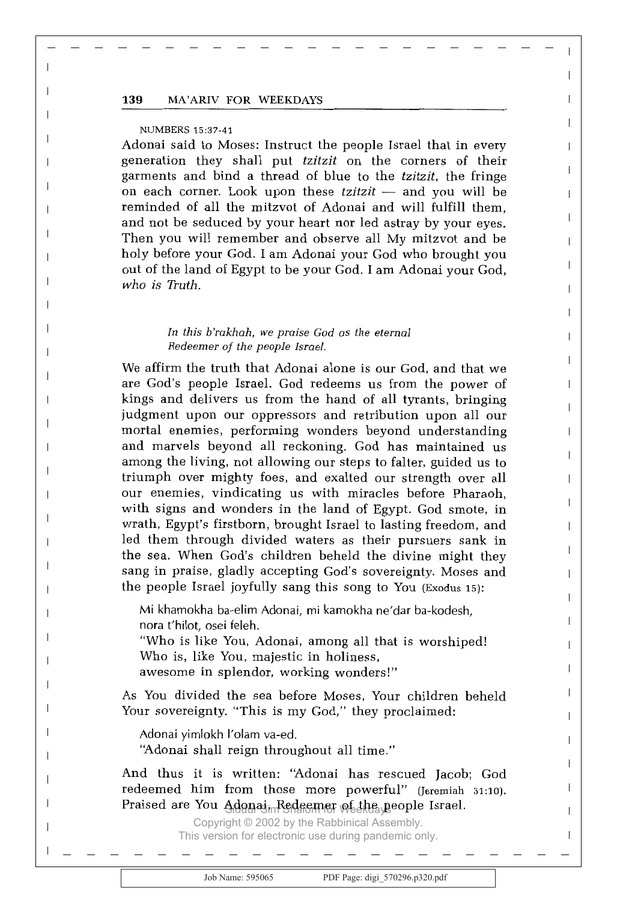NUMBERS 15:37-41

Adonai said to Moses: Instruct the people Israel that in every generation they shall put *tzitzit* on the corners of their garments and bind a thread of blue to the *tzitzit*, the fringe on each corner. Look upon these *tzitzit* — and you will be reminded of all the mitzvot of Adonai and will fulfill them, and not be seduced by your heart nor led astray by your eyes. Then you will remember and observe all My mitzvot and be holy before your God. I am Adonai your God who brought you out of the land of Egypt to be your God. I am Adonai your God, *who is Truth.*

*In this b'rakhah, we praise God as the eternal Redeemer of the people Israel.*

We affirm the truth that Adonai alone is our God, and that we are God's people Israel. God redeems us from the power of kings and delivers us from the hand of all tyrants, bringing judgment upon our oppressors and retribution upon all our mortal enemies, performing wonders beyond understanding and marvels beyond all reckoning. God has maintained us among the living, not allowing our steps to falter, guided us to triumph over mighty foes, and exalted our strength over all our enemies, vindicating us with miracles before Pharaoh, with signs and wonders in the land of Egypt. God smote, in wrath, Egypt's firstborn, brought Israel to lasting freedom, and led them through divided waters as their pursuers sank in the sea. When God's children beheld the divine might they sang in praise, gladly accepting God's sovereignty. Moses and the people Israel joyfully sang this song to You (Exodus 15):

> Mi khamokha ba-elim Adonai, mi kamokha ne'dar ba-kodesh,
> nora t'hilot, osei feleh.
> "Who is like You, Adonai, among all that is worshiped!
> Who is, like You, majestic in holiness,
> awesome in splendor, working wonders!"

As You divided the sea before Moses, Your children beheld Your sovereignty. "This is my God," they proclaimed:

> Adonai yimlokh l'olam va-ed.
> "Adonai shall reign throughout all time."

And thus it is written: "Adonai has rescued Jacob; God redeemed him from those more powerful" (Jeremiah 31:10). Praised are You Adonai, Redeemer of the people Israel.

Siddur Sim Shalom for Weekdays
Copyright © 2002 by the Rabbinical Assembly.
This version for electronic use during pandemic only.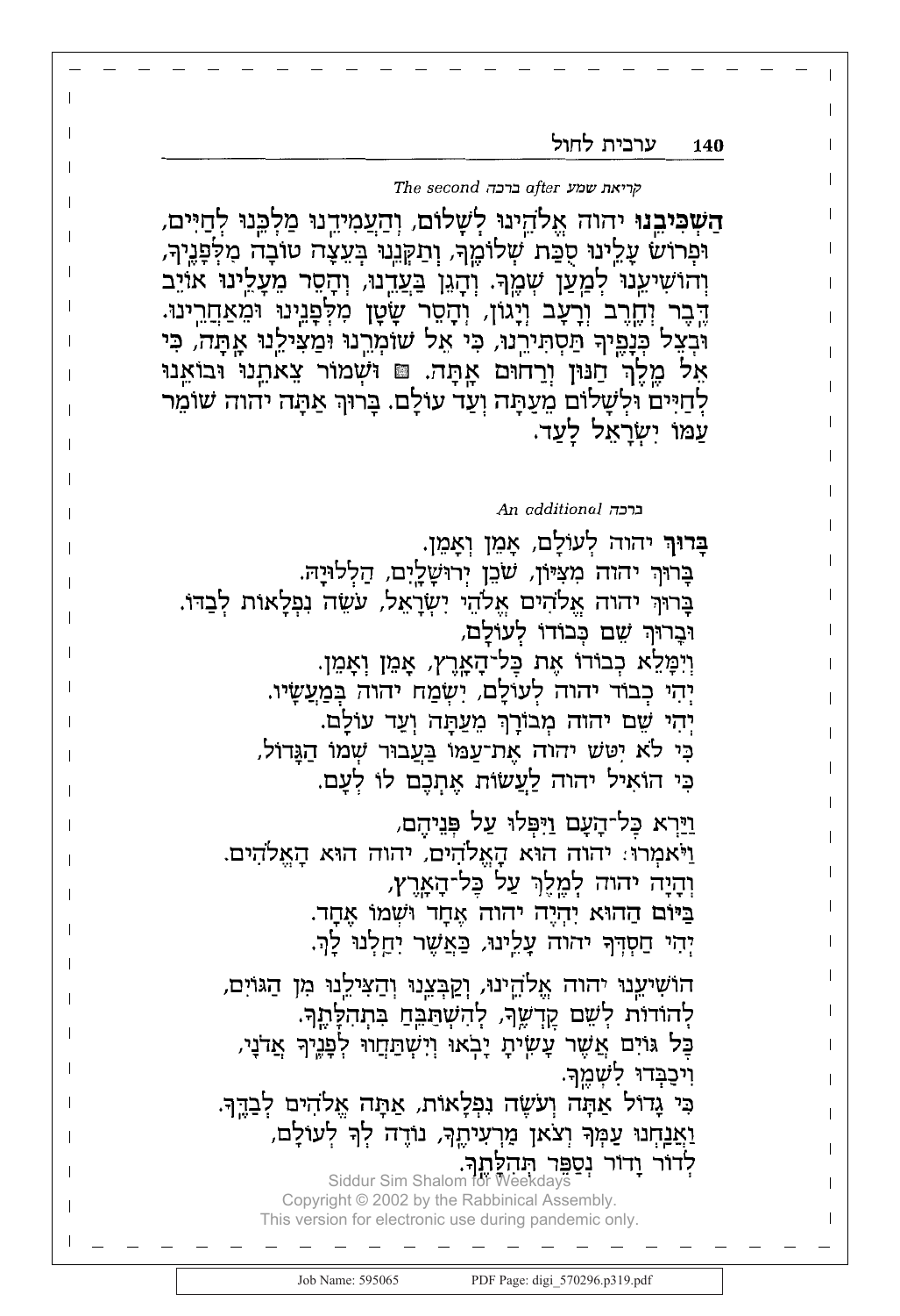*The second ברכה after קריאת שמע*

**הַשְׁכִּיבֵנוּ** יהוה אֱלֹהֵינוּ לְשָׁלוֹם, וְהַעֲמִידֵנוּ מַלְכֵּנוּ לְחַיִּים, וּפְרוֹשׂ עָלֵינוּ סֻכַּת שְׁלוֹמֶךָ, וְתַקְּנֵנוּ בְּעֵצָה טוֹבָה מִלְּפָנֶיךָ, וְהוֹשִׁיעֵנוּ לְמַעַן שְׁמֶךָ. וְהָגֵן בַּעֲדֵנוּ, וְהָסֵר מֵעָלֵינוּ אוֹיֵב דֶּבֶר וְחֶרֶב וְרָעָב וְיָגוֹן, וְהָסֵר שָׂטָן מִלְּפָנֵינוּ וּמֵאַחֲרֵינוּ. וּבְצֵל כְּנָפֶיךָ תַּסְתִּירֵנוּ, כִּי אֵל שׁוֹמְרֵנוּ וּמַצִּילֵנוּ אָתָּה, כִּי אֵל מֶלֶךְ חַנּוּן וְרַחוּם אָתָּה. ◼ וּשְׁמוֹר צֵאתֵנוּ וּבוֹאֵנוּ לְחַיִּים וּלְשָׁלוֹם מֵעַתָּה וְעַד עוֹלָם. בָּרוּךְ אַתָּה יהוה שׁוֹמֵר עַמּוֹ יִשְׂרָאֵל לָעַד.

*An additional ברכה*

**בָּרוּךְ** יהוה לְעוֹלָם, אָמֵן וְאָמֵן.
בָּרוּךְ יהוה מִצִּיּוֹן, שֹׁכֵן יְרוּשָׁלָיִם, הַלְלוּיָהּ.
בָּרוּךְ יהוה אֱלֹהִים אֱלֹהֵי יִשְׂרָאֵל, עֹשֵׂה נִפְלָאוֹת לְבַדּוֹ.
וּבָרוּךְ שֵׁם כְּבוֹדוֹ לְעוֹלָם,
וְיִמָּלֵא כְבוֹדוֹ אֶת כָּל־הָאָרֶץ, אָמֵן וְאָמֵן.
יְהִי כְבוֹד יהוה לְעוֹלָם, יִשְׂמַח יהוה בְּמַעֲשָׂיו.
יְהִי שֵׁם יהוה מְבֹרָךְ מֵעַתָּה וְעַד עוֹלָם.
כִּי לֹא יִטֹּשׁ יהוה אֶת־עַמּוֹ בַּעֲבוּר שְׁמוֹ הַגָּדוֹל,
כִּי הוֹאִיל יהוה לַעֲשׂוֹת אֶתְכֶם לוֹ לְעָם.

וַיַּרְא כָּל־הָעָם וַיִּפְּלוּ עַל פְּנֵיהֶם,
וַיֹּאמְרוּ: יהוה הוּא הָאֱלֹהִים, יהוה הוּא הָאֱלֹהִים.
וְהָיָה יהוה לְמֶלֶךְ עַל כָּל־הָאָרֶץ,
בַּיּוֹם הַהוּא יִהְיֶה יהוה אֶחָד וּשְׁמוֹ אֶחָד.
יְהִי חַסְדְּךָ יהוה עָלֵינוּ, כַּאֲשֶׁר יִחַלְנוּ לָךְ.

הוֹשִׁיעֵנוּ יהוה אֱלֹהֵינוּ, וְקַבְּצֵנוּ וְהַצִּילֵנוּ מִן הַגּוֹיִם,
לְהוֹדוֹת לְשֵׁם קָדְשֶׁךָ, לְהִשְׁתַּבֵּחַ בִּתְהִלָּתֶךָ.
כָּל גּוֹיִם אֲשֶׁר עָשִׂיתָ יָבֹאוּ וְיִשְׁתַּחֲווּ לְפָנֶיךָ אֲדֹנָי,
וִיכַבְּדוּ לִשְׁמֶךָ.
כִּי גָדוֹל אַתָּה וְעֹשֵׂה נִפְלָאוֹת, אַתָּה אֱלֹהִים לְבַדֶּךָ.
וַאֲנַחְנוּ עַמְּךָ וְצֹאן מַרְעִיתֶךָ, נוֹדֶה לְּךָ לְעוֹלָם,
לְדוֹר וָדוֹר נְסַפֵּר תְּהִלָּתֶךָ.

Siddur Sim Shalom for Weekdays
Copyright © 2002 by the Rabbinical Assembly.
This version for electronic use during pandemic only.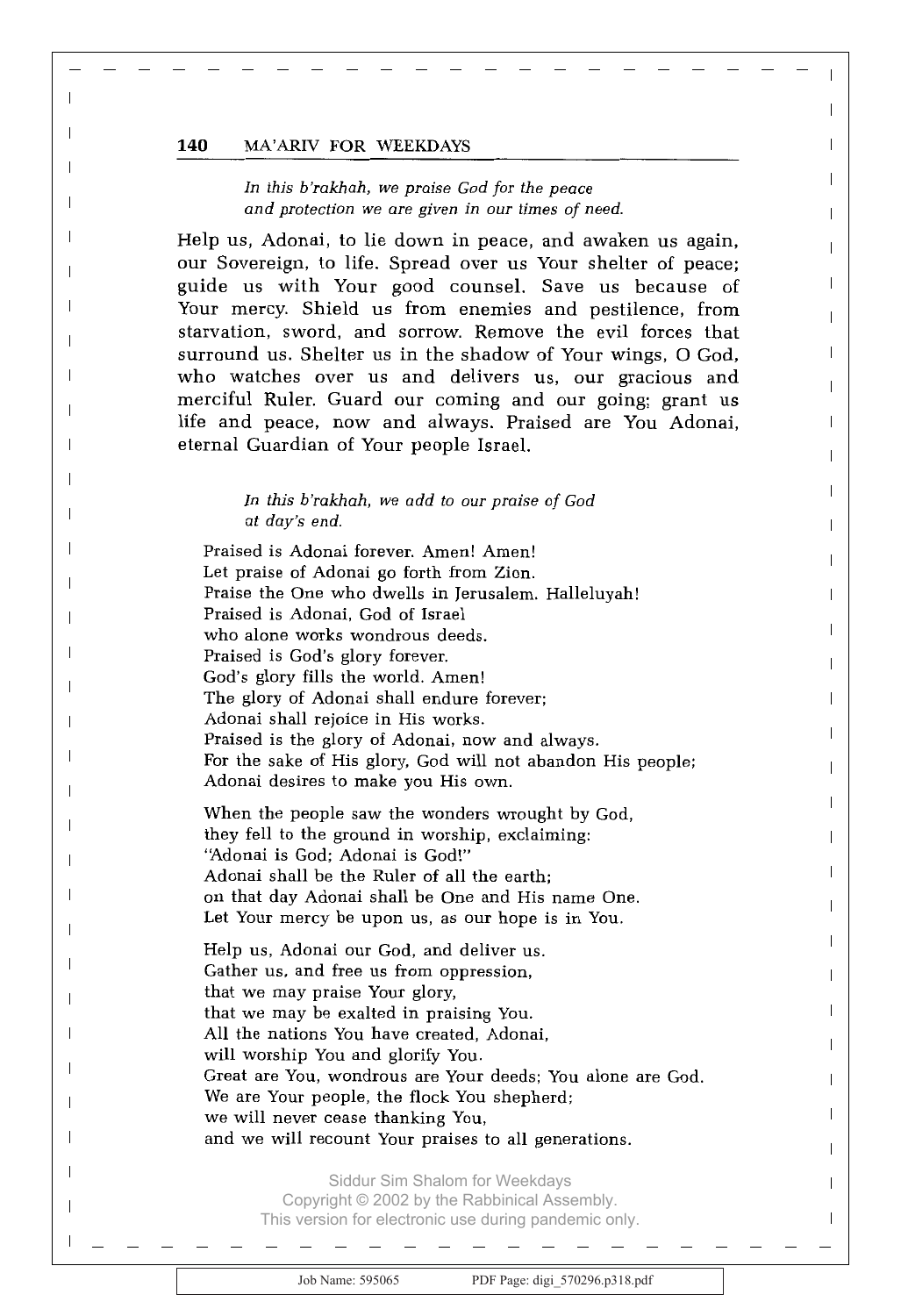*In this b'rakhah, we praise God for the peace and protection we are given in our times of need.*

Help us, Adonai, to lie down in peace, and awaken us again, our Sovereign, to life. Spread over us Your shelter of peace; guide us with Your good counsel. Save us because of Your mercy. Shield us from enemies and pestilence, from starvation, sword, and sorrow. Remove the evil forces that surround us. Shelter us in the shadow of Your wings, O God, who watches over us and delivers us, our gracious and merciful Ruler. Guard our coming and our going; grant us life and peace, now and always. Praised are You Adonai, eternal Guardian of Your people Israel.

*In this b'rakhah, we add to our praise of God at day's end.*

Praised is Adonai forever. Amen! Amen!
Let praise of Adonai go forth from Zion.
Praise the One who dwells in Jerusalem. Halleluyah!
Praised is Adonai, God of Israel
who alone works wondrous deeds.
Praised is God's glory forever.
God's glory fills the world. Amen!
The glory of Adonai shall endure forever;
Adonai shall rejoice in His works.
Praised is the glory of Adonai, now and always.
For the sake of His glory, God will not abandon His people;
Adonai desires to make you His own.

When the people saw the wonders wrought by God,
they fell to the ground in worship, exclaiming:
"Adonai is God; Adonai is God!"
Adonai shall be the Ruler of all the earth;
on that day Adonai shall be One and His name One.
Let Your mercy be upon us, as our hope is in You.

Help us, Adonai our God, and deliver us.
Gather us, and free us from oppression,
that we may praise Your glory,
that we may be exalted in praising You.
All the nations You have created, Adonai,
will worship You and glorify You.
Great are You, wondrous are Your deeds; You alone are God.
We are Your people, the flock You shepherd;
we will never cease thanking You,
and we will recount Your praises to all generations.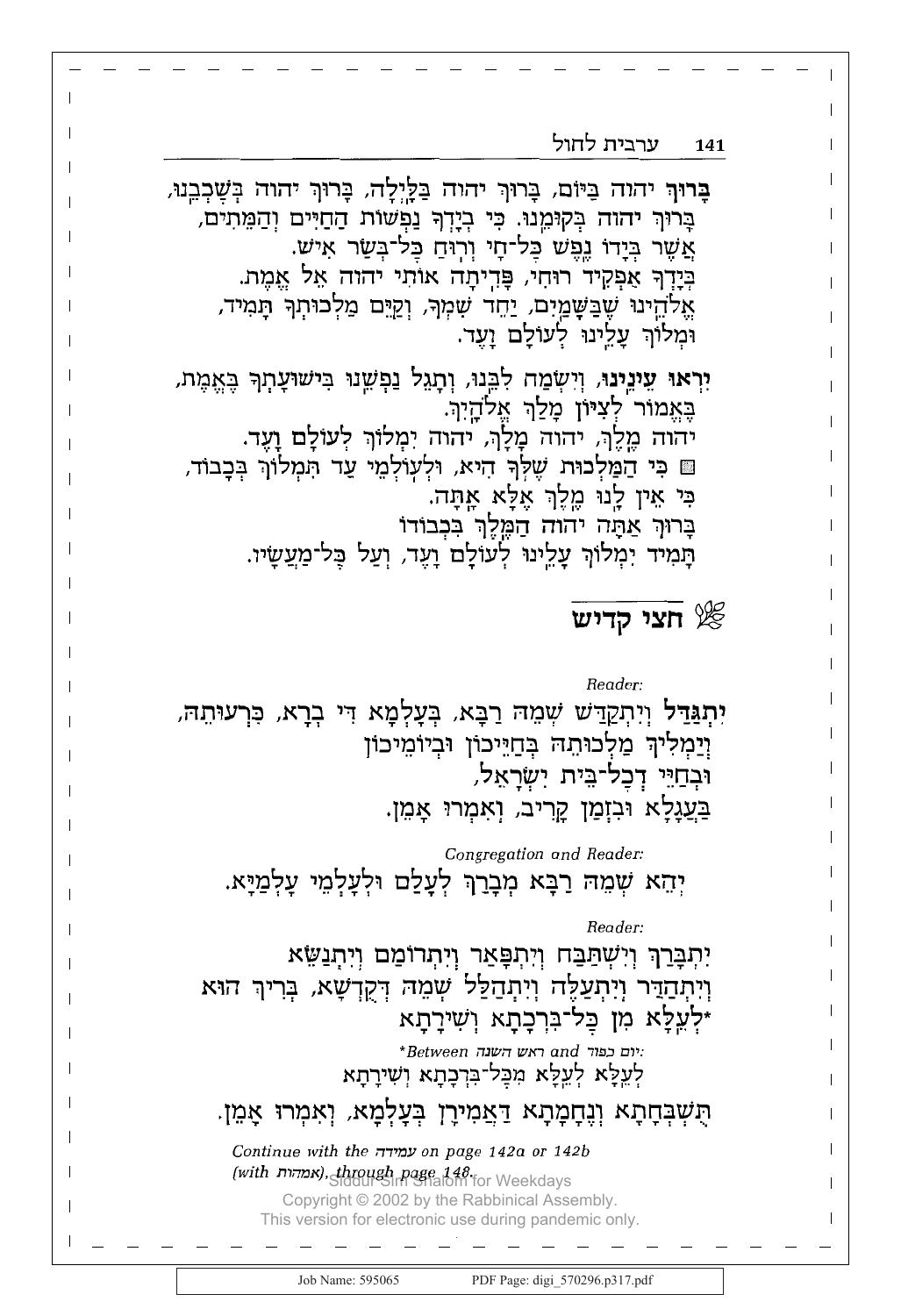**בָּרוּךְ** יהוה בַּיּוֹם, בָּרוּךְ יהוה בַּלָּיְלָה, בָּרוּךְ יהוה בְּשָׁכְבֵנוּ,
בָּרוּךְ יהוה בְּקוּמֵנוּ. כִּי בְיָדְךָ נַפְשׁוֹת הַחַיִּים וְהַמֵּתִים,
אֲשֶׁר בְּיָדוֹ נֶפֶשׁ כָּל־חָי וְרוּחַ כָּל־בְּשַׂר אִישׁ.
בְּיָדְךָ אַפְקִיד רוּחִי, פָּדִיתָה אוֹתִי יהוה אֵל אֱמֶת.
אֱלֹהֵינוּ שֶׁבַּשָּׁמַיִם, יַחֵד שִׁמְךָ, וְקַיֵּם מַלְכוּתְךָ תָּמִיד,
וּמְלוֹךְ עָלֵינוּ לְעוֹלָם וָעֶד.

**יִרְאוּ עֵינֵינוּ**, וְיִשְׂמַח לִבֵּנוּ, וְתָגֵל נַפְשֵׁנוּ בִּישׁוּעָתְךָ בֶּאֱמֶת,
בֶּאֱמוֹר לְצִיּוֹן מָלַךְ אֱלֹהָיִךְ.
יהוה מֶלֶךְ, יהוה מָלָךְ, יהוה יִמְלוֹךְ לְעוֹלָם וָעֶד.
▨ כִּי הַמַּלְכוּת שֶׁלְּךָ הִיא, וּלְעוֹלְמֵי עַד תִּמְלוֹךְ בְּכָבוֹד,
כִּי אֵין לָנוּ מֶלֶךְ אֶלָּא אָתָּה.
בָּרוּךְ אַתָּה יהוה הַמֶּלֶךְ בִּכְבוֹדוֹ
תָּמִיד יִמְלוֹךְ עָלֵינוּ לְעוֹלָם וָעֶד, וְעַל כָּל־מַעֲשָׂיו.

## חצי קדיש

*Reader:*

**יִתְגַּדַּל** וְיִתְקַדַּשׁ שְׁמֵהּ רַבָּא, בְּעָלְמָא דִּי בְרָא, כִּרְעוּתֵהּ,
וְיַמְלִיךְ מַלְכוּתֵהּ בְּחַיֵּיכוֹן וּבְיוֹמֵיכוֹן
וּבְחַיֵּי דְכָל־בֵּית יִשְׂרָאֵל,
בַּעֲגָלָא וּבִזְמַן קָרִיב, וְאִמְרוּ אָמֵן.

*Congregation and Reader:*

יְהֵא שְׁמֵהּ רַבָּא מְבָרַךְ לְעָלַם וּלְעָלְמֵי עָלְמַיָּא.

*Reader:*

יִתְבָּרַךְ וְיִשְׁתַּבַּח וְיִתְפָּאַר וְיִתְרוֹמַם וְיִתְנַשֵּׂא
וְיִתְהַדַּר וְיִתְעַלֶּה וְיִתְהַלַּל שְׁמֵהּ דְּקֻדְשָׁא, בְּרִיךְ הוּא
*לְעֵלָּא מִן כָּל־בִּרְכָתָא וְשִׁירָתָא

*\*Between* ראש השנה *and* יום כפור:*
לְעֵלָּא לְעֵלָּא מִכָּל־בִּרְכָתָא וְשִׁירָתָא

תֻּשְׁבְּחָתָא וְנֶחָמָתָא דַּאֲמִירָן בְּעָלְמָא, וְאִמְרוּ אָמֵן.

*Continue with the* עמידה *on page 142a or 142b (with* אמהות*), through page 148.*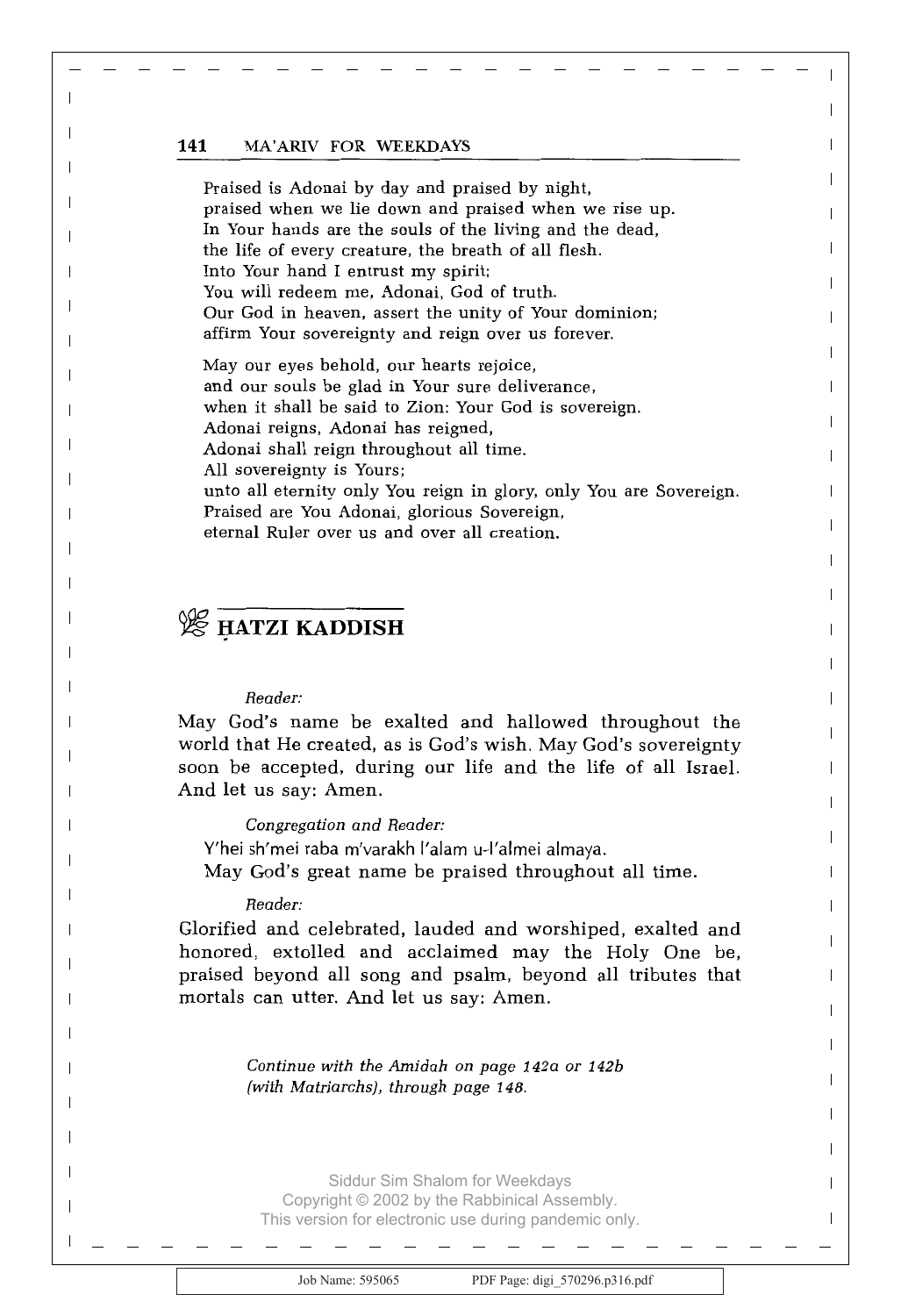Praised is Adonai by day and praised by night,
praised when we lie down and praised when we rise up.
In Your hands are the souls of the living and the dead,
the life of every creature, the breath of all flesh.
Into Your hand I entrust my spirit;
You will redeem me, Adonai, God of truth.
Our God in heaven, assert the unity of Your dominion;
affirm Your sovereignty and reign over us forever.

May our eyes behold, our hearts rejoice,
and our souls be glad in Your sure deliverance,
when it shall be said to Zion: Your God is sovereign.
Adonai reigns, Adonai has reigned,
Adonai shall reign throughout all time.
All sovereignty is Yours;
unto all eternity only You reign in glory, only You are Sovereign.
Praised are You Adonai, glorious Sovereign,
eternal Ruler over us and over all creation.

## ḤATZI KADDISH

*Reader:*

May God's name be exalted and hallowed throughout the world that He created, as is God's wish. May God's sovereignty soon be accepted, during our life and the life of all Israel. And let us say: Amen.

*Congregation and Reader:*

Y'hei sh'mei raba m'varakh l'alam u-l'almei almaya.
May God's great name be praised throughout all time.

*Reader:*

Glorified and celebrated, lauded and worshiped, exalted and honored, extolled and acclaimed may the Holy One be, praised beyond all song and psalm, beyond all tributes that mortals can utter. And let us say: Amen.

*Continue with the Amidah on page 142a or 142b (with Matriarchs), through page 148.*

Siddur Sim Shalom for Weekdays
Copyright © 2002 by the Rabbinical Assembly.
This version for electronic use during pandemic only.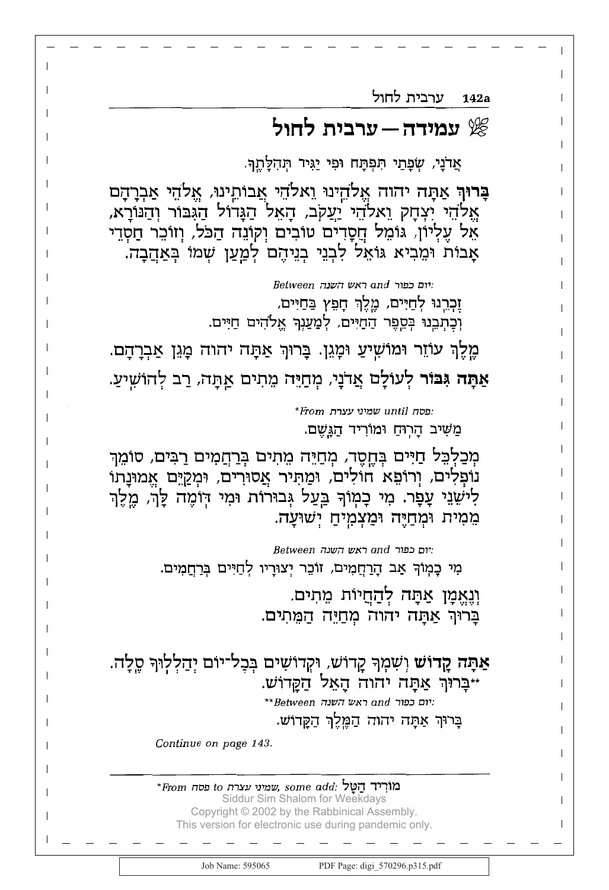# עמידה — ערבית לחול

אֲדֹנָי, שְׂפָתַי תִּפְתָּח וּפִי יַגִּיד תְּהִלָּתֶךָ.

**בָּרוּךְ** אַתָּה יהוה אֱלֹהֵינוּ וֵאלֹהֵי אֲבוֹתֵינוּ, אֱלֹהֵי אַבְרָהָם אֱלֹהֵי יִצְחָק וֵאלֹהֵי יַעֲקֹב, הָאֵל הַגָּדוֹל הַגִּבּוֹר וְהַנּוֹרָא, אֵל עֶלְיוֹן, גּוֹמֵל חֲסָדִים טוֹבִים וְקוֹנֵה הַכֹּל, וְזוֹכֵר חַסְדֵי אָבוֹת וּמֵבִיא גּוֹאֵל לִבְנֵי בְנֵיהֶם לְמַעַן שְׁמוֹ בְּאַהֲבָה.

*Between* ראש השנה *and* יום כפור*:*

זָכְרֵנוּ לְחַיִּים, מֶלֶךְ חָפֵץ בַּחַיִּים,
וְכָתְבֵנוּ בְּסֵפֶר הַחַיִּים, לְמַעַנְךָ אֱלֹהִים חַיִּים.

מֶלֶךְ עוֹזֵר וּמוֹשִׁיעַ וּמָגֵן. בָּרוּךְ אַתָּה יהוה מָגֵן אַבְרָהָם.

**אַתָּה גִּבּוֹר** לְעוֹלָם אֲדֹנָי, מְחַיֵּה מֵתִים אַתָּה, רַב לְהוֹשִׁיעַ.

*\*From* שמיני עצרת *until* פסח*:*

מַשִּׁיב הָרוּחַ וּמוֹרִיד הַגֶּשֶׁם.

מְכַלְכֵּל חַיִּים בְּחֶסֶד, מְחַיֵּה מֵתִים בְּרַחֲמִים רַבִּים, סוֹמֵךְ נוֹפְלִים, וְרוֹפֵא חוֹלִים, וּמַתִּיר אֲסוּרִים, וּמְקַיֵּם אֱמוּנָתוֹ לִישֵׁנֵי עָפָר. מִי כָמוֹךָ בַּעַל גְּבוּרוֹת וּמִי דּוֹמֶה לָּךְ, מֶלֶךְ מֵמִית וּמְחַיֶּה וּמַצְמִיחַ יְשׁוּעָה.

*Between* ראש השנה *and* יום כפור*:*

מִי כָמוֹךָ אַב הָרַחֲמִים, זוֹכֵר יְצוּרָיו לְחַיִּים בְּרַחֲמִים.

וְנֶאֱמָן אַתָּה לְהַחֲיוֹת מֵתִים.
בָּרוּךְ אַתָּה יהוה מְחַיֵּה הַמֵּתִים.

**אַתָּה קָדוֹשׁ** וְשִׁמְךָ קָדוֹשׁ, וּקְדוֹשִׁים בְּכָל־יוֹם יְהַלְלוּךָ סֶּלָה.
\*\*בָּרוּךְ אַתָּה יהוה הָאֵל הַקָּדוֹשׁ.

*\*\*Between* ראש השנה *and* יום כפור*:*

בָּרוּךְ אַתָּה יהוה הַמֶּלֶךְ הַקָּדוֹשׁ.

*Continue on page 143.*

---

*\*From* פסח *to* שמיני עצרת*, some add:* מוֹרִיד הַטָּל

Siddur Sim Shalom for Weekdays
Copyright © 2002 by the Rabbinical Assembly.
This version for electronic use during pandemic only.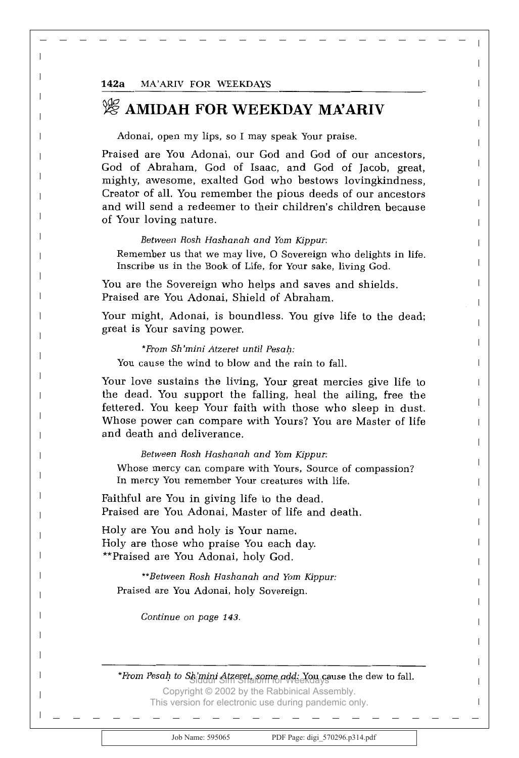# AMIDAH FOR WEEKDAY MA'ARIV

Adonai, open my lips, so I may speak Your praise.

Praised are You Adonai, our God and God of our ancestors, God of Abraham, God of Isaac, and God of Jacob, great, mighty, awesome, exalted God who bestows lovingkindness, Creator of all. You remember the pious deeds of our ancestors and will send a redeemer to their children's children because of Your loving nature.

*Between Rosh Hashanah and Yom Kippur:*

Remember us that we may live, O Sovereign who delights in life. Inscribe us in the Book of Life, for Your sake, living God.

You are the Sovereign who helps and saves and shields. Praised are You Adonai, Shield of Abraham.

Your might, Adonai, is boundless. You give life to the dead; great is Your saving power.

*\*From Sh'mini Atzeret until Pesaḥ:*

You cause the wind to blow and the rain to fall.

Your love sustains the living, Your great mercies give life to the dead. You support the falling, heal the ailing, free the fettered. You keep Your faith with those who sleep in dust. Whose power can compare with Yours? You are Master of life and death and deliverance.

*Between Rosh Hashanah and Yom Kippur:*

Whose mercy can compare with Yours, Source of compassion? In mercy You remember Your creatures with life.

Faithful are You in giving life to the dead.
Praised are You Adonai, Master of life and death.

Holy are You and holy is Your name.
Holy are those who praise You each day.
\*\*Praised are You Adonai, holy God.

*\*\*Between Rosh Hashanah and Yom Kippur:*

Praised are You Adonai, holy Sovereign.

*Continue on page 143.*

---

*\*From Pesaḥ to Sh'mini Atzeret, some add:* You cause the dew to fall.

Siddur Sim Shalom for Weekdays
Copyright © 2002 by the Rabbinical Assembly.
This version for electronic use during pandemic only.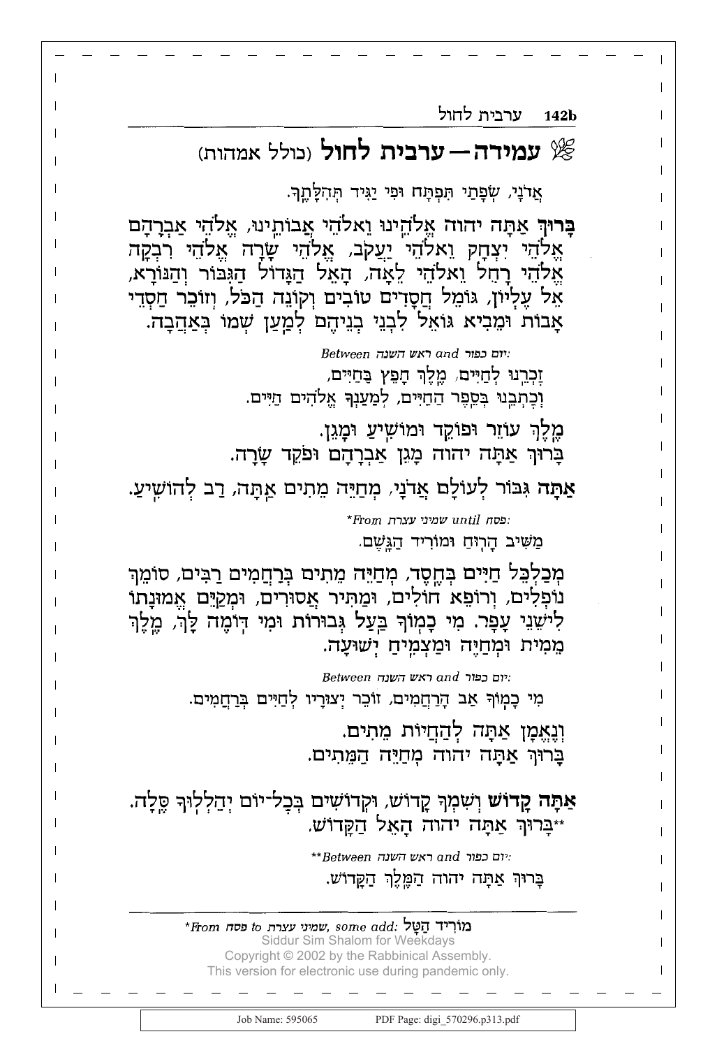## עמידה — ערבית לחול (כולל אמהות)

אֲדֹנָי, שְׂפָתַי תִּפְתָּח וּפִי יַגִּיד תְּהִלָּתֶךָ.

**בָּרוּךְ** אַתָּה יהוה אֱלֹהֵינוּ וֵאלֹהֵי אֲבוֹתֵינוּ, אֱלֹהֵי אַבְרָהָם אֱלֹהֵי יִצְחָק וֵאלֹהֵי יַעֲקֹב, אֱלֹהֵי שָׂרָה אֱלֹהֵי רִבְקָה אֱלֹהֵי רָחֵל וֵאלֹהֵי לֵאָה, הָאֵל הַגָּדוֹל הַגִּבּוֹר וְהַנּוֹרָא, אֵל עֶלְיוֹן, גּוֹמֵל חֲסָדִים טוֹבִים וְקוֹנֵה הַכֹּל, וְזוֹכֵר חַסְדֵי אָבוֹת וּמֵבִיא גּוֹאֵל לִבְנֵי בְנֵיהֶם לְמַעַן שְׁמוֹ בְּאַהֲבָה.

*Between* ראש השנה *and* יום כפור*:*

זָכְרֵנוּ לְחַיִּים, מֶלֶךְ חָפֵץ בַּחַיִּים,
וְכָתְבֵנוּ בְּסֵפֶר הַחַיִּים, לְמַעַנְךָ אֱלֹהִים חַיִּים.

מֶלֶךְ עוֹזֵר וּפוֹקֵד וּמוֹשִׁיעַ וּמָגֵן.
בָּרוּךְ אַתָּה יהוה מָגֵן אַבְרָהָם וּפֹקֵד שָׂרָה.

**אַתָּה** גִּבּוֹר לְעוֹלָם אֲדֹנָי, מְחַיֵּה מֵתִים אַתָּה, רַב לְהוֹשִׁיעַ.

*\*From* שמיני עצרת *until* פסח*:*

מַשִּׁיב הָרוּחַ וּמוֹרִיד הַגֶּשֶׁם.

מְכַלְכֵּל חַיִּים בְּחֶסֶד, מְחַיֵּה מֵתִים בְּרַחֲמִים רַבִּים, סוֹמֵךְ נוֹפְלִים, וְרוֹפֵא חוֹלִים, וּמַתִּיר אֲסוּרִים, וּמְקַיֵּם אֱמוּנָתוֹ לִישֵׁנֵי עָפָר. מִי כָמוֹךָ בַּעַל גְּבוּרוֹת וּמִי דּוֹמֶה לָּךְ, מֶלֶךְ מֵמִית וּמְחַיֶּה וּמַצְמִיחַ יְשׁוּעָה.

*Between* ראש השנה *and* יום כפור*:*

מִי כָמוֹךָ אַב הָרַחֲמִים, זוֹכֵר יְצוּרָיו לְחַיִּים בְּרַחֲמִים.

וְנֶאֱמָן אַתָּה לְהַחֲיוֹת מֵתִים.
בָּרוּךְ אַתָּה יהוה מְחַיֵּה הַמֵּתִים.

**אַתָּה קָדוֹשׁ** וְשִׁמְךָ קָדוֹשׁ, וּקְדוֹשִׁים בְּכָל־יוֹם יְהַלְלוּךָ סֶּלָה.
\*\*בָּרוּךְ אַתָּה יהוה הָאֵל הַקָּדוֹשׁ.

*\*\*Between* ראש השנה *and* יום כפור*:*

בָּרוּךְ אַתָּה יהוה הַמֶּלֶךְ הַקָּדוֹשׁ.

---

*\*From* שמיני עצרת *to* פסח*, some add:* מוֹרִיד הַטָּל

Siddur Sim Shalom for Weekdays
Copyright © 2002 by the Rabbinical Assembly.
This version for electronic use during pandemic only.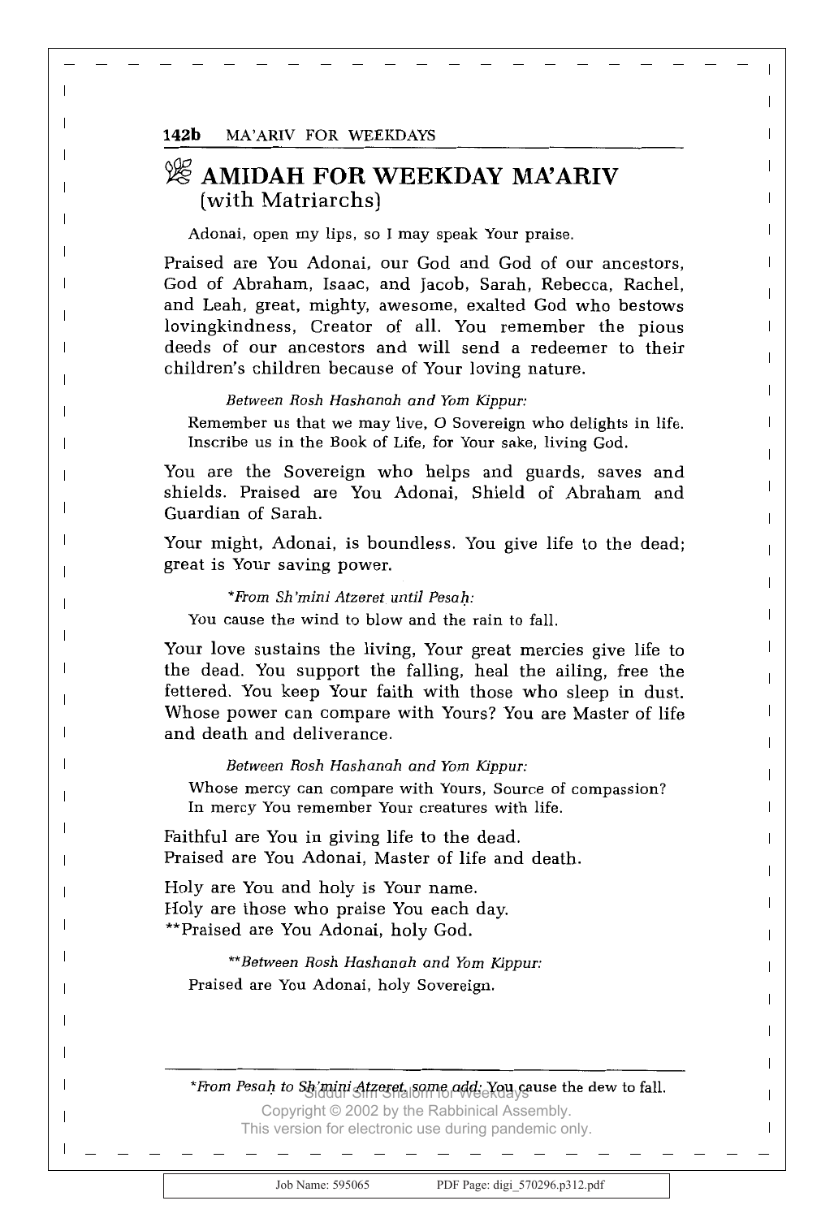# AMIDAH FOR WEEKDAY MA'ARIV
(with Matriarchs)

Adonai, open my lips, so I may speak Your praise.

Praised are You Adonai, our God and God of our ancestors, God of Abraham, Isaac, and Jacob, Sarah, Rebecca, Rachel, and Leah, great, mighty, awesome, exalted God who bestows lovingkindness, Creator of all. You remember the pious deeds of our ancestors and will send a redeemer to their children's children because of Your loving nature.

*Between Rosh Hashanah and Yom Kippur:*

Remember us that we may live, O Sovereign who delights in life. Inscribe us in the Book of Life, for Your sake, living God.

You are the Sovereign who helps and guards, saves and shields. Praised are You Adonai, Shield of Abraham and Guardian of Sarah.

Your might, Adonai, is boundless. You give life to the dead; great is Your saving power.

*\*From Sh'mini Atzeret until Pesaḥ:*

You cause the wind to blow and the rain to fall.

Your love sustains the living, Your great mercies give life to the dead. You support the falling, heal the ailing, free the fettered. You keep Your faith with those who sleep in dust. Whose power can compare with Yours? You are Master of life and death and deliverance.

*Between Rosh Hashanah and Yom Kippur:*

Whose mercy can compare with Yours, Source of compassion? In mercy You remember Your creatures with life.

Faithful are You in giving life to the dead.
Praised are You Adonai, Master of life and death.

Holy are You and holy is Your name.
Holy are those who praise You each day.
\*\*Praised are You Adonai, holy God.

*\*\*Between Rosh Hashanah and Yom Kippur:*

Praised are You Adonai, holy Sovereign.

---

*\*From Pesaḥ to Sh'mini Atzeret, some add:* You cause the dew to fall.

Siddur Sim Shalom for Weekdays
Copyright © 2002 by the Rabbinical Assembly.
This version for electronic use during pandemic only.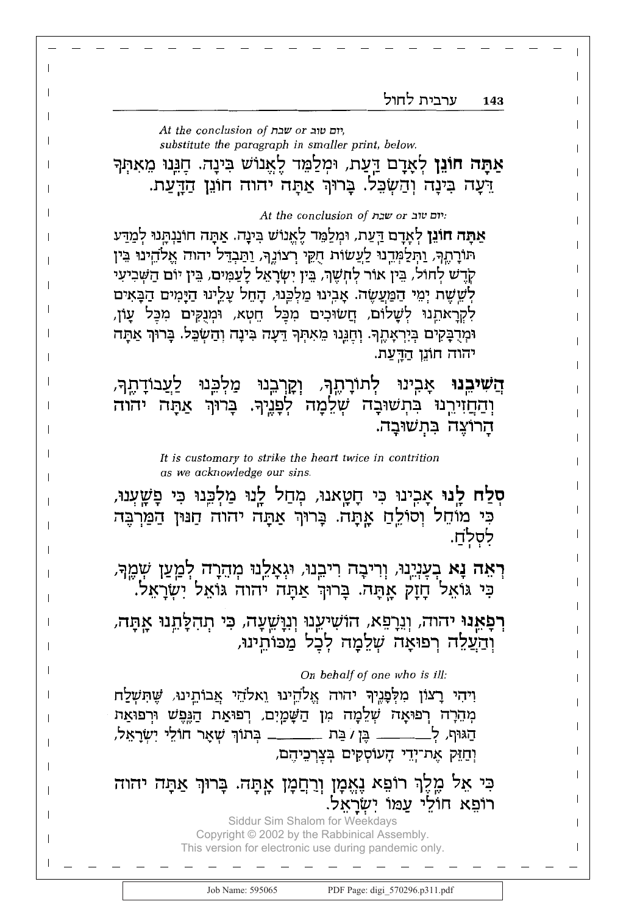*At the conclusion of שבת or יום טוב, substitute the paragraph in smaller print, below.*

**אַתָּה חוֹנֵן** לְאָדָם דַּעַת, וּמְלַמֵּד לֶאֱנוֹשׁ בִּינָה. חָנֵּנוּ מֵאִתְּךָ דֵּעָה בִּינָה וְהַשְׂכֵּל. בָּרוּךְ אַתָּה יהוה חוֹנֵן הַדָּעַת.

*At the conclusion of שבת or יום טוב:*

**אַתָּה חוֹנֵן** לְאָדָם דַּעַת, וּמְלַמֵּד לֶאֱנוֹשׁ בִּינָה. אַתָּה חוֹנַנְתָּנוּ לְמַדַּע תּוֹרָתֶךָ, וַתְּלַמְּדֵנוּ לַעֲשׂוֹת חֻקֵּי רְצוֹנֶךָ, וַתַּבְדֵּל יהוה אֱלֹהֵינוּ בֵּין קֹדֶשׁ לְחוֹל, בֵּין אוֹר לְחֹשֶׁךְ, בֵּין יִשְׂרָאֵל לָעַמִּים, בֵּין יוֹם הַשְּׁבִיעִי לְשֵׁשֶׁת יְמֵי הַמַּעֲשֶׂה. אָבִינוּ מַלְכֵּנוּ, הָחֵל עָלֵינוּ הַיָּמִים הַבָּאִים לִקְרָאתֵנוּ לְשָׁלוֹם, חֲשׂוּכִים מִכָּל חֵטְא, וּמְנֻקִּים מִכָּל עָוֹן, וּמְדֻבָּקִים בְּיִרְאָתֶךָ. וְחָנֵּנוּ מֵאִתְּךָ דֵּעָה בִּינָה וְהַשְׂכֵּל. בָּרוּךְ אַתָּה יהוה חוֹנֵן הַדָּעַת.

**הֲשִׁיבֵנוּ** אָבִינוּ לְתוֹרָתֶךָ, וְקָרְבֵנוּ מַלְכֵּנוּ לַעֲבוֹדָתֶךָ, וְהַחֲזִירֵנוּ בִּתְשׁוּבָה שְׁלֵמָה לְפָנֶיךָ. בָּרוּךְ אַתָּה יהוה הָרוֹצֶה בִּתְשׁוּבָה.

*It is customary to strike the heart twice in contrition as we acknowledge our sins.*

**סְלַח לָנוּ** אָבִינוּ כִּי חָטָאנוּ, מְחַל לָנוּ מַלְכֵּנוּ כִּי פָשָׁעְנוּ, כִּי מוֹחֵל וְסוֹלֵחַ אָתָּה. בָּרוּךְ אַתָּה יהוה חַנּוּן הַמַּרְבֶּה לִסְלֹחַ.

**רְאֵה נָא** בְעָנְיֵנוּ, וְרִיבָה רִיבֵנוּ, וּגְאָלֵנוּ מְהֵרָה לְמַעַן שְׁמֶךָ, כִּי גוֹאֵל חָזָק אָתָּה. בָּרוּךְ אַתָּה יהוה גּוֹאֵל יִשְׂרָאֵל.

**רְפָאֵנוּ** יהוה, וְנֵרָפֵא, הוֹשִׁיעֵנוּ וְנִוָּשֵׁעָה, כִּי תְהִלָּתֵנוּ אָתָּה, וְהַעֲלֵה רְפוּאָה שְׁלֵמָה לְכָל מַכּוֹתֵינוּ,

*On behalf of one who is ill:*

וִיהִי רָצוֹן מִלְּפָנֶיךָ יהוה אֱלֹהֵינוּ וֵאלֹהֵי אֲבוֹתֵינוּ, שֶׁתִּשְׁלַח מְהֵרָה רְפוּאָה שְׁלֵמָה מִן הַשָּׁמַיִם, רְפוּאַת הַנֶּפֶשׁ וּרְפוּאַת הַגּוּף, לְ\_\_\_\_\_\_ בֶּן / בַּת \_\_\_\_\_\_ בְּתוֹךְ שְׁאָר חוֹלֵי יִשְׂרָאֵל, וְחַזֵּק אֶת־יְדֵי הָעוֹסְקִים בְּצָרְכֵיהֶם,

כִּי אֵל מֶלֶךְ רוֹפֵא נֶאֱמָן וְרַחֲמָן אָתָּה. בָּרוּךְ אַתָּה יהוה רוֹפֵא חוֹלֵי עַמּוֹ יִשְׂרָאֵל.

Siddur Sim Shalom for Weekdays
Copyright © 2002 by the Rabbinical Assembly.
This version for electronic use during pandemic only.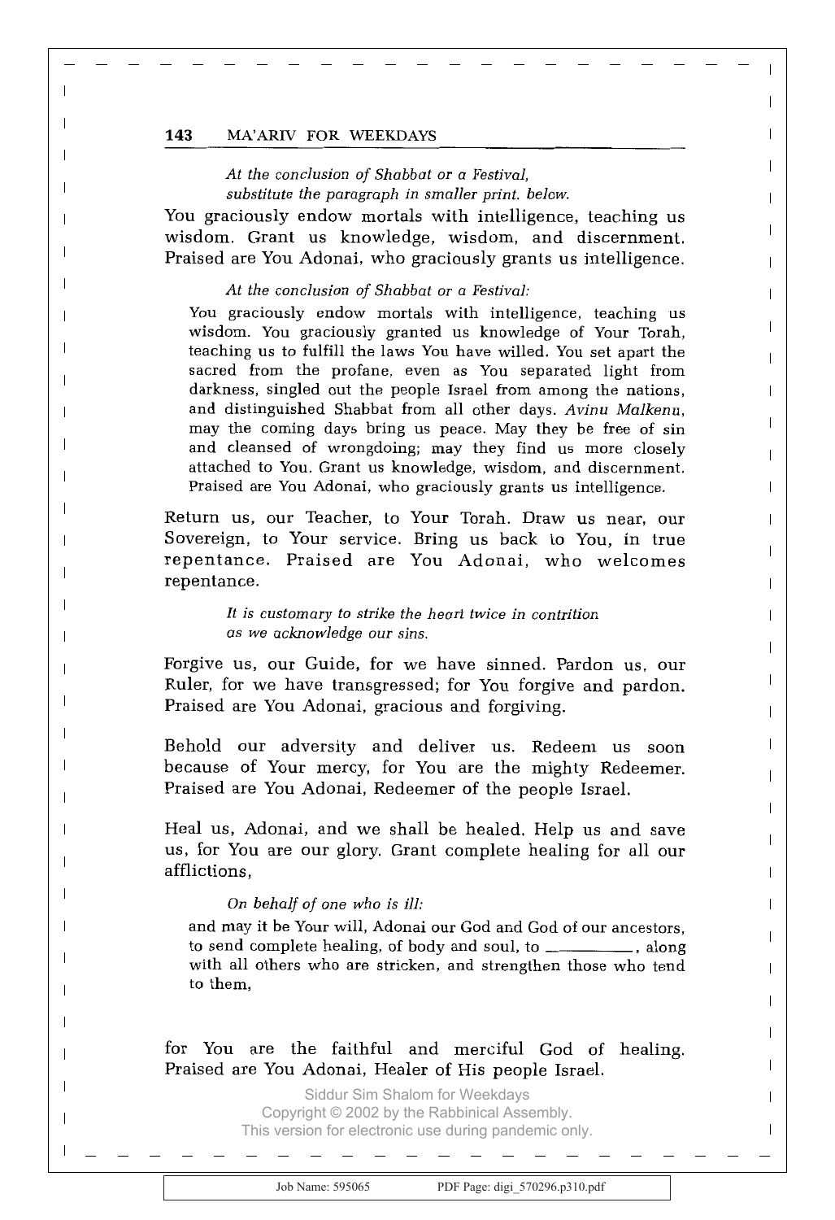*At the conclusion of Shabbat or a Festival, substitute the paragraph in smaller print. below.*

You graciously endow mortals with intelligence, teaching us wisdom. Grant us knowledge, wisdom, and discernment. Praised are You Adonai, who graciously grants us intelligence.

*At the conclusion of Shabbat or a Festival:*

You graciously endow mortals with intelligence, teaching us wisdom. You graciously granted us knowledge of Your Torah, teaching us to fulfill the laws You have willed. You set apart the sacred from the profane, even as You separated light from darkness, singled out the people Israel from among the nations, and distinguished Shabbat from all other days. *Avinu Malkenu*, may the coming days bring us peace. May they be free of sin and cleansed of wrongdoing; may they find us more closely attached to You. Grant us knowledge, wisdom, and discernment. Praised are You Adonai, who graciously grants us intelligence.

Return us, our Teacher, to Your Torah. Draw us near, our Sovereign, to Your service. Bring us back to You, in true repentance. Praised are You Adonai, who welcomes repentance.

*It is customary to strike the heart twice in contrition as we acknowledge our sins.*

Forgive us, our Guide, for we have sinned. Pardon us, our Ruler, for we have transgressed; for You forgive and pardon. Praised are You Adonai, gracious and forgiving.

Behold our adversity and deliver us. Redeem us soon because of Your mercy, for You are the mighty Redeemer. Praised are You Adonai, Redeemer of the people Israel.

Heal us, Adonai, and we shall be healed. Help us and save us, for You are our glory. Grant complete healing for all our afflictions,

*On behalf of one who is ill:*

and may it be Your will, Adonai our God and God of our ancestors, to send complete healing, of body and soul, to __________, along with all others who are stricken, and strengthen those who tend to them,

for You are the faithful and merciful God of healing. Praised are You Adonai, Healer of His people Israel.

Siddur Sim Shalom for Weekdays
Copyright © 2002 by the Rabbinical Assembly.
This version for electronic use during pandemic only.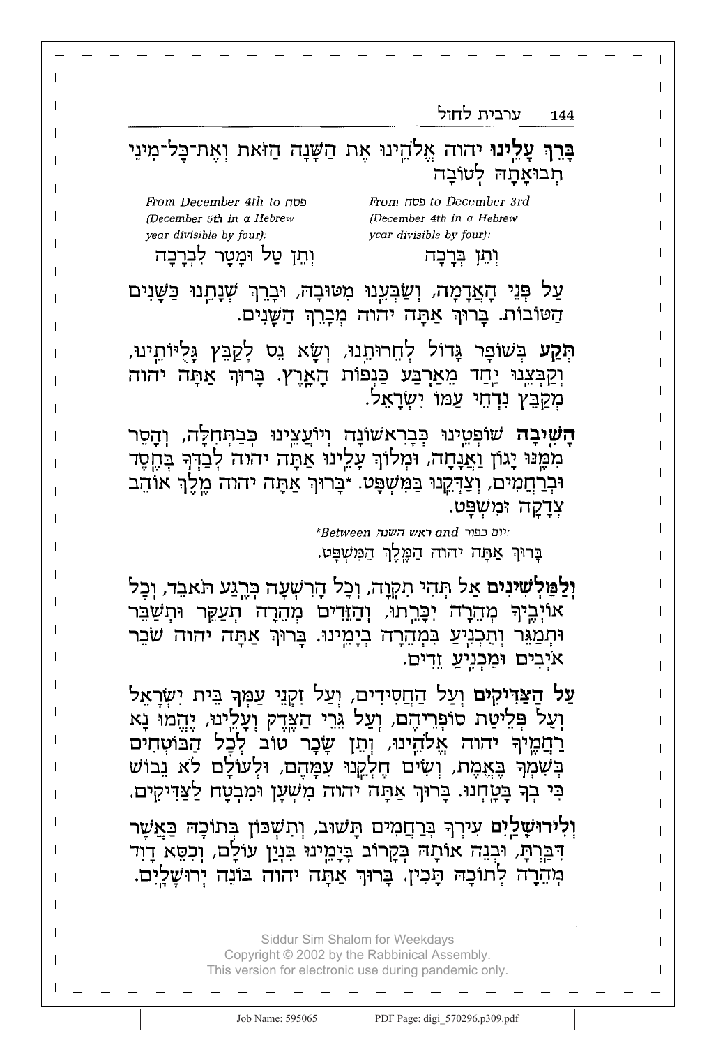**בָּרֵךְ עָלֵינוּ** יהוה אֱלֹהֵינוּ אֶת הַשָּׁנָה הַזֹּאת וְאֶת־כָּל־מִינֵי תְבוּאָתָהּ לְטוֹבָה

*From פסח to December 3rd (December 4th in a Hebrew year divisible by four):*

וְתֵן בְּרָכָה

*From December 4th to פסח (December 5th in a Hebrew year divisible by four):*

וְתֵן טַל וּמָטָר לִבְרָכָה

עַל פְּנֵי הָאֲדָמָה, וְשַׂבְּעֵנוּ מִטּוּבָהּ, וּבָרֵךְ שְׁנָתֵנוּ כַּשָּׁנִים הַטּוֹבוֹת. בָּרוּךְ אַתָּה יהוה מְבָרֵךְ הַשָּׁנִים.

**תְּקַע** בְּשׁוֹפָר גָּדוֹל לְחֵרוּתֵנוּ, וְשָׂא נֵס לְקַבֵּץ גָּלֻיּוֹתֵינוּ, וְקַבְּצֵנוּ יַחַד מֵאַרְבַּע כַּנְפוֹת הָאָרֶץ. בָּרוּךְ אַתָּה יהוה מְקַבֵּץ נִדְחֵי עַמּוֹ יִשְׂרָאֵל.

**הָשִׁיבָה** שׁוֹפְטֵינוּ כְּבָרִאשׁוֹנָה וְיוֹעֲצֵינוּ כְּבַתְּחִלָּה, וְהָסֵר מִמֶּנּוּ יָגוֹן וַאֲנָחָה, וּמְלוֹךְ עָלֵינוּ אַתָּה יהוה לְבַדְּךָ בְּחֶסֶד וּבְרַחֲמִים, וְצַדְּקֵנוּ בַּמִּשְׁפָּט. \*בָּרוּךְ אַתָּה יהוה מֶלֶךְ אוֹהֵב צְדָקָה וּמִשְׁפָּט.

*\*Between ראש השנה and יום כפור:*

בָּרוּךְ אַתָּה יהוה הַמֶּלֶךְ הַמִּשְׁפָּט.

**וְלַמַּלְשִׁינִים** אַל תְּהִי תִקְוָה, וְכָל הָרִשְׁעָה כְּרֶגַע תֹּאבֵד, וְכָל אוֹיְבֶיךָ מְהֵרָה יִכָּרֵתוּ, וְהַזֵּדִים מְהֵרָה תְעַקֵּר וּתְשַׁבֵּר וּתְמַגֵּר וְתַכְנִיעַ בִּמְהֵרָה בְיָמֵינוּ. בָּרוּךְ אַתָּה יהוה שׁוֹבֵר אֹיְבִים וּמַכְנִיעַ זֵדִים.

**עַל הַצַּדִּיקִים** וְעַל הַחֲסִידִים, וְעַל זִקְנֵי עַמְּךָ בֵּית יִשְׂרָאֵל וְעַל פְּלֵיטַת סוֹפְרֵיהֶם, וְעַל גֵּרֵי הַצֶּדֶק וְעָלֵינוּ, יֶהֱמוּ נָא רַחֲמֶיךָ יהוה אֱלֹהֵינוּ, וְתֵן שָׂכָר טוֹב לְכָל הַבּוֹטְחִים בְּשִׁמְךָ בֶּאֱמֶת, וְשִׂים חֶלְקֵנוּ עִמָּהֶם, וּלְעוֹלָם לֹא נֵבוֹשׁ כִּי בְךָ בָּטָחְנוּ. בָּרוּךְ אַתָּה יהוה מִשְׁעָן וּמִבְטָח לַצַּדִּיקִים.

**וְלִירוּשָׁלַיִם** עִירְךָ בְּרַחֲמִים תָּשׁוּב, וְתִשְׁכּוֹן בְּתוֹכָהּ כַּאֲשֶׁר דִּבַּרְתָּ, וּבְנֵה אוֹתָהּ בְּקָרוֹב בְּיָמֵינוּ בִּנְיַן עוֹלָם, וְכִסֵּא דָוִד מְהֵרָה לְתוֹכָהּ תָּכִין. בָּרוּךְ אַתָּה יהוה בּוֹנֵה יְרוּשָׁלָיִם.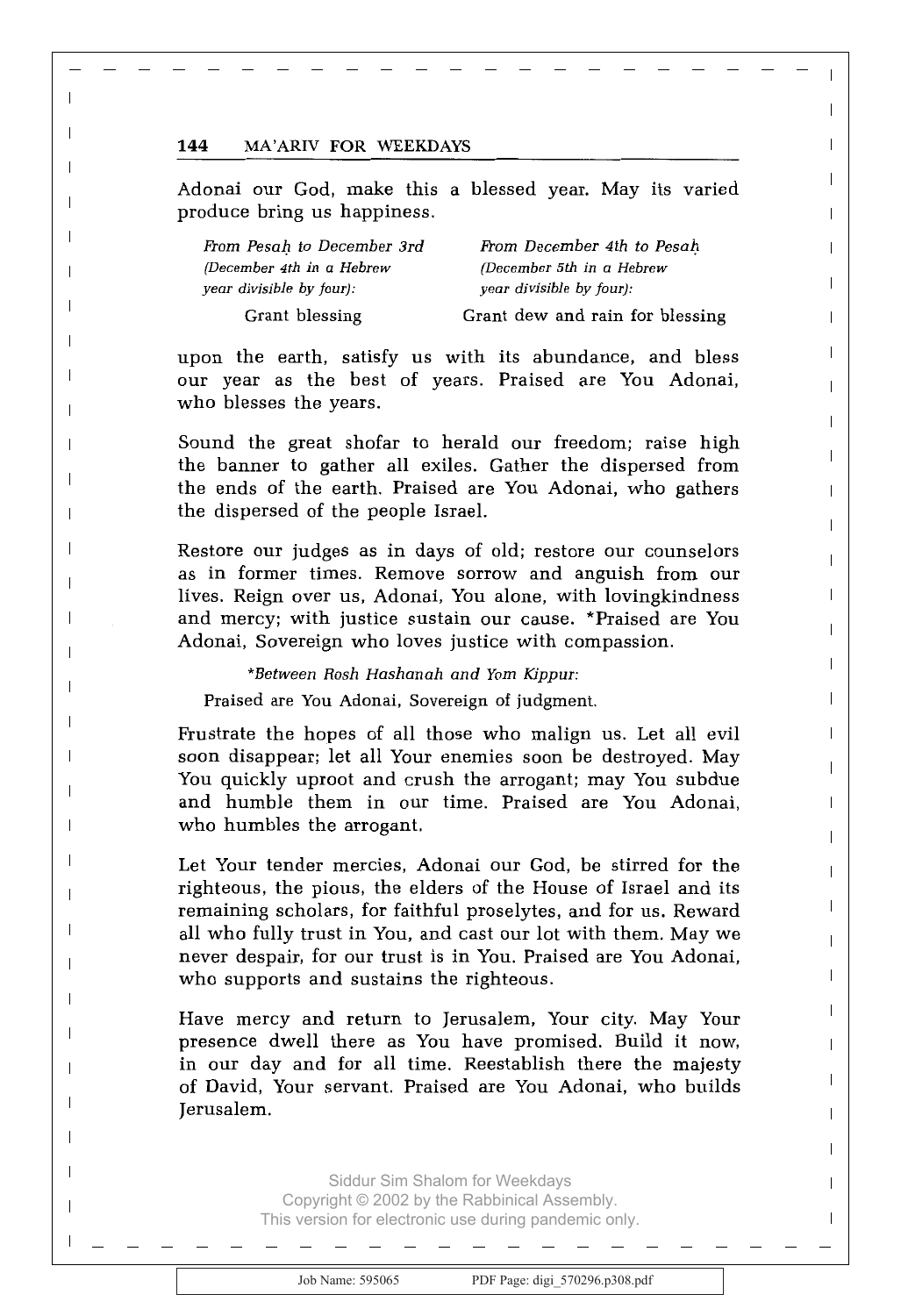Adonai our God, make this a blessed year. May its varied produce bring us happiness.

| *From Pesaḥ to December 3rd (December 4th in a Hebrew year divisible by four):* | *From December 4th to Pesaḥ (December 5th in a Hebrew year divisible by four):* |
| --- | --- |
| Grant blessing | Grant dew and rain for blessing |

upon the earth, satisfy us with its abundance, and bless our year as the best of years. Praised are You Adonai, who blesses the years.

Sound the great shofar to herald our freedom; raise high the banner to gather all exiles. Gather the dispersed from the ends of the earth. Praised are You Adonai, who gathers the dispersed of the people Israel.

Restore our judges as in days of old; restore our counselors as in former times. Remove sorrow and anguish from our lives. Reign over us, Adonai, You alone, with lovingkindness and mercy; with justice sustain our cause. *Praised are You Adonai, Sovereign who loves justice with compassion.

*\*Between Rosh Hashanah and Yom Kippur:*
Praised are You Adonai, Sovereign of judgment.

Frustrate the hopes of all those who malign us. Let all evil soon disappear; let all Your enemies soon be destroyed. May You quickly uproot and crush the arrogant; may You subdue and humble them in our time. Praised are You Adonai, who humbles the arrogant.

Let Your tender mercies, Adonai our God, be stirred for the righteous, the pious, the elders of the House of Israel and its remaining scholars, for faithful proselytes, and for us. Reward all who fully trust in You, and cast our lot with them. May we never despair, for our trust is in You. Praised are You Adonai, who supports and sustains the righteous.

Have mercy and return to Jerusalem, Your city. May Your presence dwell there as You have promised. Build it now, in our day and for all time. Reestablish there the majesty of David, Your servant. Praised are You Adonai, who builds Jerusalem.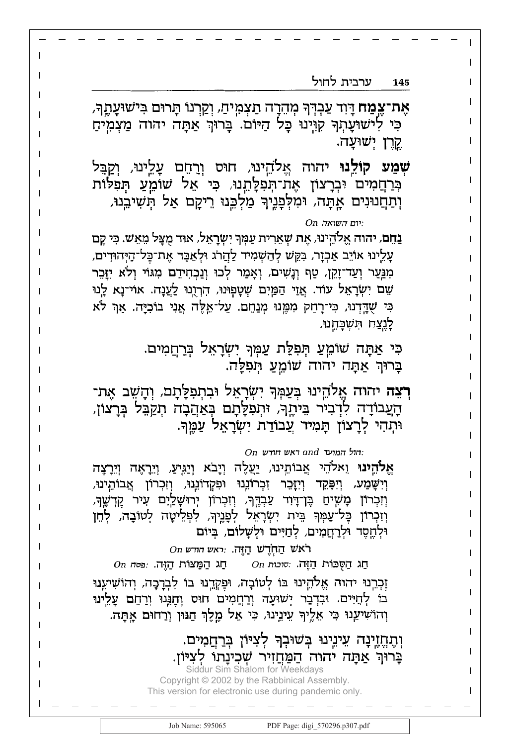**אֶת־צֶמַח** דָּוִד עַבְדְּךָ מְהֵרָה תַצְמִיחַ, וְקַרְנוֹ תָּרוּם בִּישׁוּעָתֶךָ, כִּי לִישׁוּעָתְךָ קִוִּינוּ כָּל הַיּוֹם. בָּרוּךְ אַתָּה יהוה מַצְמִיחַ קֶרֶן יְשׁוּעָה.

**שְׁמַע קוֹלֵנוּ** יהוה אֱלֹהֵינוּ, חוּס וְרַחֵם עָלֵינוּ, וְקַבֵּל בְּרַחֲמִים וּבְרָצוֹן אֶת־תְּפִלָּתֵנוּ, כִּי אֵל שׁוֹמֵעַ תְּפִלּוֹת וְתַחֲנוּנִים אָתָּה, וּמִלְּפָנֶיךָ מַלְכֵּנוּ רֵיקָם אַל תְּשִׁיבֵנוּ,

*On יום השואה:*

נַחֵם, יהוה אֱלֹהֵינוּ, אֶת שְׁאֵרִית עַמְּךָ יִשְׂרָאֵל, אוּד מֻצָּל מֵאֵשׁ. כִּי קָם עָלֵינוּ אוֹיֵב אַכְזָר, בִּקֵּשׁ לְהַשְׁמִיד לַהֲרֹג וּלְאַבֵּד אֶת־כָּל־הַיְּהוּדִים, מִנַּעַר וְעַד־זָקֵן, טַף וְנָשִׁים, וְאָמַר לְכוּ וְנַכְחִידֵם מִגּוֹי וְלֹא יִזָּכֵר שֵׁם יִשְׂרָאֵל עוֹד. אֲזַי הַמַּיִם שְׁטָפוּנוּ, הִרְוָנוּ לַעֲנָה. אוֹי־נָא לָנוּ כִּי שֻׁדָּדְנוּ, כִּי־רָחַק מִמֶּנּוּ מְנַחֵם. עַל־אֵלֶּה אֲנִי בוֹכִיָּה. אַךְ לֹא לָנֶצַח תִּשְׁכָּחֵנוּ,

כִּי אַתָּה שׁוֹמֵעַ תְּפִלַּת עַמְּךָ יִשְׂרָאֵל בְּרַחֲמִים.
בָּרוּךְ אַתָּה יהוה שׁוֹמֵעַ תְּפִלָּה.

**רְצֵה** יהוה אֱלֹהֵינוּ בְּעַמְּךָ יִשְׂרָאֵל וּבִתְפִלָּתָם, וְהָשֵׁב אֶת־הָעֲבוֹדָה לִדְבִיר בֵּיתֶךָ, וּתְפִלָּתָם בְּאַהֲבָה תְקַבֵּל בְּרָצוֹן, וּתְהִי לְרָצוֹן תָּמִיד עֲבוֹדַת יִשְׂרָאֵל עַמֶּךָ.

*On ראש חודש and חול המועד:*

**אֱלֹהֵינוּ** וֵאלֹהֵי אֲבוֹתֵינוּ, יַעֲלֶה וְיָבֹא וְיַגִּיעַ, וְיֵרָאֶה וְיֵרָצֶה וְיִשָּׁמַע, וְיִפָּקֵד וְיִזָּכֵר זִכְרוֹנֵנוּ וּפִקְדוֹנֵנוּ, וְזִכְרוֹן אֲבוֹתֵינוּ, וְזִכְרוֹן מָשִׁיחַ בֶּן־דָּוִד עַבְדֶּךָ, וְזִכְרוֹן יְרוּשָׁלַיִם עִיר קָדְשֶׁךָ, וְזִכְרוֹן כָּל־עַמְּךָ בֵּית יִשְׂרָאֵל לְפָנֶיךָ, לִפְלֵיטָה לְטוֹבָה, לְחֵן וּלְחֶסֶד וּלְרַחֲמִים, לְחַיִּים וּלְשָׁלוֹם, בְּיוֹם

רֹאשׁ הַחֹדֶשׁ הַזֶּה. *On ראש חודש:*

חַג הַמַּצּוֹת הַזֶּה. *On פסח:* &nbsp;&nbsp;&nbsp; חַג הַסֻּכּוֹת הַזֶּה. *On סוכות:*

זָכְרֵנוּ יהוה אֱלֹהֵינוּ בּוֹ לְטוֹבָה, וּפָקְדֵנוּ בוֹ לִבְרָכָה, וְהוֹשִׁיעֵנוּ בוֹ לְחַיִּים. וּבִדְבַר יְשׁוּעָה וְרַחֲמִים חוּס וְחָנֵּנוּ וְרַחֵם עָלֵינוּ וְהוֹשִׁיעֵנוּ כִּי אֵלֶיךָ עֵינֵינוּ, כִּי אֵל מֶלֶךְ חַנּוּן וְרַחוּם אָתָּה.

וְתֶחֱזֶינָה עֵינֵינוּ בְּשׁוּבְךָ לְצִיּוֹן בְּרַחֲמִים.
בָּרוּךְ אַתָּה יהוה הַמַּחֲזִיר שְׁכִינָתוֹ לְצִיּוֹן.

Siddur Sim Shalom for Weekdays
Copyright © 2002 by the Rabbinical Assembly.
This version for electronic use during pandemic only.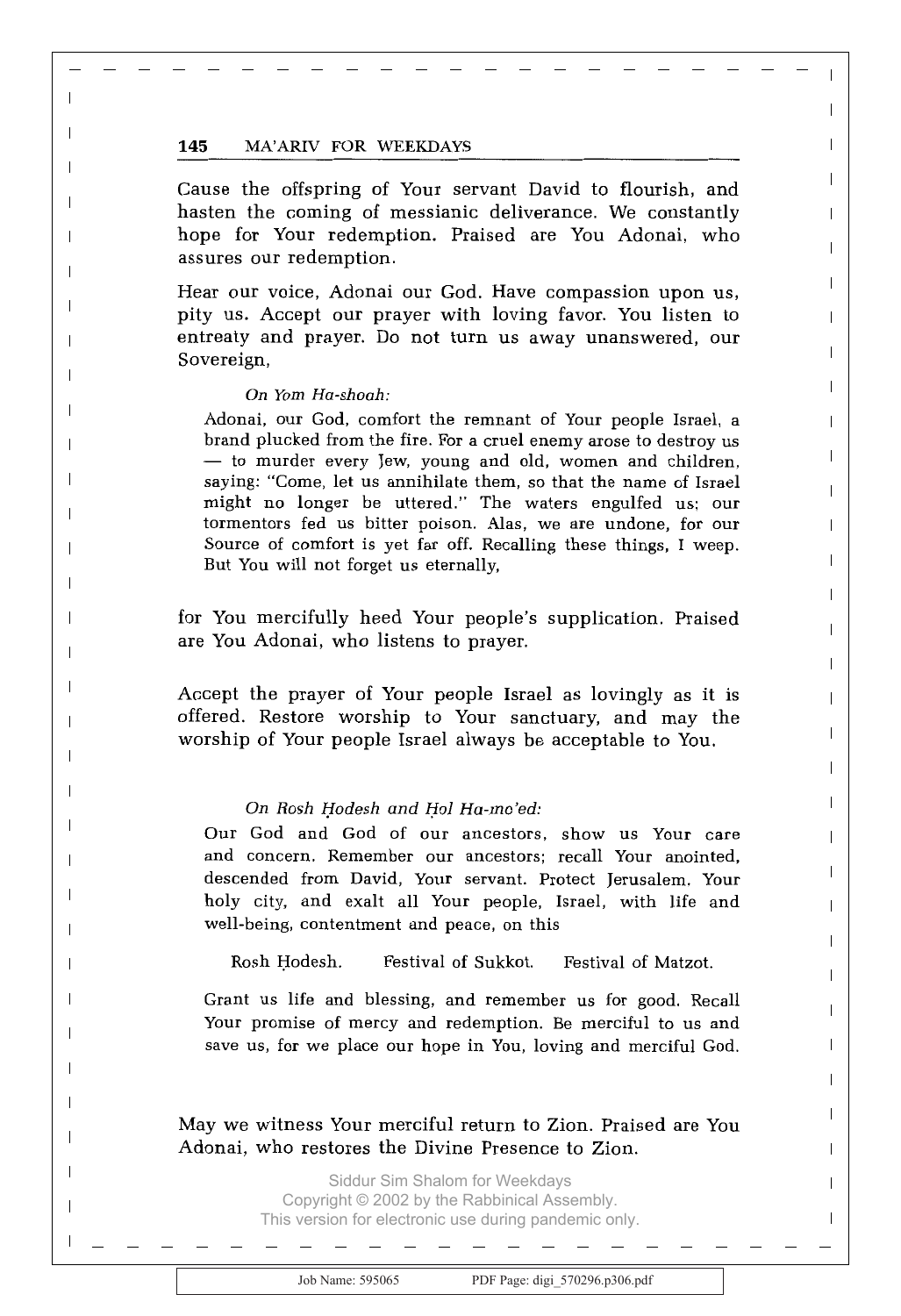Cause the offspring of Your servant David to flourish, and hasten the coming of messianic deliverance. We constantly hope for Your redemption. Praised are You Adonai, who assures our redemption.

Hear our voice, Adonai our God. Have compassion upon us, pity us. Accept our prayer with loving favor. You listen to entreaty and prayer. Do not turn us away unanswered, our Sovereign,

*On Yom Ha-shoah:*

Adonai, our God, comfort the remnant of Your people Israel, a brand plucked from the fire. For a cruel enemy arose to destroy us — to murder every Jew, young and old, women and children, saying: "Come, let us annihilate them, so that the name of Israel might no longer be uttered." The waters engulfed us; our tormentors fed us bitter poison. Alas, we are undone, for our Source of comfort is yet far off. Recalling these things, I weep. But You will not forget us eternally,

for You mercifully heed Your people's supplication. Praised are You Adonai, who listens to prayer.

Accept the prayer of Your people Israel as lovingly as it is offered. Restore worship to Your sanctuary, and may the worship of Your people Israel always be acceptable to You.

*On Rosh Ḥodesh and Ḥol Ha-mo'ed:*

Our God and God of our ancestors, show us Your care and concern. Remember our ancestors; recall Your anointed, descended from David, Your servant. Protect Jerusalem, Your holy city, and exalt all Your people, Israel, with life and well-being, contentment and peace, on this

Rosh Ḥodesh. Festival of Sukkot. Festival of Matzot.

Grant us life and blessing, and remember us for good. Recall Your promise of mercy and redemption. Be merciful to us and save us, for we place our hope in You, loving and merciful God.

May we witness Your merciful return to Zion. Praised are You Adonai, who restores the Divine Presence to Zion.

Siddur Sim Shalom for Weekdays
Copyright © 2002 by the Rabbinical Assembly.
This version for electronic use during pandemic only.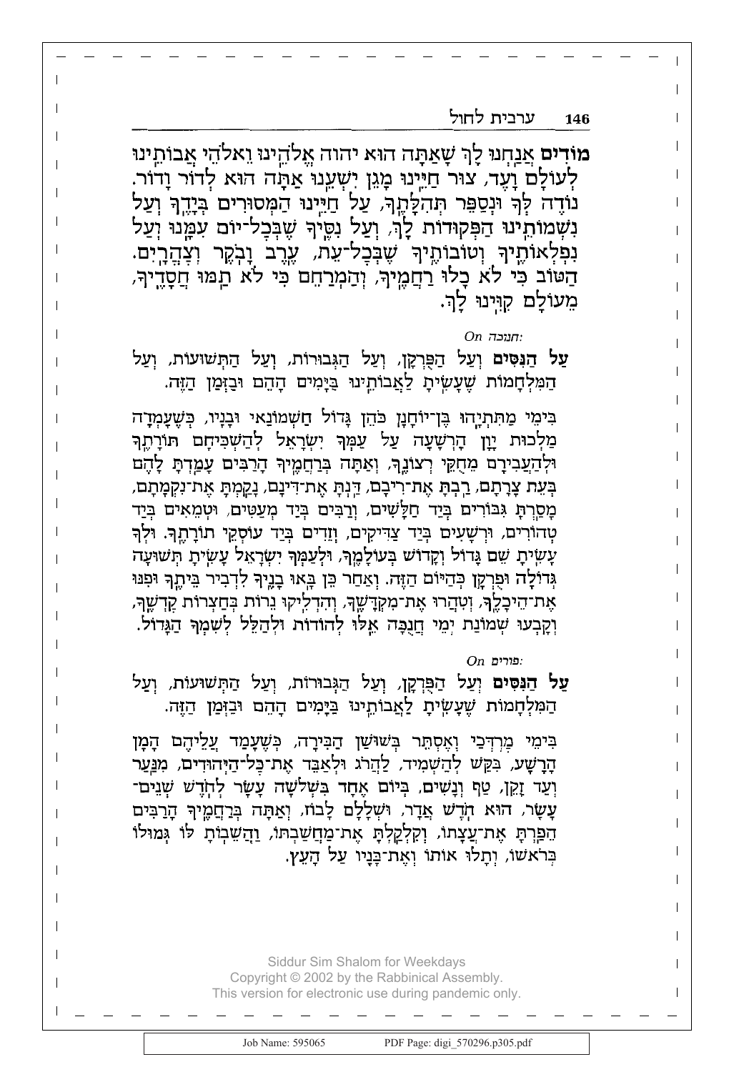**מוֹדִים** אֲנַחְנוּ לָךְ שָׁאַתָּה הוּא יהוה אֱלֹהֵינוּ וֵאלֹהֵי אֲבוֹתֵינוּ לְעוֹלָם וָעֶד, צוּר חַיֵּינוּ מָגֵן יִשְׁעֵנוּ אַתָּה הוּא לְדוֹר וָדוֹר. נוֹדֶה לְּךָ וּנְסַפֵּר תְּהִלָּתֶךָ, עַל חַיֵּינוּ הַמְּסוּרִים בְּיָדֶךָ וְעַל נִשְׁמוֹתֵינוּ הַפְּקוּדוֹת לָךְ, וְעַל נִסֶּיךָ שֶׁבְּכָל־יוֹם עִמָּנוּ וְעַל נִפְלְאוֹתֶיךָ וְטוֹבוֹתֶיךָ שֶׁבְּכָל־עֵת, עֶרֶב וָבֹקֶר וְצָהֳרָיִם. הַטּוֹב כִּי לֹא כָלוּ רַחֲמֶיךָ, וְהַמְרַחֵם כִּי לֹא תַמּוּ חֲסָדֶיךָ, מֵעוֹלָם קִוִּינוּ לָךְ.

*On חנוכה:*

**עַל הַנִּסִּים** וְעַל הַפֻּרְקָן, וְעַל הַגְּבוּרוֹת, וְעַל הַתְּשׁוּעוֹת, וְעַל הַמִּלְחָמוֹת שֶׁעָשִׂיתָ לַאֲבוֹתֵינוּ בַּיָּמִים הָהֵם וּבַזְּמַן הַזֶּה.

בִּימֵי מַתִּתְיָהוּ בֶּן־יוֹחָנָן כֹּהֵן גָּדוֹל חַשְׁמוֹנַאי וּבָנָיו, כְּשֶׁעָמְדָה מַלְכוּת יָוָן הָרְשָׁעָה עַל עַמְּךָ יִשְׂרָאֵל לְהַשְׁכִּיחָם תּוֹרָתֶךָ וּלְהַעֲבִירָם מֵחֻקֵּי רְצוֹנֶךָ, וְאַתָּה בְּרַחֲמֶיךָ הָרַבִּים עָמַדְתָּ לָהֶם בְּעֵת צָרָתָם, רַבְתָּ אֶת־רִיבָם, דַּנְתָּ אֶת־דִּינָם, נָקַמְתָּ אֶת־נִקְמָתָם, מָסַרְתָּ גִבּוֹרִים בְּיַד חַלָּשִׁים, וְרַבִּים בְּיַד מְעַטִּים, וּטְמֵאִים בְּיַד טְהוֹרִים, וּרְשָׁעִים בְּיַד צַדִּיקִים, וְזֵדִים בְּיַד עוֹסְקֵי תוֹרָתֶךָ. וּלְךָ עָשִׂיתָ שֵׁם גָּדוֹל וְקָדוֹשׁ בְּעוֹלָמֶךָ, וּלְעַמְּךָ יִשְׂרָאֵל עָשִׂיתָ תְּשׁוּעָה גְדוֹלָה וּפֻרְקָן כְּהַיּוֹם הַזֶּה. וְאַחַר כֵּן בָּאוּ בָנֶיךָ לִדְבִיר בֵּיתֶךָ וּפִנּוּ אֶת־הֵיכָלֶךָ, וְטִהֲרוּ אֶת־מִקְדָּשֶׁךָ, וְהִדְלִיקוּ נֵרוֹת בְּחַצְרוֹת קָדְשֶׁךָ, וְקָבְעוּ שְׁמוֹנַת יְמֵי חֲנֻכָּה אֵלּוּ לְהוֹדוֹת וּלְהַלֵּל לְשִׁמְךָ הַגָּדוֹל.

*On פורים:*

**עַל הַנִּסִּים** וְעַל הַפֻּרְקָן, וְעַל הַגְּבוּרוֹת, וְעַל הַתְּשׁוּעוֹת, וְעַל הַמִּלְחָמוֹת שֶׁעָשִׂיתָ לַאֲבוֹתֵינוּ בַּיָּמִים הָהֵם וּבַזְּמַן הַזֶּה.

בִּימֵי מָרְדְּכַי וְאֶסְתֵּר בְּשׁוּשַׁן הַבִּירָה, כְּשֶׁעָמַד עֲלֵיהֶם הָמָן הָרָשָׁע, בִּקֵּשׁ לְהַשְׁמִיד, לַהֲרֹג וּלְאַבֵּד אֶת־כָּל־הַיְּהוּדִים, מִנַּעַר וְעַד זָקֵן, טַף וְנָשִׁים, בְּיוֹם אֶחָד בִּשְׁלֹשָׁה עָשָׂר לְחֹדֶשׁ שְׁנֵים־עָשָׂר, הוּא חֹדֶשׁ אֲדָר, וּשְׁלָלָם לָבוֹז, וְאַתָּה בְּרַחֲמֶיךָ הָרַבִּים הֵפַרְתָּ אֶת־עֲצָתוֹ, וְקִלְקַלְתָּ אֶת־מַחֲשַׁבְתּוֹ, וַהֲשֵׁבוֹתָ לּוֹ גְּמוּלוֹ בְּרֹאשׁוֹ, וְתָלוּ אוֹתוֹ וְאֶת־בָּנָיו עַל הָעֵץ.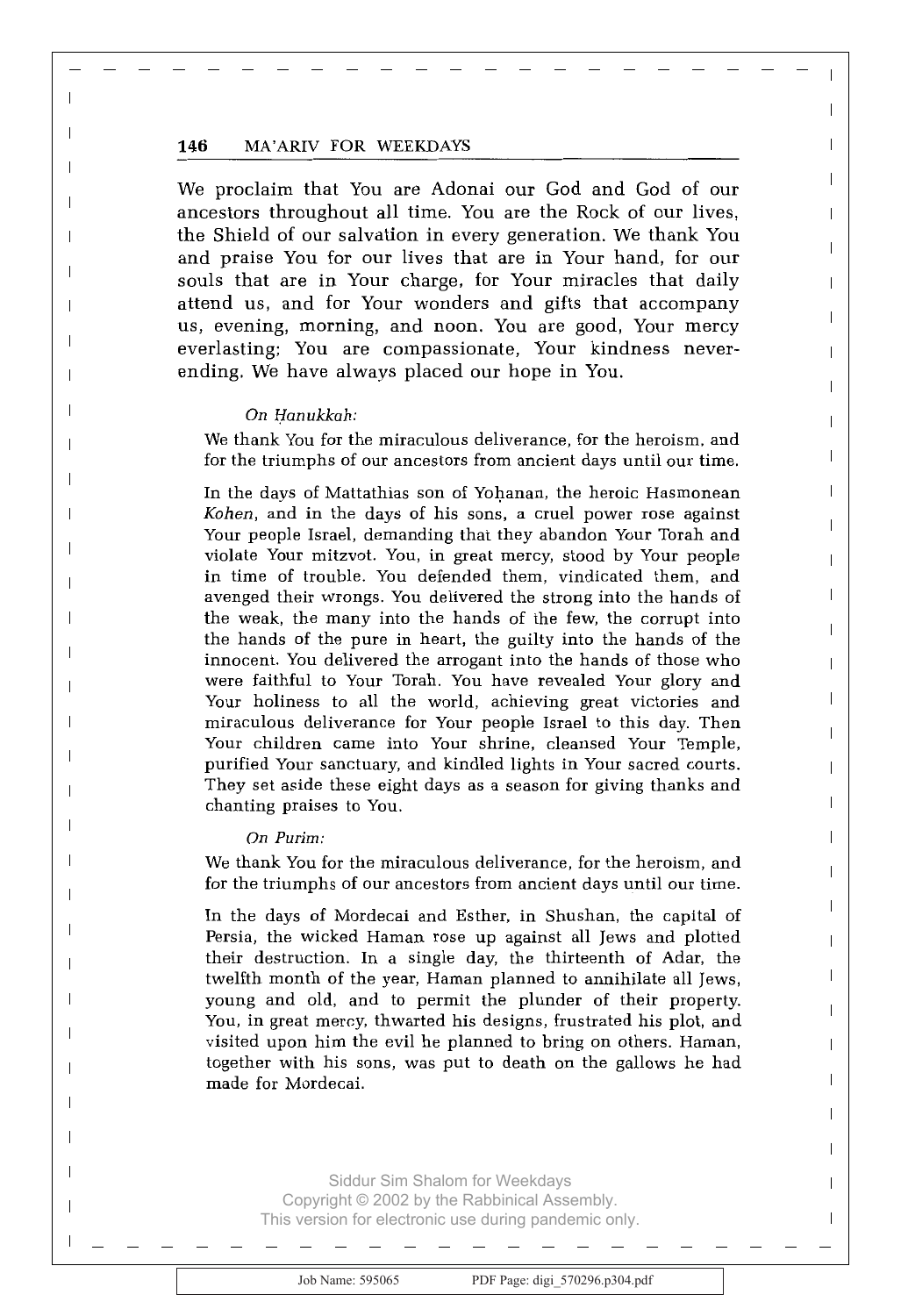We proclaim that You are Adonai our God and God of our ancestors throughout all time. You are the Rock of our lives, the Shield of our salvation in every generation. We thank You and praise You for our lives that are in Your hand, for our souls that are in Your charge, for Your miracles that daily attend us, and for Your wonders and gifts that accompany us, evening, morning, and noon. You are good, Your mercy everlasting; You are compassionate, Your kindness never-ending. We have always placed our hope in You.

*On Ḥanukkah:*

We thank You for the miraculous deliverance, for the heroism, and for the triumphs of our ancestors from ancient days until our time.

In the days of Mattathias son of Yoḥanan, the heroic Hasmonean *Kohen*, and in the days of his sons, a cruel power rose against Your people Israel, demanding that they abandon Your Torah and violate Your mitzvot. You, in great mercy, stood by Your people in time of trouble. You defended them, vindicated them, and avenged their wrongs. You delivered the strong into the hands of the weak, the many into the hands of the few, the corrupt into the hands of the pure in heart, the guilty into the hands of the innocent. You delivered the arrogant into the hands of those who were faithful to Your Torah. You have revealed Your glory and Your holiness to all the world, achieving great victories and miraculous deliverance for Your people Israel to this day. Then Your children came into Your shrine, cleansed Your Temple, purified Your sanctuary, and kindled lights in Your sacred courts. They set aside these eight days as a season for giving thanks and chanting praises to You.

*On Purim:*

We thank You for the miraculous deliverance, for the heroism, and for the triumphs of our ancestors from ancient days until our time.

In the days of Mordecai and Esther, in Shushan, the capital of Persia, the wicked Haman rose up against all Jews and plotted their destruction. In a single day, the thirteenth of Adar, the twelfth month of the year, Haman planned to annihilate all Jews, young and old, and to permit the plunder of their property. You, in great mercy, thwarted his designs, frustrated his plot, and visited upon him the evil he planned to bring on others. Haman, together with his sons, was put to death on the gallows he had made for Mordecai.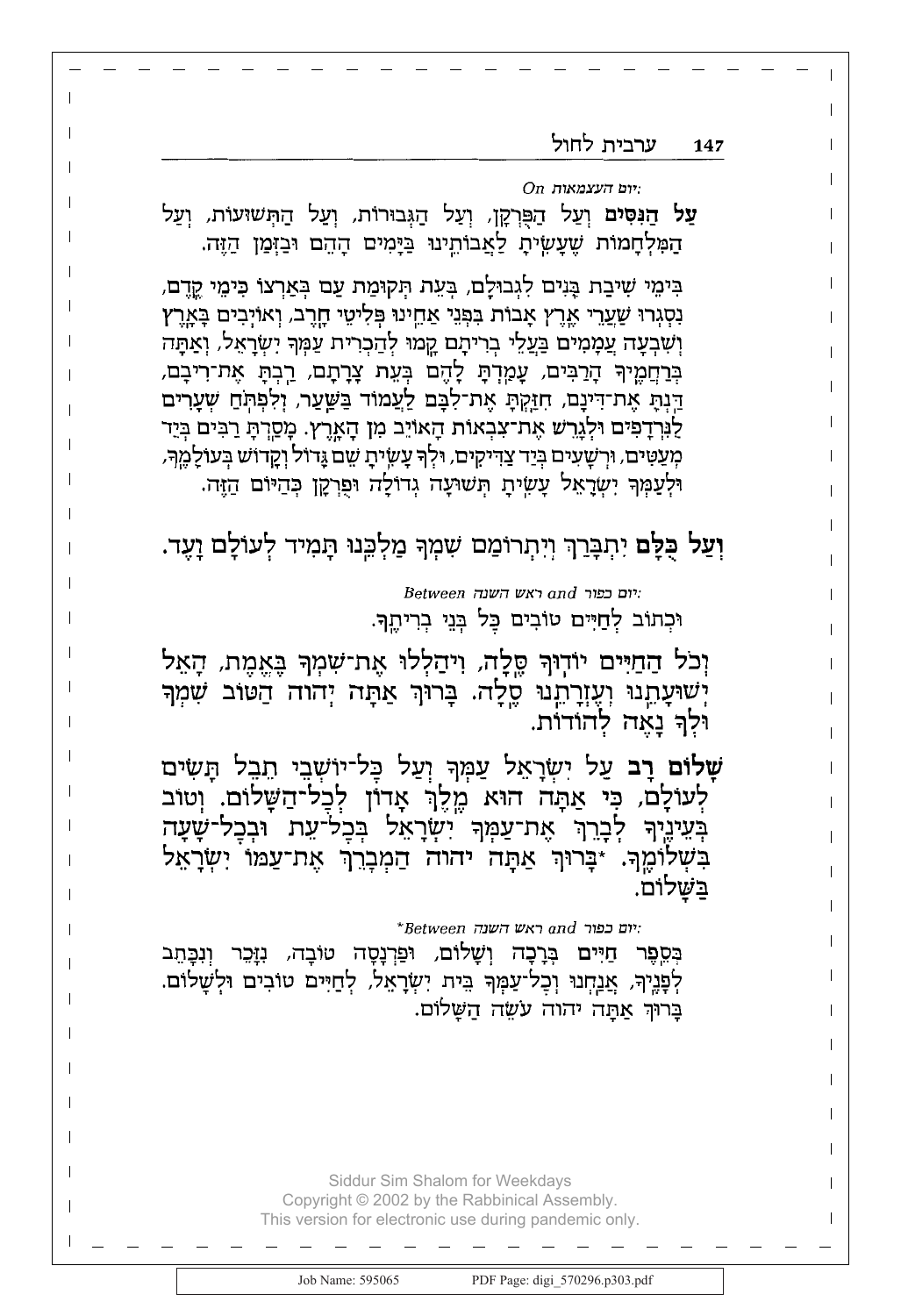*On יום העצמאות:*

**עַל הַנִּסִּים** וְעַל הַפֻּרְקָן, וְעַל הַגְּבוּרוֹת, וְעַל הַתְּשׁוּעוֹת, וְעַל הַמִּלְחָמוֹת שֶׁעָשִׂיתָ לַאֲבוֹתֵינוּ בַּיָּמִים הָהֵם וּבַזְּמַן הַזֶּה.

בִּימֵי שִׁיבַת בָּנִים לִגְבוּלָם, בְּעֵת תְּקוּמַת עַם בְּאַרְצוֹ כִּימֵי קֶדֶם, נִסְגְּרוּ שַׁעֲרֵי אֶרֶץ אָבוֹת בִּפְנֵי אַחֵינוּ פְּלִיטֵי חֶרֶב, וְאוֹיְבִים בָּאָרֶץ וְשִׁבְעָה עֲמָמִים בַּעֲלֵי בְרִיתָם קָמוּ לְהַכְרִית עַמְּךָ יִשְׂרָאֵל, וְאַתָּה בְּרַחֲמֶיךָ הָרַבִּים, עָמַדְתָּ לָהֶם בְּעֵת צָרָתָם, רַבְתָּ אֶת־רִיבָם, דַּנְתָּ אֶת־דִּינָם, חִזַּקְתָּ אֶת־לִבָּם לַעֲמוֹד בַּשַּׁעַר, וְלִפְתֹּחַ שְׁעָרִים לַנִּרְדָּפִים וּלְגָרֵשׁ אֶת־צִבְאוֹת הָאוֹיֵב מִן הָאָרֶץ. מָסַרְתָּ רַבִּים בְּיַד מְעַטִּים, וּרְשָׁעִים בְּיַד צַדִּיקִים, וּלְךָ עָשִׂיתָ שֵׁם גָּדוֹל וְקָדוֹשׁ בְּעוֹלָמֶךָ, וּלְעַמְּךָ יִשְׂרָאֵל עָשִׂיתָ תְּשׁוּעָה גְדוֹלָה וּפֻרְקָן כְּהַיּוֹם הַזֶּה.

**וְעַל כֻּלָּם** יִתְבָּרַךְ וְיִתְרוֹמַם שִׁמְךָ מַלְכֵּנוּ תָּמִיד לְעוֹלָם וָעֶד.

*Between ראש השנה and יום כפור:*

וּכְתוֹב לְחַיִּים טוֹבִים כָּל בְּנֵי בְרִיתֶךָ.

וְכֹל הַחַיִּים יוֹדוּךָ סֶּלָה, וִיהַלְלוּ אֶת־שִׁמְךָ בֶּאֱמֶת, הָאֵל יְשׁוּעָתֵנוּ וְעֶזְרָתֵנוּ סֶלָה. בָּרוּךְ אַתָּה יְהוה הַטּוֹב שִׁמְךָ וּלְךָ נָאֶה לְהוֹדוֹת.

**שָׁלוֹם רָב** עַל יִשְׂרָאֵל עַמְּךָ וְעַל כָּל־יוֹשְׁבֵי תֵבֵל תָּשִׂים לְעוֹלָם, כִּי אַתָּה הוּא מֶלֶךְ אָדוֹן לְכָל־הַשָּׁלוֹם. וְטוֹב בְּעֵינֶיךָ לְבָרֵךְ אֶת־עַמְּךָ יִשְׂרָאֵל בְּכָל־עֵת וּבְכָל־שָׁעָה בִּשְׁלוֹמֶךָ. *בָּרוּךְ אַתָּה יהוה הַמְבָרֵךְ אֶת־עַמּוֹ יִשְׂרָאֵל בַּשָּׁלוֹם.

**Between ראש השנה and יום כפור:*

בְּסֵפֶר **חַיִּים** בְּרָכָה וְשָׁלוֹם, וּפַרְנָסָה טוֹבָה, נִזָּכֵר וְנִכָּתֵב לְפָנֶיךָ, אֲנַחְנוּ וְכָל־עַמְּךָ בֵּית יִשְׂרָאֵל, לְחַיִּים טוֹבִים וּלְשָׁלוֹם. בָּרוּךְ אַתָּה יהוה עֹשֵׂה הַשָּׁלוֹם.

Siddur Sim Shalom for Weekdays
Copyright © 2002 by the Rabbinical Assembly.
This version for electronic use during pandemic only.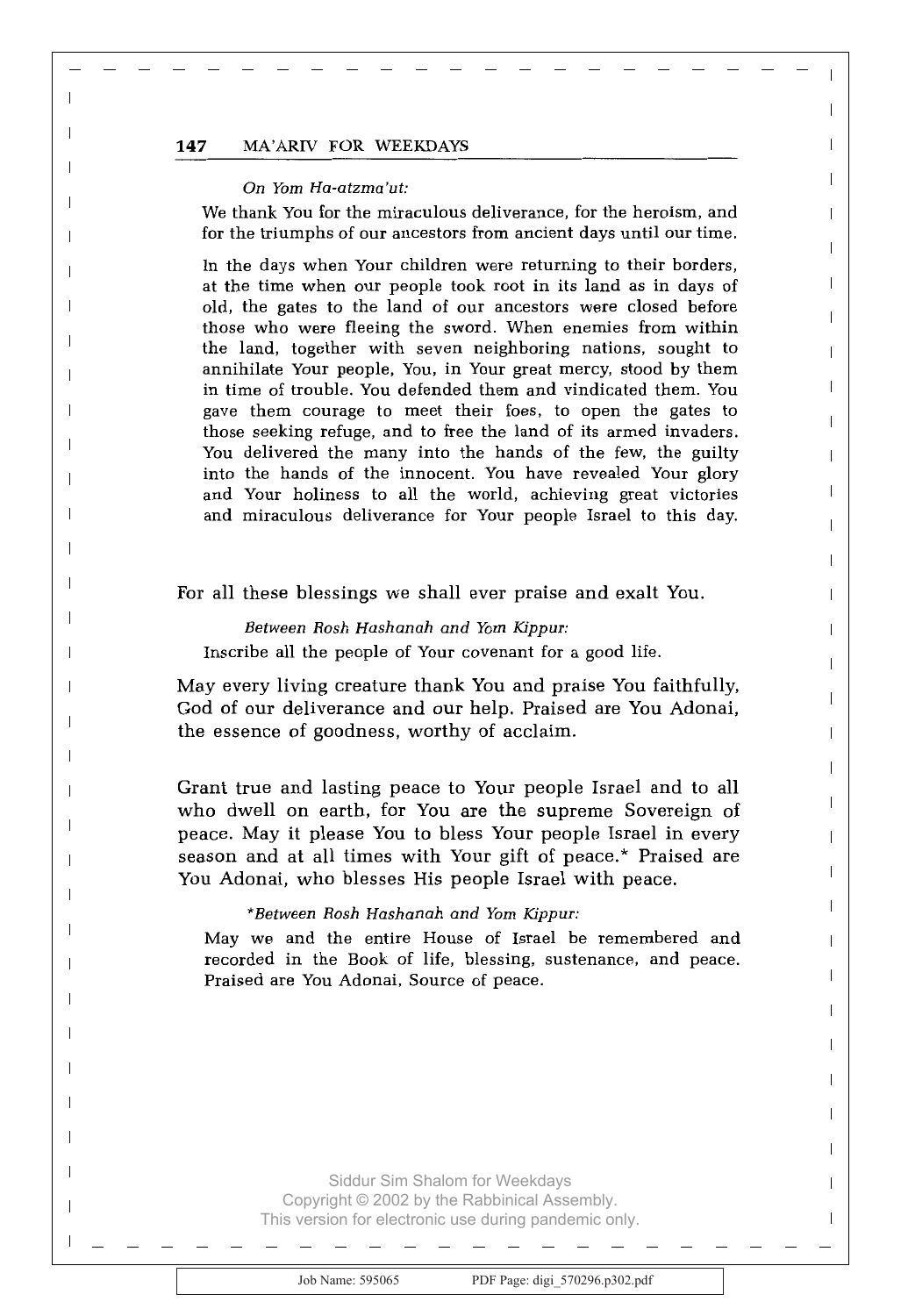*On Yom Ha-atzma'ut:*

We thank You for the miraculous deliverance, for the heroism, and for the triumphs of our ancestors from ancient days until our time.

In the days when Your children were returning to their borders, at the time when our people took root in its land as in days of old, the gates to the land of our ancestors were closed before those who were fleeing the sword. When enemies from within the land, together with seven neighboring nations, sought to annihilate Your people, You, in Your great mercy, stood by them in time of trouble. You defended them and vindicated them. You gave them courage to meet their foes, to open the gates to those seeking refuge, and to free the land of its armed invaders. You delivered the many into the hands of the few, the guilty into the hands of the innocent. You have revealed Your glory and Your holiness to all the world, achieving great victories and miraculous deliverance for Your people Israel to this day.

For all these blessings we shall ever praise and exalt You.

*Between Rosh Hashanah and Yom Kippur:*

Inscribe all the people of Your covenant for a good life.

May every living creature thank You and praise You faithfully, God of our deliverance and our help. Praised are You Adonai, the essence of goodness, worthy of acclaim.

Grant true and lasting peace to Your people Israel and to all who dwell on earth, for You are the supreme Sovereign of peace. May it please You to bless Your people Israel in every season and at all times with Your gift of peace.* Praised are You Adonai, who blesses His people Israel with peace.

**Between Rosh Hashanah and Yom Kippur:*

May we and the entire House of Israel be remembered and recorded in the Book of life, blessing, sustenance, and peace. Praised are You Adonai, Source of peace.

Siddur Sim Shalom for Weekdays
Copyright © 2002 by the Rabbinical Assembly.
This version for electronic use during pandemic only.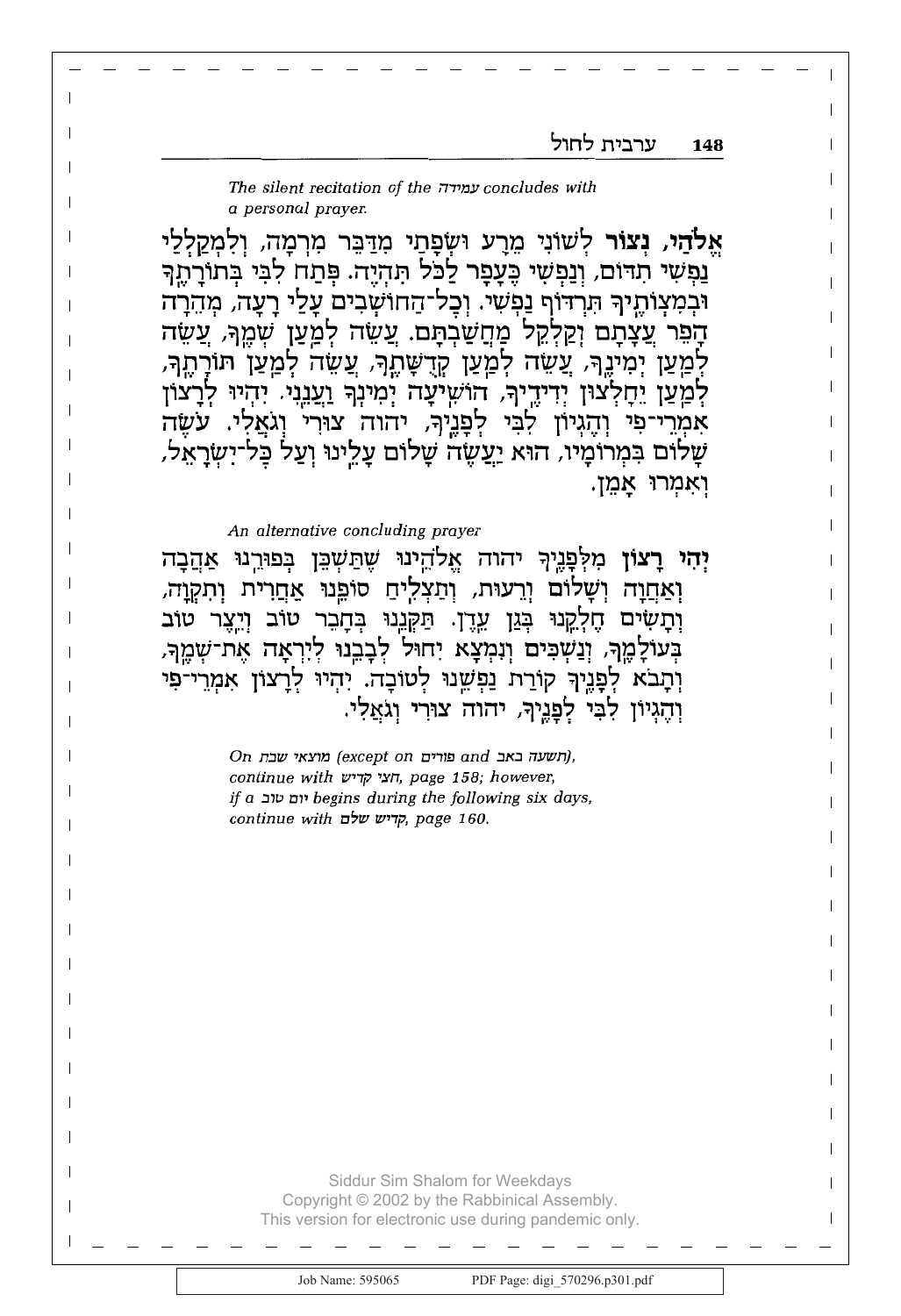*The silent recitation of the עמידה concludes with a personal prayer.*

**אֱלֹהַי, נְצוֹר** לְשׁוֹנִי מֵרָע וּשְׂפָתַי מִדַּבֵּר מִרְמָה, וְלִמְקַלְלַי נַפְשִׁי תִדּוֹם, וְנַפְשִׁי כֶּעָפָר לַכֹּל תִּהְיֶה. פְּתַח לִבִּי בְּתוֹרָתֶךָ וּבְמִצְוֹתֶיךָ תִּרְדּוֹף נַפְשִׁי. וְכָל־הַחוֹשְׁבִים עָלַי רָעָה, מְהֵרָה הָפֵר עֲצָתָם וְקַלְקֵל מַחֲשַׁבְתָּם. עֲשֵׂה לְמַעַן שְׁמֶךָ, עֲשֵׂה לְמַעַן יְמִינֶךָ, עֲשֵׂה לְמַעַן קְדֻשָּׁתֶךָ, עֲשֵׂה לְמַעַן תּוֹרָתֶךָ, לְמַעַן יֵחָלְצוּן יְדִידֶיךָ, הוֹשִׁיעָה יְמִינְךָ וַעֲנֵנִי. יִהְיוּ לְרָצוֹן אִמְרֵי־פִי וְהֶגְיוֹן לִבִּי לְפָנֶיךָ, יהוה צוּרִי וְגֹאֲלִי. עֹשֶׂה שָׁלוֹם בִּמְרוֹמָיו, הוּא יַעֲשֶׂה שָׁלוֹם עָלֵינוּ וְעַל כָּל־יִשְׂרָאֵל, וְאִמְרוּ אָמֵן.

*An alternative concluding prayer*

**יְהִי רָצוֹן** מִלְּפָנֶיךָ יהוה אֱלֹהֵינוּ שֶׁתַּשְׁכֵּן בְּפוּרֵנוּ אַהֲבָה וְאַחֲוָה וְשָׁלוֹם וְרֵעוּת, וְתַצְלִיחַ סוֹפֵנוּ אַחֲרִית וְתִקְוָה, וְתָשִׂים חֶלְקֵנוּ בְּגַן עֵדֶן. תַּקְּנֵנוּ בְּחָבֵר טוֹב וְיֵצֶר טוֹב בְּעוֹלָמֶךָ, וְנַשְׁכִּים וְנִמְצָא יִחוּל לְבָבֵנוּ לְיִרְאָה אֶת־שְׁמֶךָ, וְתָבֹא לְפָנֶיךָ קוֹרַת נַפְשֵׁנוּ לְטוֹבָה. יִהְיוּ לְרָצוֹן אִמְרֵי־פִי וְהֶגְיוֹן לִבִּי לְפָנֶיךָ, יהוה צוּרִי וְגֹאֲלִי.

*On מוצאי שבת (except on פורים and תשעה באב), continue with חצי קדיש, page 158; however, if a יום טוב begins during the following six days, continue with קדיש שלם, page 160.*

Siddur Sim Shalom for Weekdays
Copyright © 2002 by the Rabbinical Assembly.
This version for electronic use during pandemic only.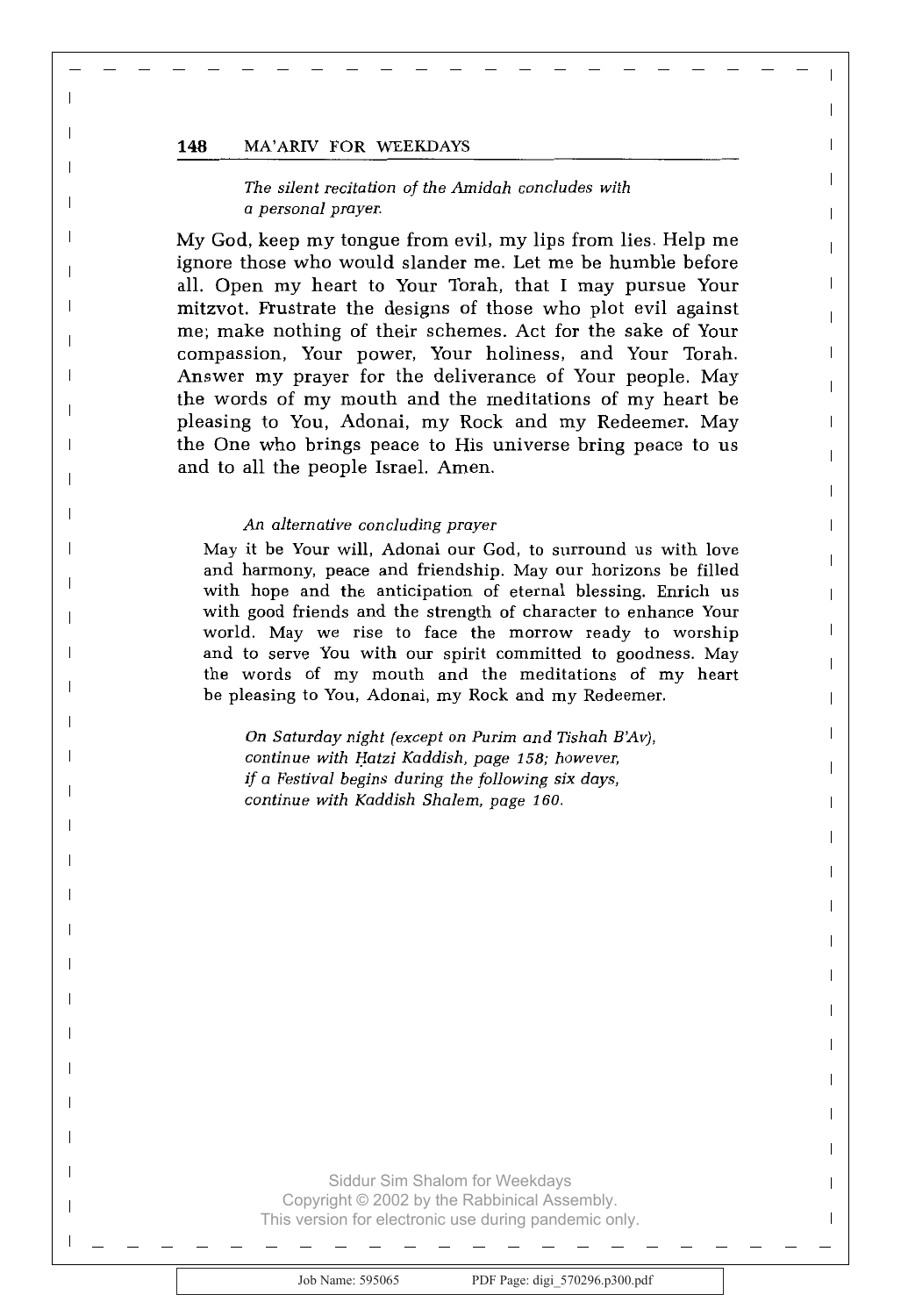*The silent recitation of the Amidah concludes with a personal prayer.*

My God, keep my tongue from evil, my lips from lies. Help me ignore those who would slander me. Let me be humble before all. Open my heart to Your Torah, that I may pursue Your mitzvot. Frustrate the designs of those who plot evil against me; make nothing of their schemes. Act for the sake of Your compassion, Your power, Your holiness, and Your Torah. Answer my prayer for the deliverance of Your people. May the words of my mouth and the meditations of my heart be pleasing to You, Adonai, my Rock and my Redeemer. May the One who brings peace to His universe bring peace to us and to all the people Israel. Amen.

*An alternative concluding prayer*

May it be Your will, Adonai our God, to surround us with love and harmony, peace and friendship. May our horizons be filled with hope and the anticipation of eternal blessing. Enrich us with good friends and the strength of character to enhance Your world. May we rise to face the morrow ready to worship and to serve You with our spirit committed to goodness. May the words of my mouth and the meditations of my heart be pleasing to You, Adonai, my Rock and my Redeemer.

*On Saturday night (except on Purim and Tishah B'Av), continue with Ḥatzi Kaddish, page 158; however, if a Festival begins during the following six days, continue with Kaddish Shalem, page 160.*

Siddur Sim Shalom for Weekdays
Copyright © 2002 by the Rabbinical Assembly.
This version for electronic use during pandemic only.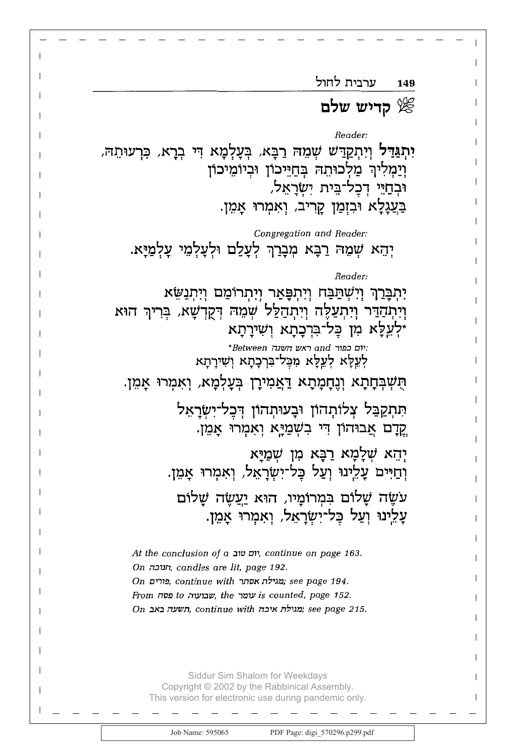## קדיש שלם

*Reader:*

**יִתְגַּדַּל** וְיִתְקַדַּשׁ שְׁמֵהּ רַבָּא, בְּעָלְמָא דִּי בְרָא, כִּרְעוּתֵהּ,
וְיַמְלִיךְ מַלְכוּתֵהּ בְּחַיֵּיכוֹן וּבְיוֹמֵיכוֹן
וּבְחַיֵּי דְכָל־בֵּית יִשְׂרָאֵל,
בַּעֲגָלָא וּבִזְמַן קָרִיב, וְאִמְרוּ אָמֵן.

*Congregation and Reader:*

יְהֵא שְׁמֵהּ רַבָּא מְבָרַךְ לְעָלַם וּלְעָלְמֵי עָלְמַיָּא.

*Reader:*

יִתְבָּרַךְ וְיִשְׁתַּבַּח וְיִתְפָּאַר וְיִתְרוֹמַם וְיִתְנַשֵּׂא
וְיִתְהַדַּר וְיִתְעַלֶּה וְיִתְהַלַּל שְׁמֵהּ דְּקֻדְשָׁא, בְּרִיךְ הוּא
*לְעֵֽלָּא מִן כָּל־בִּרְכָתָא וְשִׁירָתָא

*Between ראש השנה and יום כפור:*
לְעֵֽלָּא לְעֵֽלָּא מִכָּל־בִּרְכָתָא וְשִׁירָתָא

תֻּשְׁבְּחָתָא וְנֶחֱמָתָא דַּאֲמִירָן בְּעָלְמָא, וְאִמְרוּ אָמֵן.

תִּתְקַבַּל צְלוֹתְהוֹן וּבָעוּתְהוֹן דְּכָל־יִשְׂרָאֵל
קֳדָם אֲבוּהוֹן דִּי בִשְׁמַיָּא וְאִמְרוּ אָמֵן.

יְהֵא שְׁלָמָא רַבָּא מִן שְׁמַיָּא
וְחַיִּים עָלֵינוּ וְעַל כָּל־יִשְׂרָאֵל, וְאִמְרוּ אָמֵן.

עֹשֶׂה שָׁלוֹם בִּמְרוֹמָיו, הוּא יַעֲשֶׂה שָׁלוֹם
עָלֵינוּ וְעַל כָּל־יִשְׂרָאֵל, וְאִמְרוּ אָמֵן.

*At the conclusion of a יום טוב, continue on page 163.*
*On חנוכה, candles are lit, page 192.*
*On פורים, continue with מגילת אסתר; see page 194.*
*From פסח to שבועות, the עומר is counted, page 152.*
*On תשעה באב, continue with מגילת איכה; see page 215.*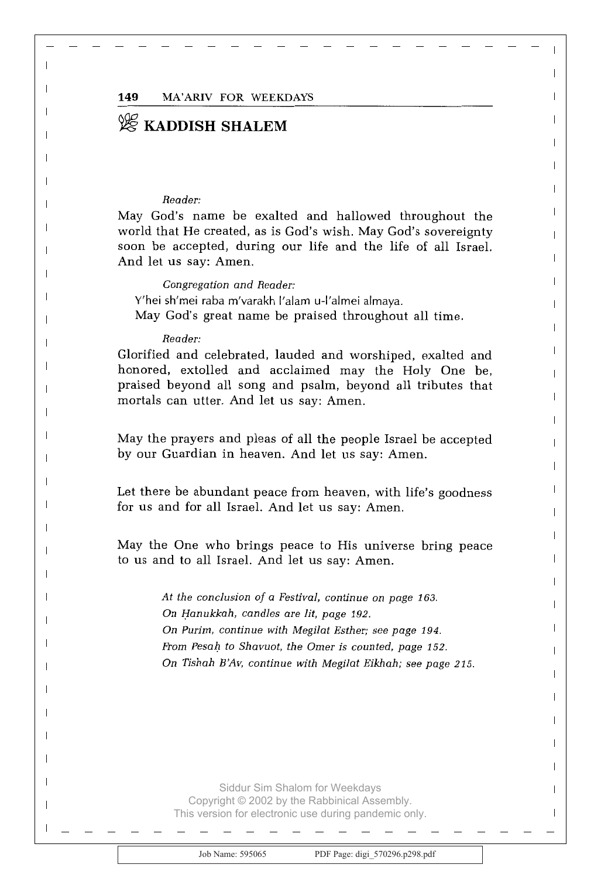## KADDISH SHALEM

*Reader:*

May God's name be exalted and hallowed throughout the world that He created, as is God's wish. May God's sovereignty soon be accepted, during our life and the life of all Israel. And let us say: Amen.

*Congregation and Reader:*

Y'hei sh'mei raba m'varakh l'alam u-l'almei almaya.
May God's great name be praised throughout all time.

*Reader:*

Glorified and celebrated, lauded and worshiped, exalted and honored, extolled and acclaimed may the Holy One be, praised beyond all song and psalm, beyond all tributes that mortals can utter. And let us say: Amen.

May the prayers and pleas of all the people Israel be accepted by our Guardian in heaven. And let us say: Amen.

Let there be abundant peace from heaven, with life's goodness for us and for all Israel. And let us say: Amen.

May the One who brings peace to His universe bring peace to us and to all Israel. And let us say: Amen.

*At the conclusion of a Festival, continue on page 163.*
*On Ḥanukkah, candles are lit, page 192.*
*On Purim, continue with Megilat Esther; see page 194.*
*From Pesaḥ to Shavuot, the Omer is counted, page 152.*
*On Tishah B'Av, continue with Megilat Eikhah; see page 215.*

Siddur Sim Shalom for Weekdays
Copyright © 2002 by the Rabbinical Assembly.
This version for electronic use during pandemic only.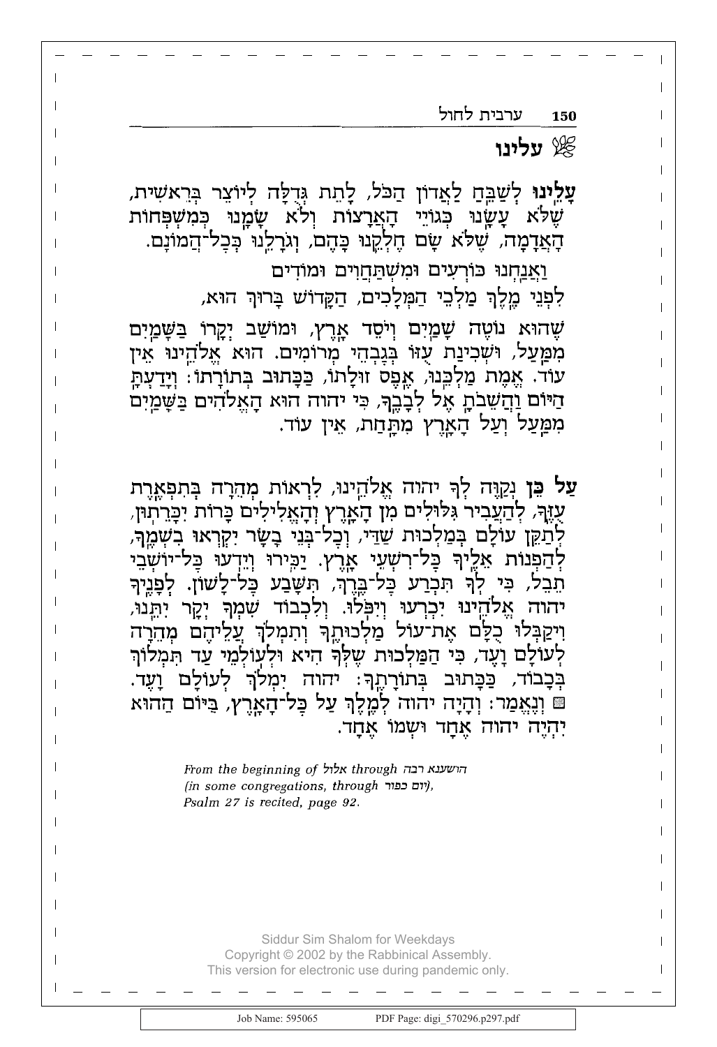## עלינו

**עָלֵינוּ** לְשַׁבֵּחַ לַאֲדוֹן הַכֹּל, לָתֵת גְּדֻלָּה לְיוֹצֵר בְּרֵאשִׁית, שֶׁלֹּא עָשָׂנוּ כְּגוֹיֵי הָאֲרָצוֹת וְלֹא שָׂמָנוּ כְּמִשְׁפְּחוֹת הָאֲדָמָה, שֶׁלֹּא שָׂם חֶלְקֵנוּ כָּהֶם, וְגֹרָלֵנוּ כְּכָל־הֲמוֹנָם.

וַאֲנַחְנוּ כּוֹרְעִים וּמִשְׁתַּחֲוִים וּמוֹדִים
לִפְנֵי מֶלֶךְ מַלְכֵי הַמְּלָכִים, הַקָּדוֹשׁ בָּרוּךְ הוּא,

שֶׁהוּא נוֹטֶה שָׁמַיִם וְיֹסֵד אָרֶץ, וּמוֹשַׁב יְקָרוֹ בַּשָּׁמַיִם מִמַּעַל, וּשְׁכִינַת עֻזּוֹ בְּגָבְהֵי מְרוֹמִים. הוּא אֱלֹהֵינוּ אֵין עוֹד. אֱמֶת מַלְכֵּנוּ, אֶפֶס זוּלָתוֹ, כַּכָּתוּב בְּתוֹרָתוֹ: וְיָדַעְתָּ הַיּוֹם וַהֲשֵׁבֹתָ אֶל לְבָבֶךָ, כִּי יהוה הוּא הָאֱלֹהִים בַּשָּׁמַיִם מִמַּעַל וְעַל הָאָרֶץ מִתָּחַת, אֵין עוֹד.

**עַל כֵּן** נְקַוֶּה לְךָ יהוה אֱלֹהֵינוּ, לִרְאוֹת מְהֵרָה בְּתִפְאֶרֶת עֻזֶּךָ, לְהַעֲבִיר גִּלּוּלִים מִן הָאָרֶץ וְהָאֱלִילִים כָּרוֹת יִכָּרֵתוּן, לְתַקֵּן עוֹלָם בְּמַלְכוּת שַׁדַּי, וְכָל־בְּנֵי בָשָׂר יִקְרְאוּ בִשְׁמֶךָ, לְהַפְנוֹת אֵלֶיךָ כָּל־רִשְׁעֵי אָרֶץ. יַכִּירוּ וְיֵדְעוּ כָּל־יוֹשְׁבֵי תֵבֵל, כִּי לְךָ תִּכְרַע כָּל־בֶּרֶךְ, תִּשָּׁבַע כָּל־לָשׁוֹן. לְפָנֶיךָ יהוה אֱלֹהֵינוּ יִכְרְעוּ וְיִפֹּלוּ. וְלִכְבוֹד שִׁמְךָ יְקָר יִתֵּנוּ, וִיקַבְּלוּ כֻלָּם אֶת־עוֹל מַלְכוּתֶךָ וְתִמְלֹךְ עֲלֵיהֶם מְהֵרָה לְעוֹלָם וָעֶד, כִּי הַמַּלְכוּת שֶׁלְּךָ הִיא וּלְעוֹלְמֵי עַד תִּמְלוֹךְ בְּכָבוֹד, כַּכָּתוּב בְּתוֹרָתֶךָ: יהוה יִמְלֹךְ לְעוֹלָם וָעֶד. ▪ וְנֶאֱמַר: וְהָיָה יהוה לְמֶלֶךְ עַל כָּל־הָאָרֶץ, בַּיּוֹם הַהוּא יִהְיֶה יהוה אֶחָד וּשְׁמוֹ אֶחָד.

*From the beginning of* אלול *through* הושענא רבה *(in some congregations, through* יום כפור*), Psalm 27 is recited, page 92.*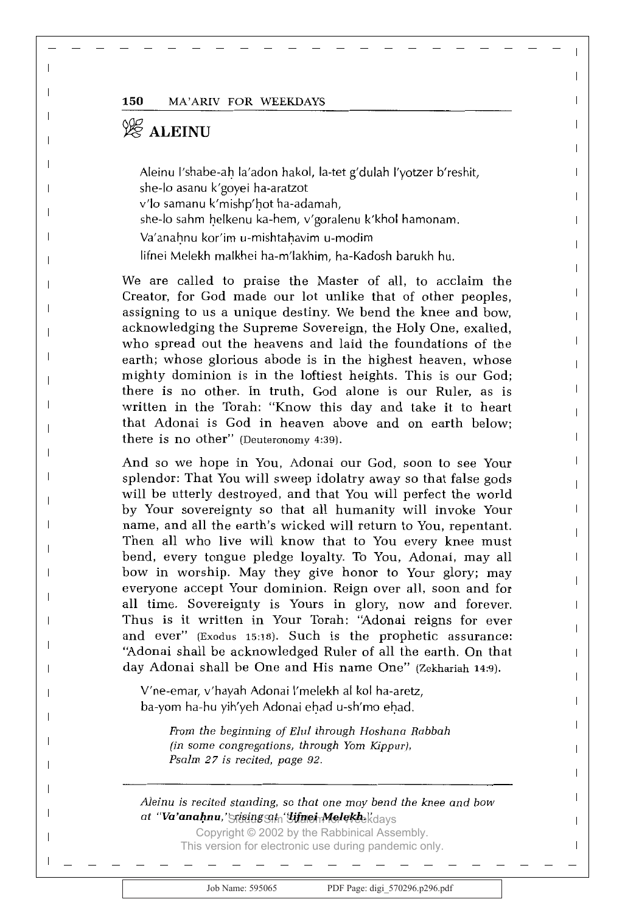# ALEINU

Aleinu l'shabe-aḥ la'adon hakol, la-tet g'dulah l'yotzer b'reshit,
she-lo asanu k'goyei ha-aratzot
v'lo samanu k'mishp'ḥot ha-adamah,
she-lo sahm ḥelkenu ka-hem, v'goralenu k'khol hamonam.
Va'anaḥnu kor'im u-mishtaḥavim u-modim
lifnei Melekh malkhei ha-m'lakhim, ha-Kadosh barukh hu.

We are called to praise the Master of all, to acclaim the Creator, for God made our lot unlike that of other peoples, assigning to us a unique destiny. We bend the knee and bow, acknowledging the Supreme Sovereign, the Holy One, exalted, who spread out the heavens and laid the foundations of the earth; whose glorious abode is in the highest heaven, whose mighty dominion is in the loftiest heights. This is our God; there is no other. In truth, God alone is our Ruler, as is written in the Torah: "Know this day and take it to heart that Adonai is God in heaven above and on earth below; there is no other" (Deuteronomy 4:39).

And so we hope in You, Adonai our God, soon to see Your splendor: That You will sweep idolatry away so that false gods will be utterly destroyed, and that You will perfect the world by Your sovereignty so that all humanity will invoke Your name, and all the earth's wicked will return to You, repentant. Then all who live will know that to You every knee must bend, every tongue pledge loyalty. To You, Adonai, may all bow in worship. May they give honor to Your glory; may everyone accept Your dominion. Reign over all, soon and for all time. Sovereignty is Yours in glory, now and forever. Thus is it written in Your Torah: "Adonai reigns for ever and ever" (Exodus 15:18). Such is the prophetic assurance: "Adonai shall be acknowledged Ruler of all the earth. On that day Adonai shall be One and His name One" (Zekhariah 14:9).

V'ne-emar, v'hayah Adonai l'melekh al kol ha-aretz,
ba-yom ha-hu yih'yeh Adonai eḥad u-sh'mo eḥad.

*From the beginning of Elul through Hoshana Rabbah (in some congregations, through Yom Kippur), Psalm 27 is recited, page 92.*

---

*Aleinu is recited standing, so that one may bend the knee and bow at "**Va'anaḥnu,**" rising at "**lifnei Melekh.**"*

Siddur Sim Shalom for Weekdays
Copyright © 2002 by the Rabbinical Assembly.
This version for electronic use during pandemic only.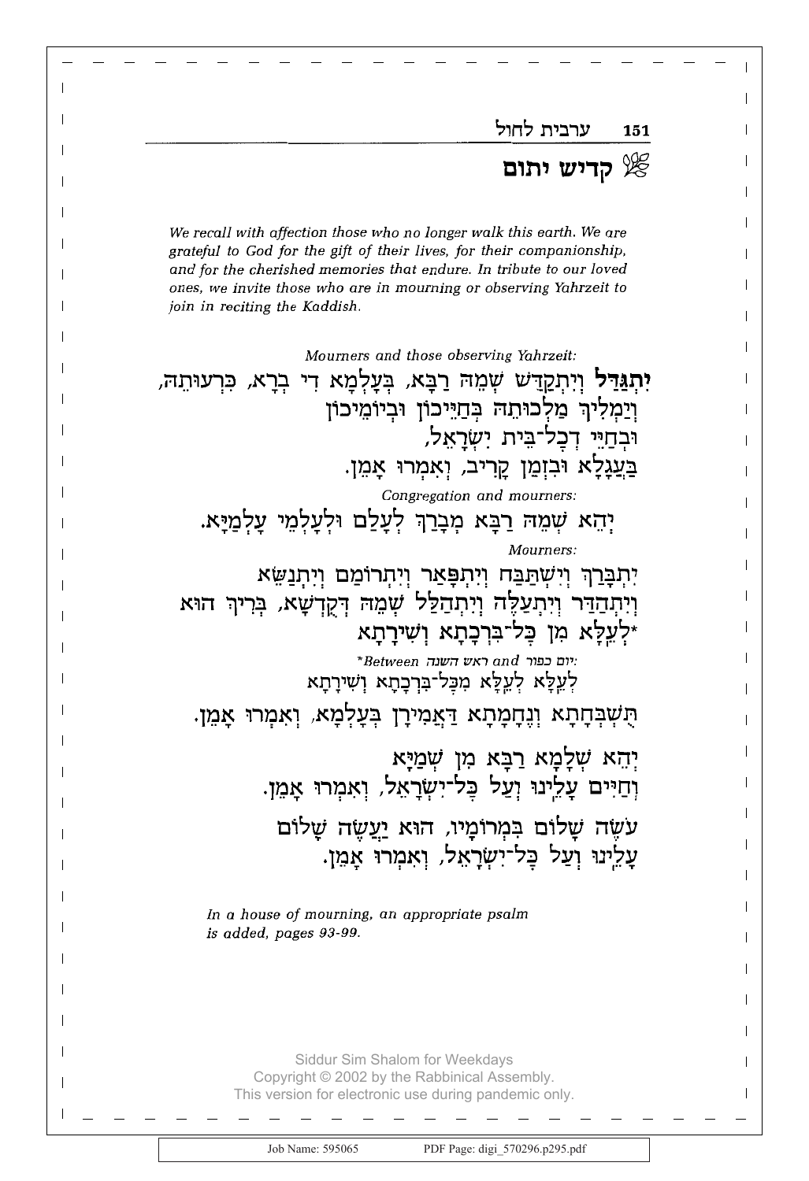## קדיש יתום

*We recall with affection those who no longer walk this earth. We are grateful to God for the gift of their lives, for their companionship, and for the cherished memories that endure. In tribute to our loved ones, we invite those who are in mourning or observing Yahrzeit to join in reciting the Kaddish.*

*Mourners and those observing Yahrzeit:*

**יִתְגַּדַּל** וְיִתְקַדַּשׁ שְׁמֵהּ רַבָּא, בְּעָלְמָא דִּי בְרָא, כִּרְעוּתֵהּ,
וְיַמְלִיךְ מַלְכוּתֵהּ בְּחַיֵּיכוֹן וּבְיוֹמֵיכוֹן
וּבְחַיֵּי דְכָל־בֵּית יִשְׂרָאֵל,
בַּעֲגָלָא וּבִזְמַן קָרִיב, וְאִמְרוּ אָמֵן.

*Congregation and mourners:*

יְהֵא שְׁמֵהּ רַבָּא מְבָרַךְ לְעָלַם וּלְעָלְמֵי עָלְמַיָּא.

*Mourners:*

יִתְבָּרַךְ וְיִשְׁתַּבַּח וְיִתְפָּאַר וְיִתְרוֹמַם וְיִתְנַשֵּׂא
וְיִתְהַדַּר וְיִתְעַלֶּה וְיִתְהַלַּל שְׁמֵהּ דְּקֻדְשָׁא, בְּרִיךְ הוּא
\*לְעֵלָּא מִן כָּל־בִּרְכָתָא וְשִׁירָתָא

*\*Between ראש השנה and יום כפור:*
לְעֵלָּא לְעֵלָּא מִכָּל־בִּרְכָתָא וְשִׁירָתָא

תֻּשְׁבְּחָתָא וְנֶחֱמָתָא דַּאֲמִירָן בְּעָלְמָא, וְאִמְרוּ אָמֵן.

יְהֵא שְׁלָמָא רַבָּא מִן שְׁמַיָּא
וְחַיִּים עָלֵינוּ וְעַל כָּל־יִשְׂרָאֵל, וְאִמְרוּ אָמֵן.

עֹשֶׂה שָׁלוֹם בִּמְרוֹמָיו, הוּא יַעֲשֶׂה שָׁלוֹם
עָלֵינוּ וְעַל כָּל־יִשְׂרָאֵל, וְאִמְרוּ אָמֵן.

*In a house of mourning, an appropriate psalm is added, pages 93-99.*

Siddur Sim Shalom for Weekdays
Copyright © 2002 by the Rabbinical Assembly.
This version for electronic use during pandemic only.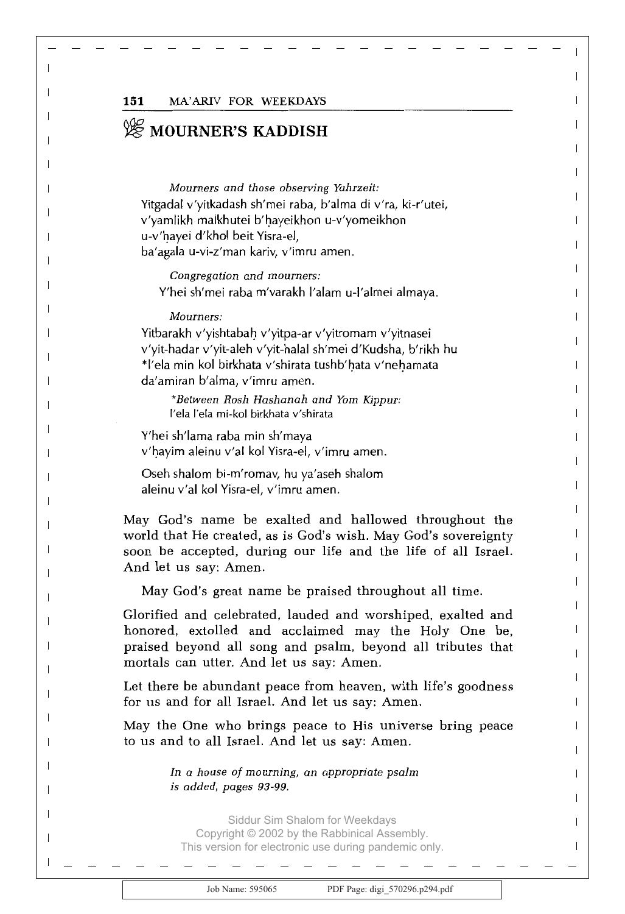# MOURNER'S KADDISH

*Mourners and those observing Yahrzeit:*

Yitgadal v'yitkadash sh'mei raba, b'alma di v'ra, ki-r'utei,
v'yamlikh malkhutei b'ḥayeikhon u-v'yomeikhon
u-v'ḥayei d'khol beit Yisra-el,
ba'agala u-vi-z'man kariv, v'imru amen.

*Congregation and mourners:*

Y'hei sh'mei raba m'varakh l'alam u-l'almei almaya.

*Mourners:*

Yitbarakh v'yishtabaḥ v'yitpa-ar v'yitromam v'yitnasei
v'yit-hadar v'yit-aleh v'yit-halal sh'mei d'Kudsha, b'rikh hu
*l'ela min kol birkhata v'shirata tushb'ḥata v'neḥamata
da'amiran b'alma, v'imru amen.

*\*Between Rosh Hashanah and Yom Kippur:*
l'ela l'ela mi-kol birkhata v'shirata

Y'hei sh'lama raba min sh'maya
v'ḥayim aleinu v'al kol Yisra-el, v'imru amen.

Oseh shalom bi-m'romav, hu ya'aseh shalom
aleinu v'al kol Yisra-el, v'imru amen.

May God's name be exalted and hallowed throughout the world that He created, as is God's wish. May God's sovereignty soon be accepted, during our life and the life of all Israel. And let us say: Amen.

May God's great name be praised throughout all time.

Glorified and celebrated, lauded and worshiped, exalted and honored, extolled and acclaimed may the Holy One be, praised beyond all song and psalm, beyond all tributes that mortals can utter. And let us say: Amen.

Let there be abundant peace from heaven, with life's goodness for us and for all Israel. And let us say: Amen.

May the One who brings peace to His universe bring peace to us and to all Israel. And let us say: Amen.

*In a house of mourning, an appropriate psalm is added, pages 93-99.*

Siddur Sim Shalom for Weekdays
Copyright © 2002 by the Rabbinical Assembly.
This version for electronic use during pandemic only.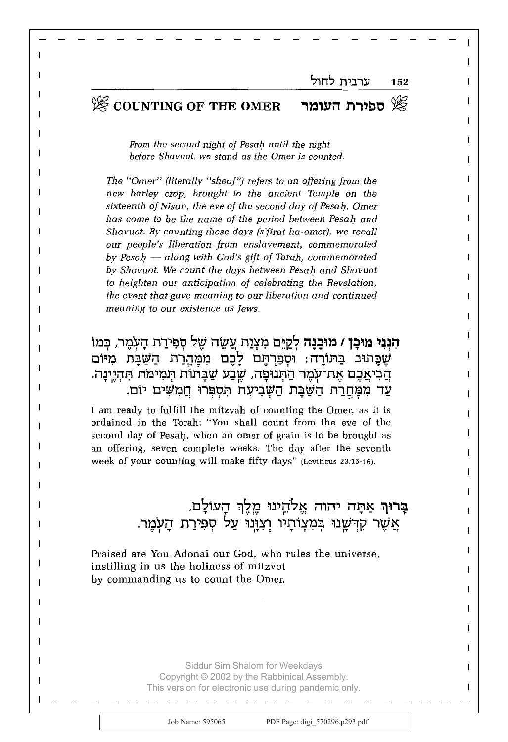## COUNTING OF THE OMER — ספירת העומר

*From the second night of Pesaḥ until the night before Shavuot, we stand as the Omer is counted.*

*The "Omer" (literally "sheaf") refers to an offering from the new barley crop, brought to the ancient Temple on the sixteenth of Nisan, the eve of the second day of Pesaḥ. Omer has come to be the name of the period between Pesaḥ and Shavuot. By counting these days (s'firat ha-omer), we recall our people's liberation from enslavement, commemorated by Pesaḥ — along with God's gift of Torah, commemorated by Shavuot. We count the days between Pesaḥ and Shavuot to heighten our anticipation of celebrating the Revelation, the event that gave meaning to our liberation and continued meaning to our existence as Jews.*

**הִנְנִי מוּכָן / מוּכָנָה** לְקַיֵּם מִצְוַת עֲשֵׂה שֶׁל סְפִירַת הָעֹמֶר, כְּמוֹ שֶׁכָּתוּב בַּתּוֹרָה: וּסְפַרְתֶּם לָכֶם מִמָּחֳרַת הַשַּׁבָּת מִיּוֹם הֲבִיאֲכֶם אֶת־עֹמֶר הַתְּנוּפָה, שֶׁבַע שַׁבָּתוֹת תְּמִימֹת תִּהְיֶינָה. עַד מִמָּחֳרַת הַשַּׁבָּת הַשְּׁבִיעִת תִּסְפְּרוּ חֲמִשִּׁים יוֹם.

I am ready to fulfill the mitzvah of counting the Omer, as it is ordained in the Torah: "You shall count from the eve of the second day of Pesaḥ, when an omer of grain is to be brought as an offering, seven complete weeks. The day after the seventh week of your counting will make fifty days" (Leviticus 23:15-16).

**בָּרוּךְ** אַתָּה יהוה אֱלֹהֵינוּ מֶלֶךְ הָעוֹלָם,
אֲשֶׁר קִדְּשָׁנוּ בְּמִצְוֹתָיו וְצִוָּנוּ עַל סְפִירַת הָעֹמֶר.

Praised are You Adonai our God, who rules the universe,
instilling in us the holiness of mitzvot
by commanding us to count the Omer.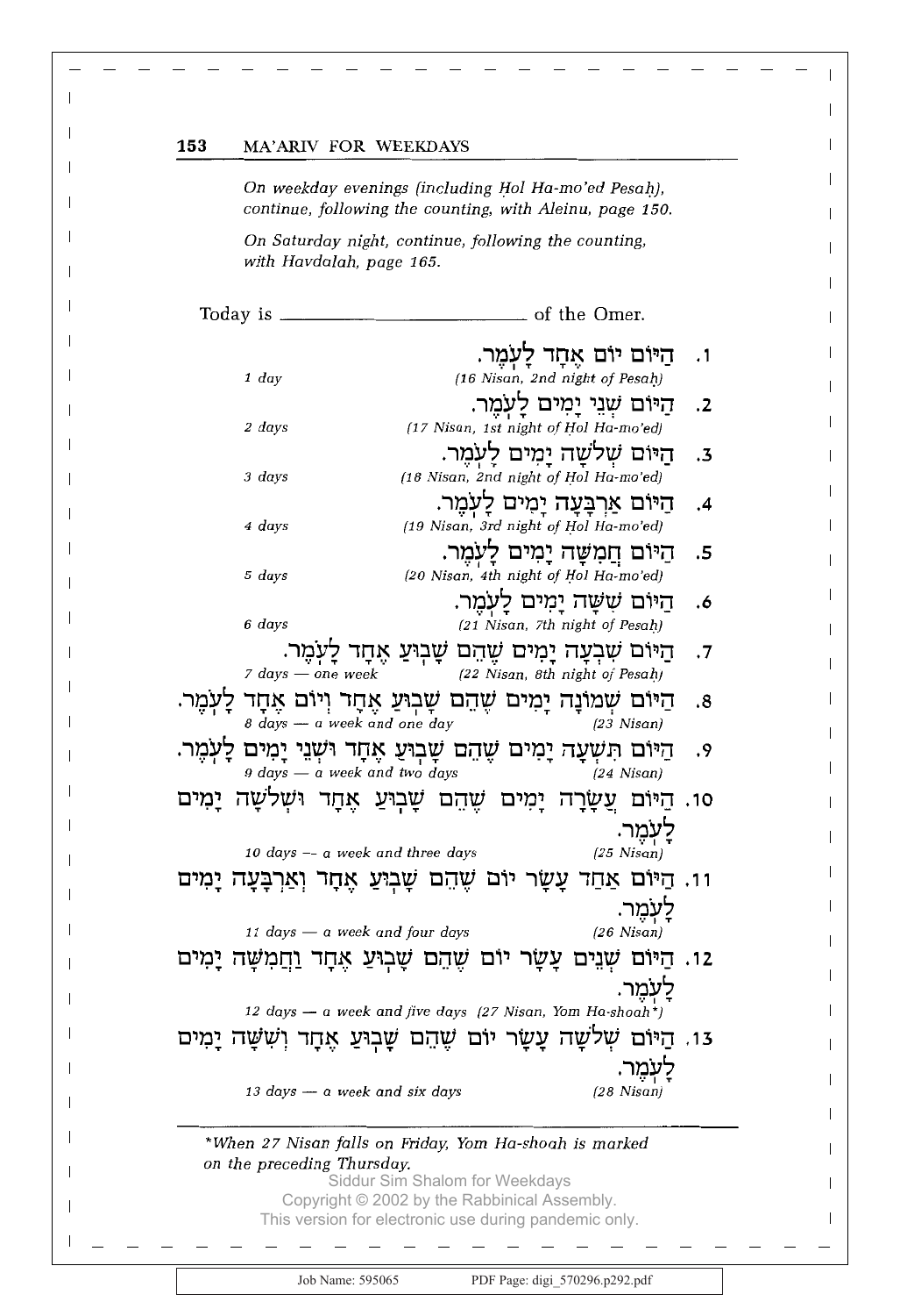*On weekday evenings (including Ḥol Ha-mo'ed Pesaḥ), continue, following the counting, with Aleinu, page 150.*

*On Saturday night, continue, following the counting, with Havdalah, page 165.*

Today is ______________________ of the Omer.

1. הַיּוֹם יוֹם אֶחָד לָעֹֽמֶר.
*1 day* — *(16 Nisan, 2nd night of Pesaḥ)*

2. הַיּוֹם שְׁנֵי יָמִים לָעֹֽמֶר.
*2 days* — *(17 Nisan, 1st night of Ḥol Ha-mo'ed)*

3. הַיּוֹם שְׁלשָׁה יָמִים לָעֹֽמֶר.
*3 days* — *(18 Nisan, 2nd night of Ḥol Ha-mo'ed)*

4. הַיּוֹם אַרְבָּעָה יָמִים לָעֹֽמֶר.
*4 days* — *(19 Nisan, 3rd night of Ḥol Ha-mo'ed)*

5. הַיּוֹם חֲמִשָּׁה יָמִים לָעֹֽמֶר.
*5 days* — *(20 Nisan, 4th night of Ḥol Ha-mo'ed)*

6. הַיּוֹם שִׁשָּׁה יָמִים לָעֹֽמֶר.
*6 days* — *(21 Nisan, 7th night of Pesaḥ)*

7. הַיּוֹם שִׁבְעָה יָמִים שֶׁהֵם שָׁבֽוּעַ אֶחָד לָעֹֽמֶר.
*7 days — one week* — *(22 Nisan, 8th night of Pesaḥ)*

8. הַיּוֹם שְׁמוֹנָה יָמִים שֶׁהֵם שָׁבֽוּעַ אֶחָד וְיוֹם אֶחָד לָעֹֽמֶר.
*8 days — a week and one day* — *(23 Nisan)*

9. הַיּוֹם תִּשְׁעָה יָמִים שֶׁהֵם שָׁבֽוּעַ אֶחָד וּשְׁנֵי יָמִים לָעֹֽמֶר.
*9 days — a week and two days* — *(24 Nisan)*

10. הַיּוֹם עֲשָׂרָה יָמִים שֶׁהֵם שָׁבֽוּעַ אֶחָד וּשְׁלשָׁה יָמִים לָעֹֽמֶר.
*10 days — a week and three days* — *(25 Nisan)*

11. הַיּוֹם אַחַד עָשָׂר יוֹם שֶׁהֵם שָׁבֽוּעַ אֶחָד וְאַרְבָּעָה יָמִים לָעֹֽמֶר.
*11 days — a week and four days* — *(26 Nisan)*

12. הַיּוֹם שְׁנֵים עָשָׂר יוֹם שֶׁהֵם שָׁבֽוּעַ אֶחָד וַחֲמִשָּׁה יָמִים לָעֹֽמֶר.
*12 days — a week and five days* — *(27 Nisan, Yom Ha-shoah\*)*

13. הַיּוֹם שְׁלשָׁה עָשָׂר יוֹם שֶׁהֵם שָׁבֽוּעַ אֶחָד וְשִׁשָּׁה יָמִים לָעֹֽמֶר.
*13 days — a week and six days* — *(28 Nisan)*

---

*\*When 27 Nisan falls on Friday, Yom Ha-shoah is marked on the preceding Thursday.*

Siddur Sim Shalom for Weekdays
Copyright © 2002 by the Rabbinical Assembly.
This version for electronic use during pandemic only.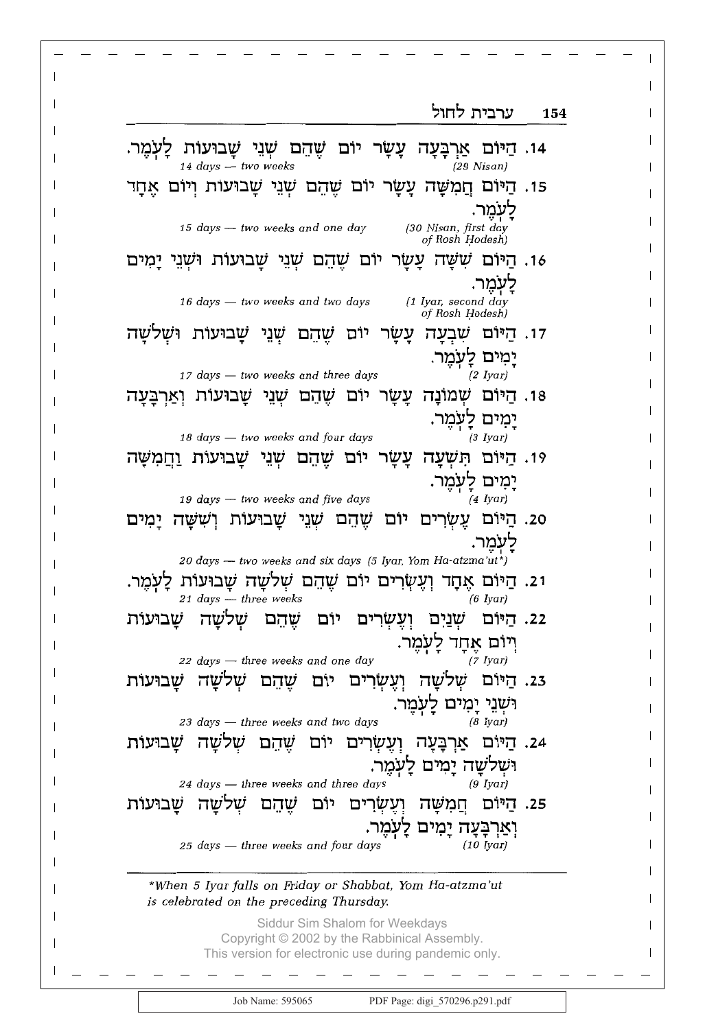14. הַיּוֹם אַרְבָּעָה עָשָׂר יוֹם שֶׁהֵם שְׁנֵי שָׁבוּעוֹת לָעֹמֶר.

*14 days — two weeks* *(29 Nisan)*

15. הַיּוֹם חֲמִשָּׁה עָשָׂר יוֹם שֶׁהֵם שְׁנֵי שָׁבוּעוֹת וְיוֹם אֶחָד לָעֹמֶר.

*15 days — two weeks and one day* *(30 Nisan, first day of Rosh Ḥodesh)*

16. הַיּוֹם שִׁשָּׁה עָשָׂר יוֹם שֶׁהֵם שְׁנֵי שָׁבוּעוֹת וּשְׁנֵי יָמִים לָעֹמֶר.

*16 days — two weeks and two days* *(1 Iyar, second day of Rosh Ḥodesh)*

17. הַיּוֹם שִׁבְעָה עָשָׂר יוֹם שֶׁהֵם שְׁנֵי שָׁבוּעוֹת וּשְׁלֹשָׁה יָמִים לָעֹמֶר.

*17 days — two weeks and three days* *(2 Iyar)*

18. הַיּוֹם שְׁמוֹנָה עָשָׂר יוֹם שֶׁהֵם שְׁנֵי שָׁבוּעוֹת וְאַרְבָּעָה יָמִים לָעֹמֶר.

*18 days — two weeks and four days* *(3 Iyar)*

19. הַיּוֹם תִּשְׁעָה עָשָׂר יוֹם שֶׁהֵם שְׁנֵי שָׁבוּעוֹת וַחֲמִשָּׁה יָמִים לָעֹמֶר.

*19 days — two weeks and five days* *(4 Iyar)*

20. הַיּוֹם עֶשְׂרִים יוֹם שֶׁהֵם שְׁנֵי שָׁבוּעוֹת וְשִׁשָּׁה יָמִים לָעֹמֶר.

*20 days — two weeks and six days (5 Iyar, Yom Ha-atzma'ut\*)*

21. הַיּוֹם אֶחָד וְעֶשְׂרִים יוֹם שֶׁהֵם שְׁלֹשָׁה שָׁבוּעוֹת לָעֹמֶר.

*21 days — three weeks* *(6 Iyar)*

22. הַיּוֹם שְׁנַיִם וְעֶשְׂרִים יוֹם שֶׁהֵם שְׁלֹשָׁה שָׁבוּעוֹת וְיוֹם אֶחָד לָעֹמֶר.

*22 days — three weeks and one day* *(7 Iyar)*

23. הַיּוֹם שְׁלֹשָׁה וְעֶשְׂרִים יוֹם שֶׁהֵם שְׁלֹשָׁה שָׁבוּעוֹת וּשְׁנֵי יָמִים לָעֹמֶר.

*23 days — three weeks and two days* *(8 Iyar)*

24. הַיּוֹם אַרְבָּעָה וְעֶשְׂרִים יוֹם שֶׁהֵם שְׁלֹשָׁה שָׁבוּעוֹת וּשְׁלֹשָׁה יָמִים לָעֹמֶר.

*24 days — three weeks and three days* *(9 Iyar)*

25. הַיּוֹם חֲמִשָּׁה וְעֶשְׂרִים יוֹם שֶׁהֵם שְׁלֹשָׁה שָׁבוּעוֹת וְאַרְבָּעָה יָמִים לָעֹמֶר.

*25 days — three weeks and four days* *(10 Iyar)*

---

*\*When 5 Iyar falls on Friday or Shabbat, Yom Ha-atzma'ut is celebrated on the preceding Thursday.*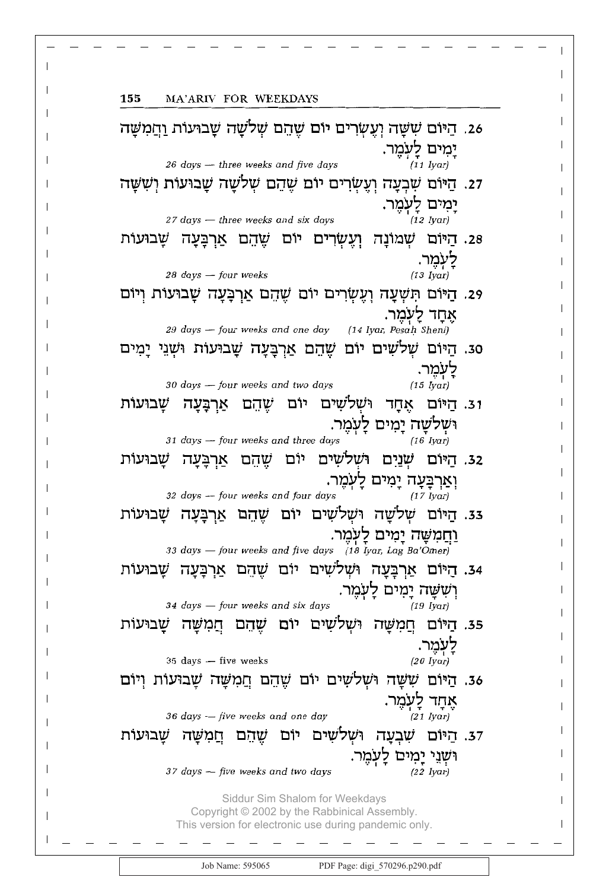26. הַיּוֹם שִׁשָּׁה וְעֶשְׂרִים יוֹם שֶׁהֵם שְׁלֹשָׁה שָׁבוּעוֹת וַחֲמִשָּׁה יָמִים לָעֹמֶר.

26 days — three weeks and five days (11 Iyar)

27. הַיּוֹם שִׁבְעָה וְעֶשְׂרִים יוֹם שֶׁהֵם שְׁלֹשָׁה שָׁבוּעוֹת וְשִׁשָּׁה יָמִים לָעֹמֶר.

27 days — three weeks and six days (12 Iyar)

28. הַיּוֹם שְׁמוֹנָה וְעֶשְׂרִים יוֹם שֶׁהֵם אַרְבָּעָה שָׁבוּעוֹת לָעֹמֶר.

28 days — four weeks (13 Iyar)

29. הַיּוֹם תִּשְׁעָה וְעֶשְׂרִים יוֹם שֶׁהֵם אַרְבָּעָה שָׁבוּעוֹת וְיוֹם אֶחָד לָעֹמֶר.

29 days — four weeks and one day (14 Iyar, Pesaḥ Sheni)

30. הַיּוֹם שְׁלֹשִׁים יוֹם שֶׁהֵם אַרְבָּעָה שָׁבוּעוֹת וּשְׁנֵי יָמִים לָעֹמֶר.

30 days — four weeks and two days (15 Iyar)

31. הַיּוֹם אֶחָד וּשְׁלֹשִׁים יוֹם שֶׁהֵם אַרְבָּעָה שָׁבוּעוֹת וּשְׁלֹשָׁה יָמִים לָעֹמֶר.

31 days — four weeks and three days (16 Iyar)

32. הַיּוֹם שְׁנַיִם וּשְׁלֹשִׁים יוֹם שֶׁהֵם אַרְבָּעָה שָׁבוּעוֹת וְאַרְבָּעָה יָמִים לָעֹמֶר.

32 days — four weeks and four days (17 Iyar)

33. הַיּוֹם שְׁלֹשָׁה וּשְׁלֹשִׁים יוֹם שֶׁהֵם אַרְבָּעָה שָׁבוּעוֹת וַחֲמִשָּׁה יָמִים לָעֹמֶר.

33 days — four weeks and five days (18 Iyar, Lag Ba'Omer)

34. הַיּוֹם אַרְבָּעָה וּשְׁלֹשִׁים יוֹם שֶׁהֵם אַרְבָּעָה שָׁבוּעוֹת וְשִׁשָּׁה יָמִים לָעֹמֶר.

34 days — four weeks and six days (19 Iyar)

35. הַיּוֹם חֲמִשָּׁה וּשְׁלֹשִׁים יוֹם שֶׁהֵם חֲמִשָּׁה שָׁבוּעוֹת לָעֹמֶר.

35 days — five weeks (20 Iyar)

36. הַיּוֹם שִׁשָּׁה וּשְׁלֹשִׁים יוֹם שֶׁהֵם חֲמִשָּׁה שָׁבוּעוֹת וְיוֹם אֶחָד לָעֹמֶר.

36 days — five weeks and one day (21 Iyar)

37. הַיּוֹם שִׁבְעָה וּשְׁלֹשִׁים יוֹם שֶׁהֵם חֲמִשָּׁה שָׁבוּעוֹת וּשְׁנֵי יָמִים לָעֹמֶר.

37 days — five weeks and two days (22 Iyar)

Siddur Sim Shalom for Weekdays
Copyright © 2002 by the Rabbinical Assembly.
This version for electronic use during pandemic only.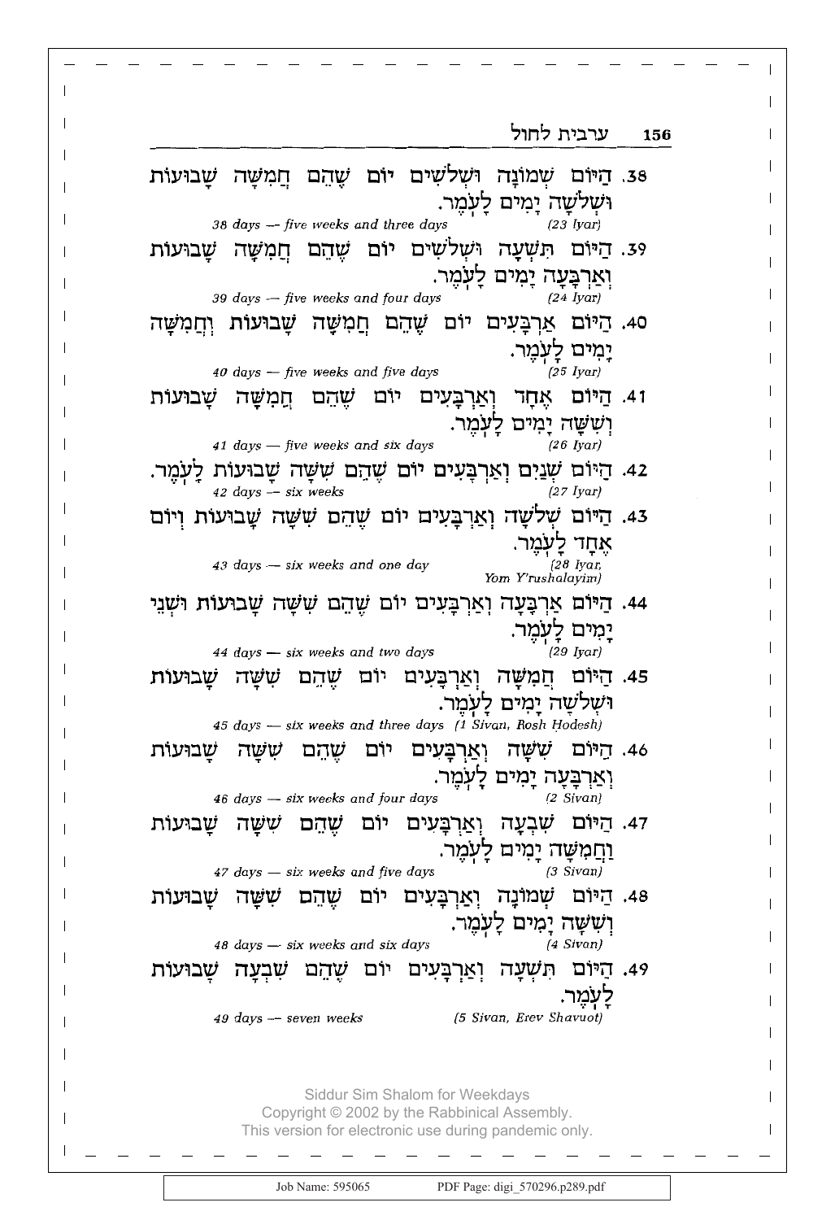38. הַיּוֹם שְׁמוֹנָה וּשְׁלֹשִׁים יוֹם שֶׁהֵם חֲמִשָּׁה שָׁבוּעוֹת וּשְׁלֹשָׁה יָמִים לָעֹמֶר.

*38 days — five weeks and three days* (23 Iyar)

39. הַיּוֹם תִּשְׁעָה וּשְׁלֹשִׁים יוֹם שֶׁהֵם חֲמִשָּׁה שָׁבוּעוֹת וְאַרְבָּעָה יָמִים לָעֹמֶר.

*39 days — five weeks and four days* (24 Iyar)

40. הַיּוֹם אַרְבָּעִים יוֹם שֶׁהֵם חֲמִשָּׁה שָׁבוּעוֹת וַחֲמִשָּׁה יָמִים לָעֹמֶר.

*40 days — five weeks and five days* (25 Iyar)

41. הַיּוֹם אֶחָד וְאַרְבָּעִים יוֹם שֶׁהֵם חֲמִשָּׁה שָׁבוּעוֹת וְשִׁשָּׁה יָמִים לָעֹמֶר.

*41 days — five weeks and six days* (26 Iyar)

42. הַיּוֹם שְׁנַיִם וְאַרְבָּעִים יוֹם שֶׁהֵם שִׁשָּׁה שָׁבוּעוֹת לָעֹמֶר.

*42 days — six weeks* (27 Iyar)

43. הַיּוֹם שְׁלֹשָׁה וְאַרְבָּעִים יוֹם שֶׁהֵם שִׁשָּׁה שָׁבוּעוֹת וְיוֹם אֶחָד לָעֹמֶר.

*43 days — six weeks and one day* (28 Iyar, Yom Y'rushalayim)

44. הַיּוֹם אַרְבָּעָה וְאַרְבָּעִים יוֹם שֶׁהֵם שִׁשָּׁה שָׁבוּעוֹת וּשְׁנֵי יָמִים לָעֹמֶר.

*44 days — six weeks and two days* (29 Iyar)

45. הַיּוֹם חֲמִשָּׁה וְאַרְבָּעִים יוֹם שֶׁהֵם שִׁשָּׁה שָׁבוּעוֹת וּשְׁלֹשָׁה יָמִים לָעֹמֶר.

*45 days — six weeks and three days* (1 Sivan, Rosh Hodesh)

46. הַיּוֹם שִׁשָּׁה וְאַרְבָּעִים יוֹם שֶׁהֵם שִׁשָּׁה שָׁבוּעוֹת וְאַרְבָּעָה יָמִים לָעֹמֶר.

*46 days — six weeks and four days* (2 Sivan)

47. הַיּוֹם שִׁבְעָה וְאַרְבָּעִים יוֹם שֶׁהֵם שִׁשָּׁה שָׁבוּעוֹת וַחֲמִשָּׁה יָמִים לָעֹמֶר.

*47 days — six weeks and five days* (3 Sivan)

48. הַיּוֹם שְׁמוֹנָה וְאַרְבָּעִים יוֹם שֶׁהֵם שִׁשָּׁה שָׁבוּעוֹת וְשִׁשָּׁה יָמִים לָעֹמֶר.

*48 days — six weeks and six days* (4 Sivan)

49. הַיּוֹם תִּשְׁעָה וְאַרְבָּעִים יוֹם שֶׁהֵם שִׁבְעָה שָׁבוּעוֹת לָעֹמֶר.

*49 days — seven weeks* (5 Sivan, Erev Shavuot)

Siddur Sim Shalom for Weekdays
Copyright © 2002 by the Rabbinical Assembly.
This version for electronic use during pandemic only.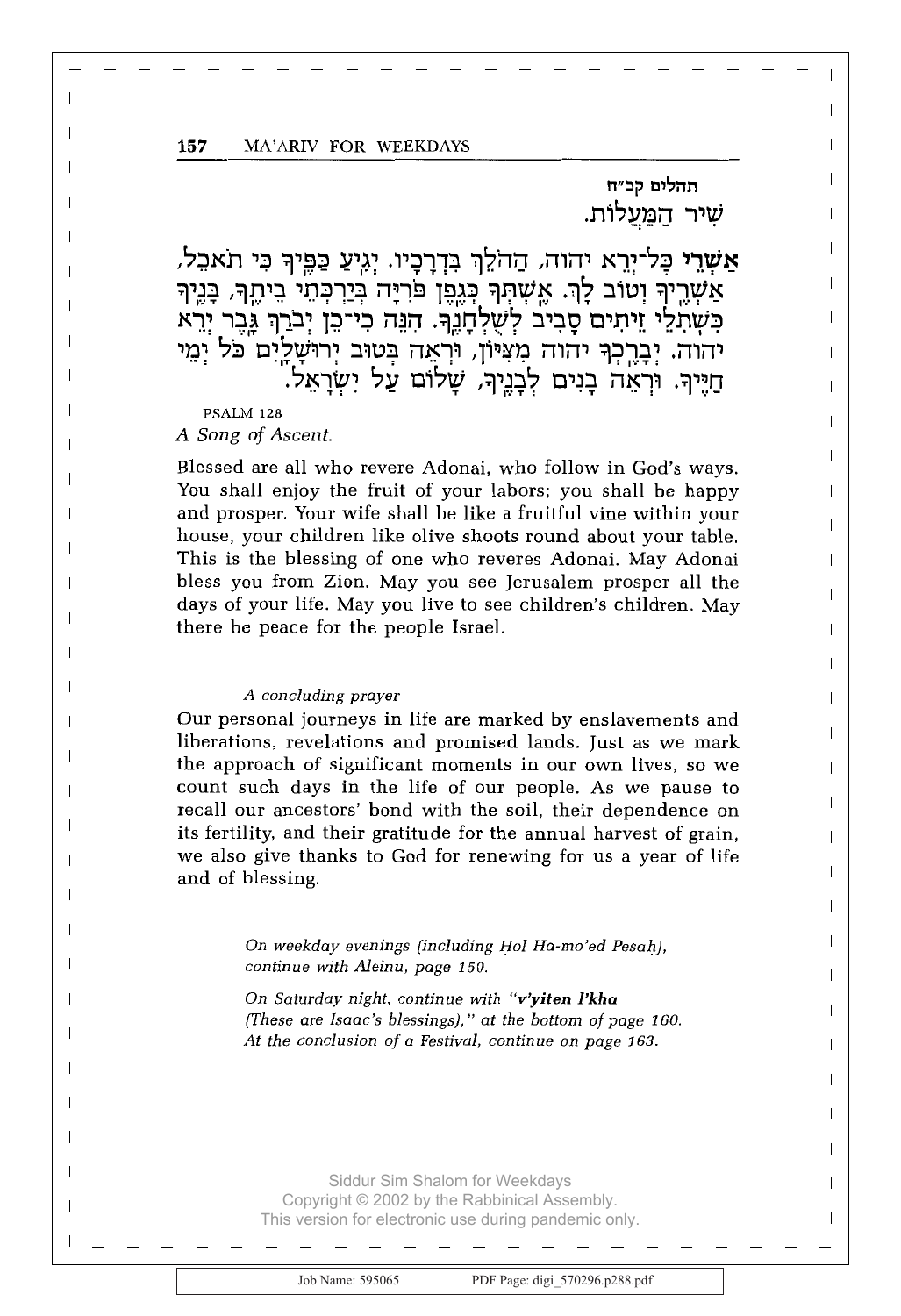תהלים קכ״ח
שִׁיר הַמַּעֲלוֹת.

**אַשְׁרֵי** כָּל־יְרֵא יהוה, הַהֹלֵךְ בִּדְרָכָיו. יְגִיעַ כַּפֶּיךָ כִּי תֹאכֵל, אַשְׁרֶיךָ וְטוֹב לָךְ. אֶשְׁתְּךָ כְּגֶפֶן פֹּרִיָּה בְּיַרְכְּתֵי בֵיתֶךָ, בָּנֶיךָ כִּשְׁתִלֵי זֵיתִים סָבִיב לְשֻׁלְחָנֶךָ. הִנֵּה כִי־כֵן יְבֹרַךְ גָּבֶר יְרֵא יהוה. יְבָרֶכְךָ יהוה מִצִּיּוֹן, וּרְאֵה בְּטוּב יְרוּשָׁלָיִם כֹּל יְמֵי חַיֶּיךָ. וּרְאֵה בָנִים לְבָנֶיךָ, שָׁלוֹם עַל יִשְׂרָאֵל.

PSALM 128

*A Song of Ascent.*

Blessed are all who revere Adonai, who follow in God's ways. You shall enjoy the fruit of your labors; you shall be happy and prosper. Your wife shall be like a fruitful vine within your house, your children like olive shoots round about your table. This is the blessing of one who reveres Adonai. May Adonai bless you from Zion. May you see Jerusalem prosper all the days of your life. May you live to see children's children. May there be peace for the people Israel.

*A concluding prayer*

Our personal journeys in life are marked by enslavements and liberations, revelations and promised lands. Just as we mark the approach of significant moments in our own lives, so we count such days in the life of our people. As we pause to recall our ancestors' bond with the soil, their dependence on its fertility, and their gratitude for the annual harvest of grain, we also give thanks to God for renewing for us a year of life and of blessing.

*On weekday evenings (including Ḥol Ha-mo'ed Pesaḥ), continue with Aleinu, page 150.*

*On Saturday night, continue with "v'yiten l'kha (These are Isaac's blessings)," at the bottom of page 160. At the conclusion of a Festival, continue on page 163.*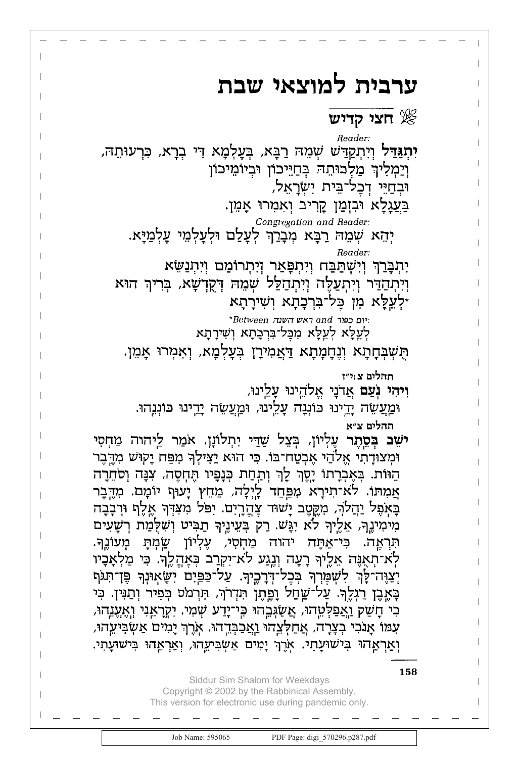# ערבית למוצאי שבת

## חצי קדיש

*Reader:*

**יִתְגַּדַּל** וְיִתְקַדַּשׁ שְׁמֵהּ רַבָּא, בְּעָלְמָא דִּי בְרָא, כִּרְעוּתֵהּ,
וְיַמְלִיךְ מַלְכוּתֵהּ בְּחַיֵּיכוֹן וּבְיוֹמֵיכוֹן
וּבְחַיֵּי דְכָל־בֵּית יִשְׂרָאֵל,
בַּעֲגָלָא וּבִזְמַן קָרִיב וְאִמְרוּ אָמֵן.

*Congregation and Reader:*

יְהֵא שְׁמֵהּ רַבָּא מְבָרַךְ לְעָלַם וּלְעָלְמֵי עָלְמַיָּא.

*Reader:*

יִתְבָּרַךְ וְיִשְׁתַּבַּח וְיִתְפָּאַר וְיִתְרוֹמַם וְיִתְנַשֵּׂא
וְיִתְהַדַּר וְיִתְעַלֶּה וְיִתְהַלַּל שְׁמֵהּ דְּקֻדְשָׁא, בְּרִיךְ הוּא
*לְעֵלָּא מִן כָּל־בִּרְכָתָא וְשִׁירָתָא

**Between ראש השנה and יום כפור:*
לְעֵלָּא לְעֵלָּא מִכָּל־בִּרְכָתָא וְשִׁירָתָא

תֻּשְׁבְּחָתָא וְנֶחָמָתָא דַּאֲמִירָן בְּעָלְמָא, וְאִמְרוּ אָמֵן.

**תהלים צ:י״ז**

**וִיהִי נֹעַם** אֲדֹנָי אֱלֹהֵינוּ עָלֵינוּ,
וּמַעֲשֵׂה יָדֵינוּ כּוֹנְנָה עָלֵינוּ, וּמַעֲשֵׂה יָדֵינוּ כּוֹנְנֵהוּ.

**תהלים צ״א**

**יֹשֵׁב בְּסֵתֶר** עֶלְיוֹן, בְּצֵל שַׁדַּי יִתְלוֹנָן. אֹמַר לַיהוה מַחְסִי וּמְצוּדָתִי אֱלֹהַי אֶבְטַח־בּוֹ. כִּי הוּא יַצִּילְךָ מִפַּח יָקוּשׁ מִדֶּבֶר הַוּוֹת. בְּאֶבְרָתוֹ יָסֶךְ לָךְ וְתַחַת כְּנָפָיו תֶּחְסֶה, צִנָּה וְסֹחֵרָה אֲמִתּוֹ. לֹא־תִירָא מִפַּחַד לָיְלָה, מֵחֵץ יָעוּף יוֹמָם. מִדֶּבֶר בָּאֹפֶל יַהֲלֹךְ, מִקֶּטֶב יָשׁוּד צָהֳרָיִם. יִפֹּל מִצִּדְּךָ אֶלֶף וּרְבָבָה מִימִינֶךָ, אֵלֶיךָ לֹא יִגָּשׁ. רַק בְּעֵינֶיךָ תַבִּיט וְשִׁלֻּמַת רְשָׁעִים תִּרְאֶה. כִּי־אַתָּה יהוה מַחְסִי, עֶלְיוֹן שַׂמְתָּ מְעוֹנֶךָ. לֹא־תְאֻנֶּה אֵלֶיךָ רָעָה וְנֶגַע לֹא־יִקְרַב בְּאָהֳלֶךָ. כִּי מַלְאָכָיו יְצַוֶּה־לָּךְ לִשְׁמָרְךָ בְּכָל־דְּרָכֶיךָ. עַל־כַּפַּיִם יִשָּׂאוּנְךָ פֶּן־תִּגֹּף בָּאֶבֶן רַגְלֶךָ. עַל־שַׁחַל וָפֶתֶן תִּדְרֹךְ, תִּרְמֹס כְּפִיר וְתַנִּין. כִּי בִי חָשַׁק וַאֲפַלְּטֵהוּ, אֲשַׂגְּבֵהוּ כִּי־יָדַע שְׁמִי. יִקְרָאֵנִי וְאֶעֱנֵהוּ, עִמּוֹ אָנֹכִי בְצָרָה, אֲחַלְּצֵהוּ וַאֲכַבְּדֵהוּ. אֹרֶךְ יָמִים אַשְׂבִּיעֵהוּ, וְאַרְאֵהוּ בִּישׁוּעָתִי. אֹרֶךְ יָמִים אַשְׂבִּיעֵהוּ, וְאַרְאֵהוּ בִּישׁוּעָתִי.

Siddur Sim Shalom for Weekdays
Copyright © 2002 by the Rabbinical Assembly.
This version for electronic use during pandemic only.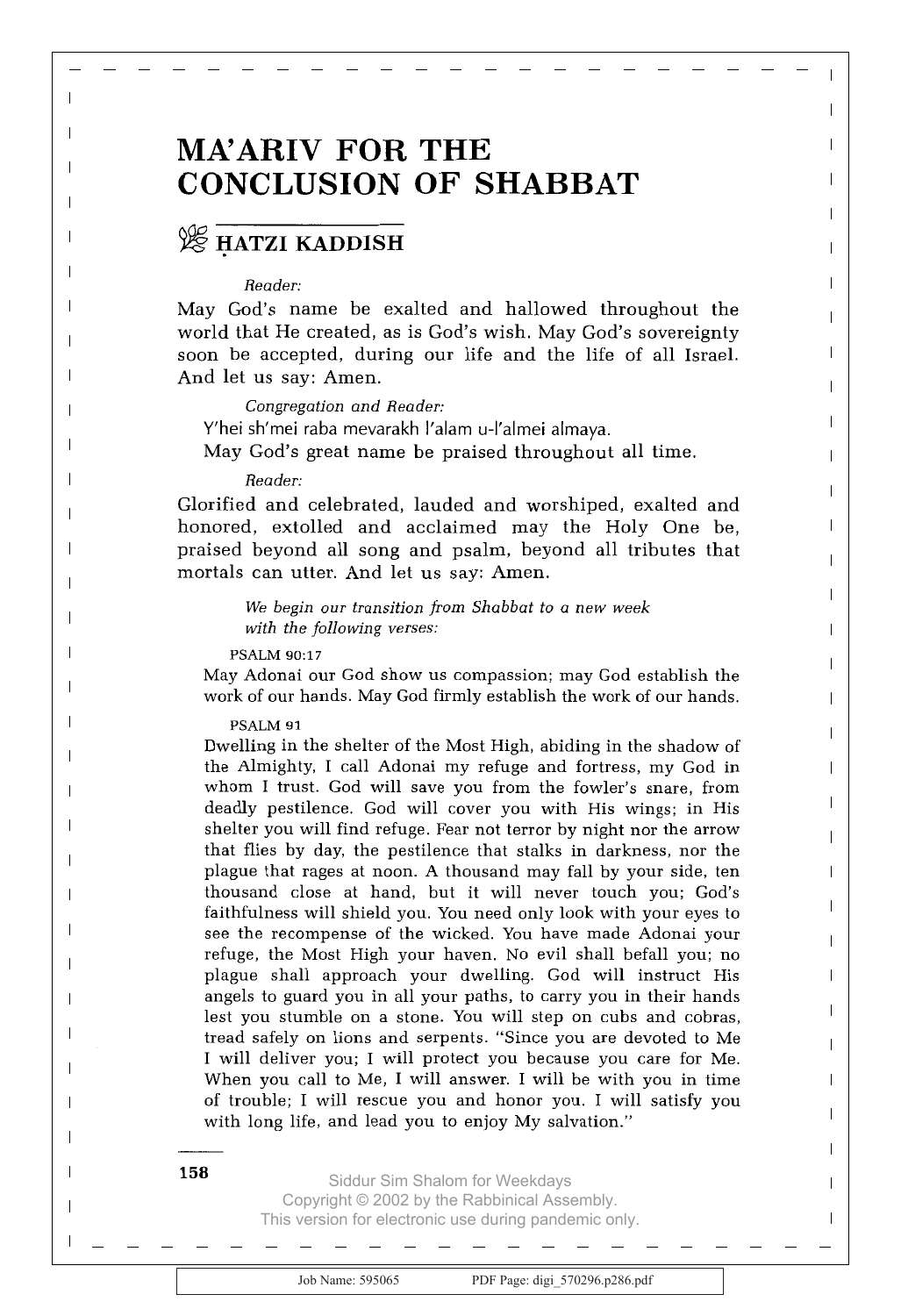// MA'ARIV FOR THE CONCLUSION OF SHABBAT

## ḤATZI KADDISH

*Reader:*

May God's name be exalted and hallowed throughout the world that He created, as is God's wish. May God's sovereignty soon be accepted, during our life and the life of all Israel. And let us say: Amen.

*Congregation and Reader:*

Y'hei sh'mei raba mevarakh l'alam u-l'almei almaya.
May God's great name be praised throughout all time.

*Reader:*

Glorified and celebrated, lauded and worshiped, exalted and honored, extolled and acclaimed may the Holy One be, praised beyond all song and psalm, beyond all tributes that mortals can utter. And let us say: Amen.

*We begin our transition from Shabbat to a new week with the following verses:*

PSALM 90:17

May Adonai our God show us compassion; may God establish the work of our hands. May God firmly establish the work of our hands.

PSALM 91

Dwelling in the shelter of the Most High, abiding in the shadow of the Almighty, I call Adonai my refuge and fortress, my God in whom I trust. God will save you from the fowler's snare, from deadly pestilence. God will cover you with His wings; in His shelter you will find refuge. Fear not terror by night nor the arrow that flies by day, the pestilence that stalks in darkness, nor the plague that rages at noon. A thousand may fall by your side, ten thousand close at hand, but it will never touch you; God's faithfulness will shield you. You need only look with your eyes to see the recompense of the wicked. You have made Adonai your refuge, the Most High your haven. No evil shall befall you; no plague shall approach your dwelling. God will instruct His angels to guard you in all your paths, to carry you in their hands lest you stumble on a stone. You will step on cubs and cobras, tread safely on lions and serpents. "Since you are devoted to Me I will deliver you; I will protect you because you care for Me. When you call to Me, I will answer. I will be with you in time of trouble; I will rescue you and honor you. I will satisfy you with long life, and lead you to enjoy My salvation."

Siddur Sim Shalom for Weekdays
Copyright © 2002 by the Rabbinical Assembly.
This version for electronic use during pandemic only.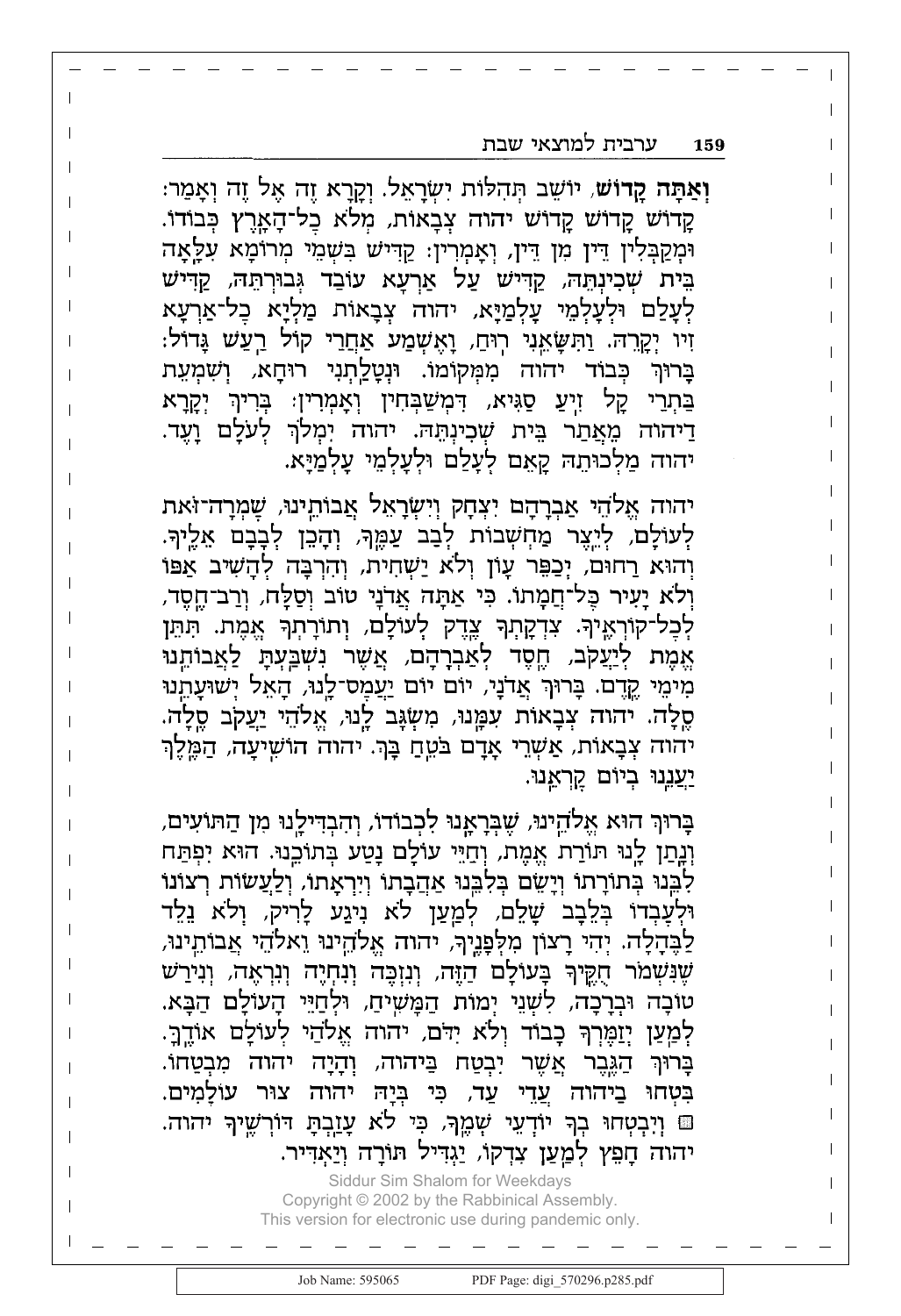**וְאַתָּה קָדוֹשׁ**, יוֹשֵׁב תְּהִלּוֹת יִשְׂרָאֵל. וְקָרָא זֶה אֶל זֶה וְאָמַר: קָדוֹשׁ קָדוֹשׁ קָדוֹשׁ יהוה צְבָאוֹת, מְלֹא כׇל־הָאָרֶץ כְּבוֹדוֹ. וּמְקַבְּלִין דֵּין מִן דֵּין, וְאָמְרִין: קַדִּישׁ בִּשְׁמֵי מְרוֹמָא עִלָּאָה בֵּית שְׁכִינְתֵּהּ, קַדִּישׁ עַל אַרְעָא עוֹבַד גְּבוּרְתֵּהּ, קַדִּישׁ לְעָלַם וּלְעָלְמֵי עָלְמַיָּא, יהוה צְבָאוֹת מַלְיָא כׇל־אַרְעָא זִיו יְקָרֵהּ. וַתִּשָּׂאֵנִי רוּחַ, וָאֶשְׁמַע אַחֲרַי קוֹל רַעַשׁ גָּדוֹל: בָּרוּךְ כְּבוֹד יהוה מִמְּקוֹמוֹ. וּנְטָלַתְנִי רוּחָא, וּשְׁמַעֵית בַּתְרַי קָל זִיעַ סַגִּיא, דִּמְשַׁבְּחִין וְאָמְרִין: בְּרִיךְ יְקָרָא דַיהוה מֵאֲתַר בֵּית שְׁכִינְתֵּהּ. יהוה יִמְלֹךְ לְעֹלָם וָעֶד. יהוה מַלְכוּתֵהּ קָאֵם לְעָלַם וּלְעָלְמֵי עָלְמַיָּא.

יהוה אֱלֹהֵי אַבְרָהָם יִצְחָק וְיִשְׂרָאֵל אֲבוֹתֵינוּ, שָׁמְרָה־זֹּאת לְעוֹלָם, לְיֵצֶר מַחְשְׁבוֹת לְבַב עַמֶּךָ, וְהָכֵן לְבָבָם אֵלֶיךָ. וְהוּא רַחוּם, יְכַפֵּר עָוֹן וְלֹא יַשְׁחִית, וְהִרְבָּה לְהָשִׁיב אַפּוֹ וְלֹא יָעִיר כׇּל־חֲמָתוֹ. כִּי אַתָּה אֲדֹנָי טוֹב וְסַלָּח, וְרַב־חֶסֶד, לְכׇל־קֹרְאֶיךָ. צִדְקָתְךָ צֶדֶק לְעוֹלָם, וְתוֹרָתְךָ אֱמֶת. תִּתֵּן אֱמֶת לְיַעֲקֹב, חֶסֶד לְאַבְרָהָם, אֲשֶׁר נִשְׁבַּעְתָּ לַאֲבֹתֵינוּ מִימֵי קֶדֶם. בָּרוּךְ אֲדֹנָי, יוֹם יוֹם יַעֲמׇס־לָנוּ, הָאֵל יְשׁוּעָתֵנוּ סֶלָה. יהוה צְבָאוֹת עִמָּנוּ, מִשְׂגָּב לָנוּ, אֱלֹהֵי יַעֲקֹב סֶלָה. יהוה צְבָאוֹת, אַשְׁרֵי אָדָם בֹּטֵחַ בָּךְ. יהוה הוֹשִׁיעָה, הַמֶּלֶךְ יַעֲנֵנוּ בְיוֹם קׇרְאֵנוּ.

בָּרוּךְ הוּא אֱלֹהֵינוּ, שֶׁבְּרָאָנוּ לִכְבוֹדוֹ, וְהִבְדִּילָנוּ מִן הַתּוֹעִים, וְנָתַן לָנוּ תּוֹרַת אֱמֶת, וְחַיֵּי עוֹלָם נָטַע בְּתוֹכֵנוּ. הוּא יִפְתַּח לִבֵּנוּ בְּתוֹרָתוֹ וְיָשֵׂם בְּלִבֵּנוּ אַהֲבָתוֹ וְיִרְאָתוֹ, וְלַעֲשׂוֹת רְצוֹנוֹ וּלְעׇבְדוֹ בְּלֵבָב שָׁלֵם, לְמַעַן לֹא נִיגַע לָרִיק, וְלֹא נֵלֵד לַבֶּהָלָה. יְהִי רָצוֹן מִלְּפָנֶיךָ, יהוה אֱלֹהֵינוּ וֵאלֹהֵי אֲבוֹתֵינוּ, שֶׁנִּשְׁמֹר חֻקֶּיךָ בָּעוֹלָם הַזֶּה, וְנִזְכֶּה וְנִחְיֶה וְנִרְאֶה, וְנִירַשׁ טוֹבָה וּבְרָכָה, לִשְׁנֵי יְמוֹת הַמָּשִׁיחַ, וּלְחַיֵּי הָעוֹלָם הַבָּא. לְמַעַן יְזַמֶּרְךָ כָבוֹד וְלֹא יִדֹּם, יהוה אֱלֹהַי לְעוֹלָם אוֹדֶךָּ. בָּרוּךְ הַגֶּבֶר אֲשֶׁר יִבְטַח בַּיהוה, וְהָיָה יהוה מִבְטַחוֹ. בִּטְחוּ בַיהוה עֲדֵי עַד, כִּי בְּיָהּ יהוה צוּר עוֹלָמִים. ▫ וְיִבְטְחוּ בְךָ יוֹדְעֵי שְׁמֶךָ, כִּי לֹא עָזַבְתָּ דֹרְשֶׁיךָ יהוה. יהוה חָפֵץ לְמַעַן צִדְקוֹ, יַגְדִּיל תּוֹרָה וְיַאְדִּיר.

Siddur Sim Shalom for Weekdays
Copyright © 2002 by the Rabbinical Assembly.
This version for electronic use during pandemic only.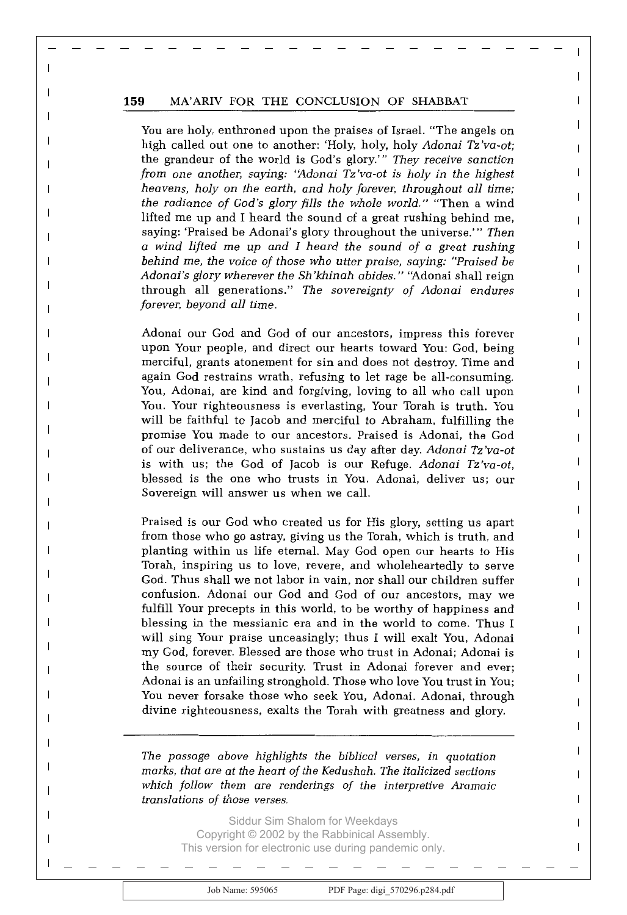You are holy, enthroned upon the praises of Israel. "The angels on high called out one to another: 'Holy, holy, holy *Adonai Tz'va-ot*; the grandeur of the world is God's glory.'" *They receive sanction from one another, saying: "Adonai Tz'va-ot is holy in the highest heavens, holy on the earth, and holy forever, throughout all time; the radiance of God's glory fills the whole world."* "Then a wind lifted me up and I heard the sound of a great rushing behind me, saying: 'Praised be Adonai's glory throughout the universe.'" *Then a wind lifted me up and I heard the sound of a great rushing behind me, the voice of those who utter praise, saying: "Praised be Adonai's glory wherever the Sh'khinah abides."* "Adonai shall reign through all generations." *The sovereignty of Adonai endures forever, beyond all time.*

Adonai our God and God of our ancestors, impress this forever upon Your people, and direct our hearts toward You: God, being merciful, grants atonement for sin and does not destroy. Time and again God restrains wrath, refusing to let rage be all-consuming. You, Adonai, are kind and forgiving, loving to all who call upon You. Your righteousness is everlasting, Your Torah is truth. You will be faithful to Jacob and merciful to Abraham, fulfilling the promise You made to our ancestors. Praised is Adonai, the God of our deliverance, who sustains us day after day. *Adonai Tz'va-ot* is with us; the God of Jacob is our Refuge. *Adonai Tz'va-ot*, blessed is the one who trusts in You. Adonai, deliver us; our Sovereign will answer us when we call.

Praised is our God who created us for His glory, setting us apart from those who go astray, giving us the Torah, which is truth, and planting within us life eternal. May God open our hearts to His Torah, inspiring us to love, revere, and wholeheartedly to serve God. Thus shall we not labor in vain, nor shall our children suffer confusion. Adonai our God and God of our ancestors, may we fulfill Your precepts in this world, to be worthy of happiness and blessing in the messianic era and in the world to come. Thus I will sing Your praise unceasingly; thus I will exalt You, Adonai my God, forever. Blessed are those who trust in Adonai; Adonai is the source of their security. Trust in Adonai forever and ever; Adonai is an unfailing stronghold. Those who love You trust in You; You never forsake those who seek You, Adonai. Adonai, through divine righteousness, exalts the Torah with greatness and glory.

---

*The passage above highlights the biblical verses, in quotation marks, that are at the heart of the Kedushah. The italicized sections which follow them are renderings of the interpretive Aramaic translations of those verses.*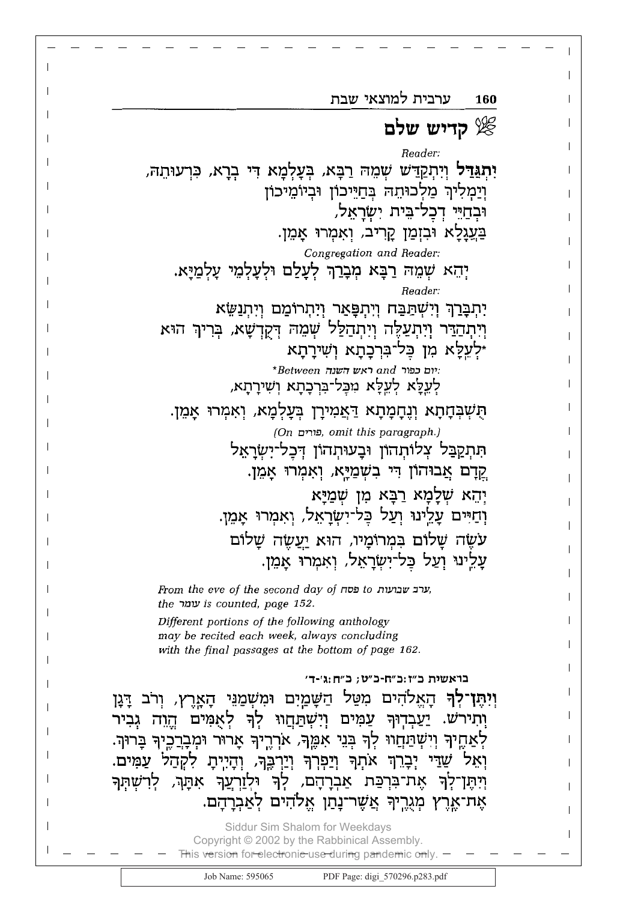## קדיש שלם

*Reader:*

**יִתְגַּדַּל** וְיִתְקַדַּשׁ שְׁמֵהּ רַבָּא, בְּעָלְמָא דִּי בְרָא, כִּרְעוּתֵהּ,
וְיַמְלִיךְ מַלְכוּתֵהּ בְּחַיֵּיכוֹן וּבְיוֹמֵיכוֹן
וּבְחַיֵּי דְכָל־בֵּית יִשְׂרָאֵל,
בַּעֲגָלָא וּבִזְמַן קָרִיב, וְאִמְרוּ אָמֵן.

*Congregation and Reader:*

יְהֵא שְׁמֵהּ רַבָּא מְבָרַךְ לְעָלַם וּלְעָלְמֵי עָלְמַיָּא.

*Reader:*

יִתְבָּרַךְ וְיִשְׁתַּבַּח וְיִתְפָּאַר וְיִתְרוֹמַם וְיִתְנַשֵּׂא
וְיִתְהַדַּר וְיִתְעַלֶּה וְיִתְהַלַּל שְׁמֵהּ דְּקֻדְשָׁא, בְּרִיךְ הוּא
*לְעֵלָּא מִן כָּל־בִּרְכָתָא וְשִׁירָתָא

*\*Between* ראש השנה *and* יום כפור:

לְעֵלָּא לְעֵלָּא מִכָּל־בִּרְכָתָא וְשִׁירָתָא,

תֻּשְׁבְּחָתָא וְנֶחֱמָתָא דַּאֲמִירָן בְּעָלְמָא, וְאִמְרוּ אָמֵן.

*(On* פורים*, omit this paragraph.)*

תִּתְקַבַּל צְלוֹתְהוֹן וּבָעוּתְהוֹן דְּכָל־יִשְׂרָאֵל
קֳדָם אֲבוּהוֹן דִּי בִשְׁמַיָּא, וְאִמְרוּ אָמֵן.

יְהֵא שְׁלָמָא רַבָּא מִן שְׁמַיָּא
וְחַיִּים עָלֵינוּ וְעַל כָּל־יִשְׂרָאֵל, וְאִמְרוּ אָמֵן.

עֹשֶׂה שָׁלוֹם בִּמְרוֹמָיו, הוּא יַעֲשֶׂה שָׁלוֹם
עָלֵינוּ וְעַל כָּל־יִשְׂרָאֵל, וְאִמְרוּ אָמֵן.

*From the eve of the second day of* פסח *to* ערב שבועות*, the* עמר *is counted, page 152.*

*Different portions of the following anthology may be recited each week, always concluding with the final passages at the bottom of page 162.*

**בראשית כ״ז:כ״ח-כ״ט; כ״ח:ג׳-ד׳**

**וְיִתֶּן־לְךָ** הָאֱלֹהִים מִטַּל הַשָּׁמַיִם וּמִשְׁמַנֵּי הָאָרֶץ, וְרֹב דָּגָן וְתִירֹשׁ. יַעַבְדוּךָ עַמִּים וְיִשְׁתַּחֲווּ לְךָ לְאֻמִּים הֱוֵה גְבִיר לְאַחֶיךָ וְיִשְׁתַּחֲווּ לְךָ בְּנֵי אִמֶּךָ, אֹרְרֶיךָ אָרוּר וּמְבָרְכֶיךָ בָּרוּךְ. וְאֵל שַׁדַּי יְבָרֵךְ אֹתְךָ וְיַפְרְךָ וְיַרְבֶּךָ, וְהָיִיתָ לִקְהַל עַמִּים. וְיִתֶּן־לְךָ אֶת־בִּרְכַּת אַבְרָהָם, לְךָ וּלְזַרְעֲךָ אִתָּךְ, לְרִשְׁתְּךָ אֶת־אֶרֶץ מְגֻרֶיךָ אֲשֶׁר־נָתַן אֱלֹהִים לְאַבְרָהָם.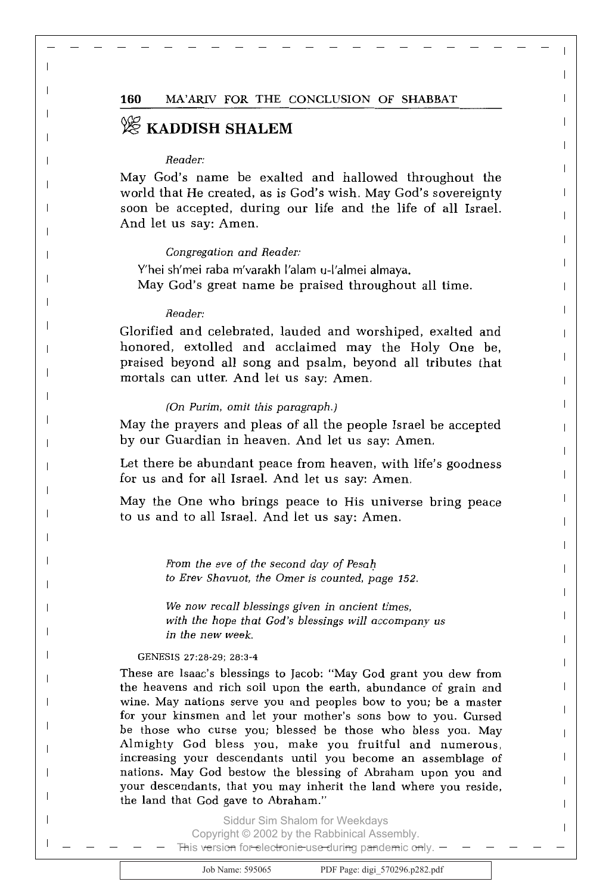## KADDISH SHALEM

*Reader:*

May God's name be exalted and hallowed throughout the world that He created, as is God's wish. May God's sovereignty soon be accepted, during our life and the life of all Israel. And let us say: Amen.

*Congregation and Reader:*

Y'hei sh'mei raba m'varakh l'alam u-l'almei almaya.
May God's great name be praised throughout all time.

*Reader:*

Glorified and celebrated, lauded and worshiped, exalted and honored, extolled and acclaimed may the Holy One be, praised beyond all song and psalm, beyond all tributes that mortals can utter. And let us say: Amen.

*(On Purim, omit this paragraph.)*

May the prayers and pleas of all the people Israel be accepted by our Guardian in heaven. And let us say: Amen.

Let there be abundant peace from heaven, with life's goodness for us and for all Israel. And let us say: Amen.

May the One who brings peace to His universe bring peace to us and to all Israel. And let us say: Amen.

*From the eve of the second day of Pesaḥ to Erev Shavuot, the Omer is counted, page 152.*

*We now recall blessings given in ancient times, with the hope that God's blessings will accompany us in the new week.*

GENESIS 27:28-29; 28:3-4

These are Isaac's blessings to Jacob: "May God grant you dew from the heavens and rich soil upon the earth, abundance of grain and wine. May nations serve you and peoples bow to you; be a master for your kinsmen and let your mother's sons bow to you. Cursed be those who curse you; blessed be those who bless you. May Almighty God bless you, make you fruitful and numerous, increasing your descendants until you become an assemblage of nations. May God bestow the blessing of Abraham upon you and your descendants, that you may inherit the land where you reside, the land that God gave to Abraham."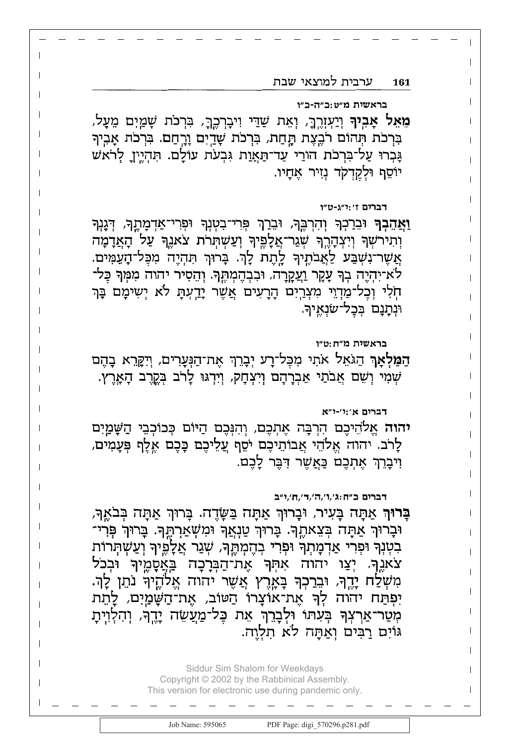**בראשית מ״ט:כ״ה-כ״ו**

**מֵאֵל אָבִיךָ** וְיַעְזְרֶךָּ, וְאֵת שַׁדַּי וִיבָרְכֶךָּ, בִּרְכֹת שָׁמַיִם מֵעָל, בִּרְכֹת תְּהוֹם רֹבֶצֶת תָּחַת, בִּרְכֹת שָׁדַיִם וָרָחַם. בִּרְכֹת אָבִיךָ גָּבְרוּ עַל־בִּרְכֹת הוֹרַי עַד־תַּאֲוַת גִּבְעֹת עוֹלָם. תִּהְיֶיןָ לְרֹאשׁ יוֹסֵף וּלְקָדְקֹד נְזִיר אֶחָיו.

**דברים ז׳:י״ג-ט״ו**

**וַאֲהֵבְךָ** וּבֵרַכְךָ וְהִרְבֶּךָ, וּבֵרַךְ פְּרִי־בִטְנְךָ וּפְרִי־אַדְמָתֶךָ, דְּגָנְךָ וְתִירֹשְׁךָ וְיִצְהָרֶךָ שְׁגַר־אֲלָפֶיךָ וְעַשְׁתְּרֹת צֹאנֶךָ עַל הָאֲדָמָה אֲשֶׁר־נִשְׁבַּע לַאֲבֹתֶיךָ לָתֶת לָךְ. בָּרוּךְ תִּהְיֶה מִכָּל־הָעַמִּים. לֹא־יִהְיֶה בְךָ עָקָר וַעֲקָרָה, וּבִבְהֶמְתֶּךָ. וְהֵסִיר יהוה מִמְּךָ כָּל־חֹלִי וְכָל־מַדְוֵי מִצְרַיִם הָרָעִים אֲשֶׁר יָדַעְתָּ לֹא יְשִׂימָם בָּךְ וּנְתָנָם בְּכָל־שֹׂנְאֶיךָ.

**בראשית מ״ח:ט״ז**

**הַמַּלְאָךְ** הַגֹּאֵל אֹתִי מִכָּל־רָע יְבָרֵךְ אֶת־הַנְּעָרִים, וְיִקָּרֵא בָהֶם שְׁמִי וְשֵׁם אֲבֹתַי אַבְרָהָם וְיִצְחָק, וְיִדְגּוּ לָרֹב בְּקֶרֶב הָאָרֶץ.

**דברים א׳:י׳-י״א**

**יהוה** אֱלֹהֵיכֶם הִרְבָּה אֶתְכֶם, וְהִנְּכֶם הַיּוֹם כְּכוֹכְבֵי הַשָּׁמַיִם לָרֹב. יהוה אֱלֹהֵי אֲבוֹתֵיכֶם יֹסֵף עֲלֵיכֶם כָּכֶם אֶלֶף פְּעָמִים, וִיבָרֵךְ אֶתְכֶם כַּאֲשֶׁר דִּבֶּר לָכֶם.

**דברים כ״ח:ג׳,ו׳,ה׳,ד׳,ח׳,י״ב**

**בָּרוּךְ** אַתָּה בָּעִיר, וּבָרוּךְ אַתָּה בַּשָּׂדֶה. בָּרוּךְ אַתָּה בְּבֹאֶךָ, וּבָרוּךְ אַתָּה בְּצֵאתֶךָ. בָּרוּךְ טַנְאֲךָ וּמִשְׁאַרְתֶּךָ. בָּרוּךְ פְּרִי־בִטְנְךָ וּפְרִי אַדְמָתְךָ וּפְרִי בְהֶמְתֶּךָ, שְׁגַר אֲלָפֶיךָ וְעַשְׁתְּרוֹת צֹאנֶךָ. יְצַו יהוה אִתְּךָ אֶת־הַבְּרָכָה בַּאֲסָמֶיךָ וּבְכֹל מִשְׁלַח יָדֶךָ, וּבֵרַכְךָ בָּאָרֶץ אֲשֶׁר יהוה אֱלֹהֶיךָ נֹתֵן לָךְ. יִפְתַּח יהוה לְךָ אֶת־אוֹצָרוֹ הַטּוֹב, אֶת־הַשָּׁמַיִם, לָתֵת מְטַר־אַרְצְךָ בְּעִתּוֹ וּלְבָרֵךְ אֵת כָּל־מַעֲשֵׂה יָדֶךָ, וְהִלְוִיתָ גּוֹיִם רַבִּים וְאַתָּה לֹא תִלְוֶה.

Siddur Sim Shalom for Weekdays
Copyright © 2002 by the Rabbinical Assembly.
This version for electronic use during pandemic only.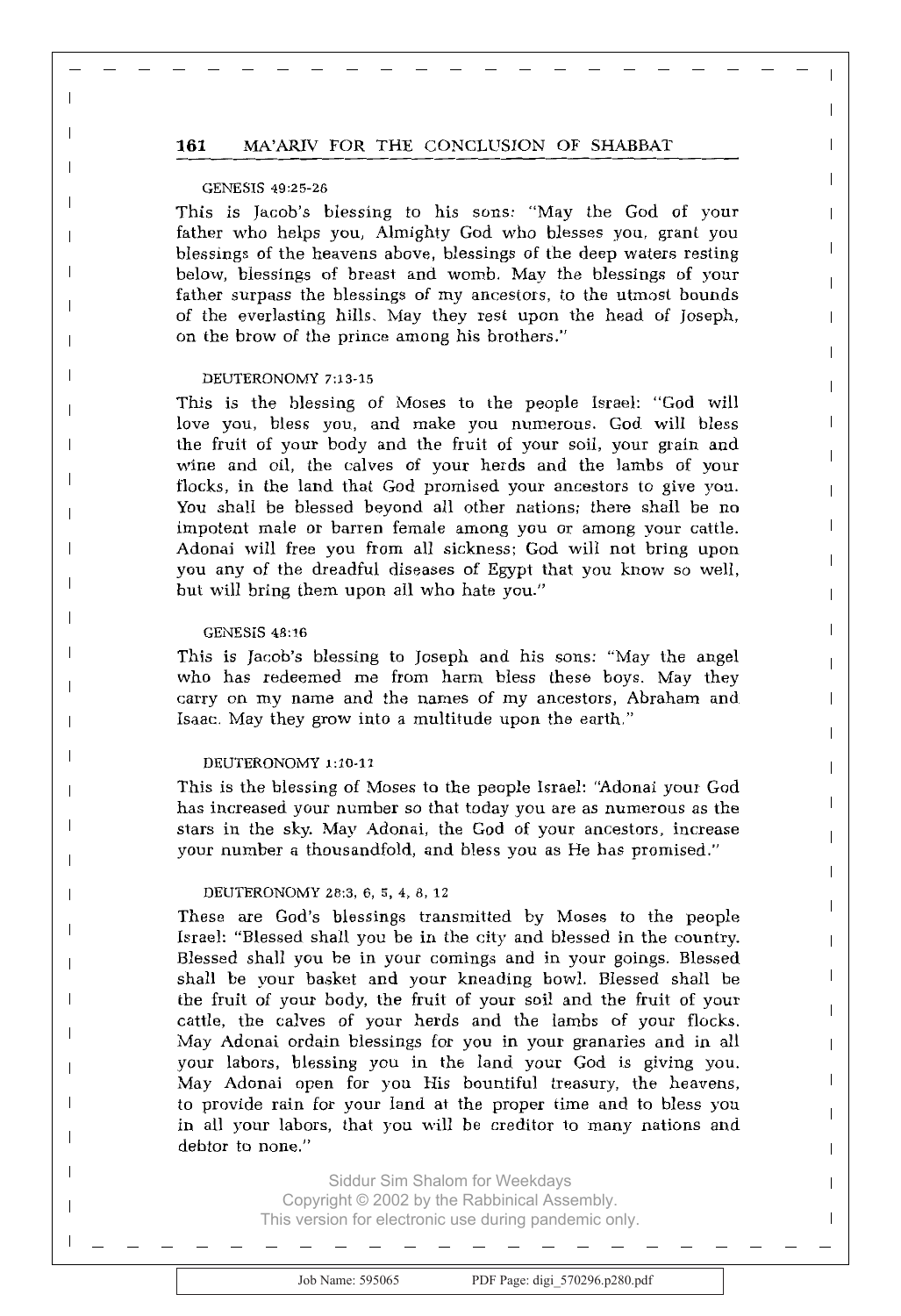GENESIS 49:25-26

This is Jacob's blessing to his sons: "May the God of your father who helps you, Almighty God who blesses you, grant you blessings of the heavens above, blessings of the deep waters resting below, blessings of breast and womb. May the blessings of your father surpass the blessings of my ancestors, to the utmost bounds of the everlasting hills. May they rest upon the head of Joseph, on the brow of the prince among his brothers."

DEUTERONOMY 7:13-15

This is the blessing of Moses to the people Israel: "God will love you, bless you, and make you numerous. God will bless the fruit of your body and the fruit of your soil, your grain and wine and oil, the calves of your herds and the lambs of your flocks, in the land that God promised your ancestors to give you. You shall be blessed beyond all other nations; there shall be no impotent male or barren female among you or among your cattle. Adonai will free you from all sickness; God will not bring upon you any of the dreadful diseases of Egypt that you know so well, but will bring them upon all who hate you."

GENESIS 48:16

This is Jacob's blessing to Joseph and his sons: "May the angel who has redeemed me from harm bless these boys. May they carry on my name and the names of my ancestors, Abraham and Isaac. May they grow into a multitude upon the earth."

DEUTERONOMY 1:10-11

This is the blessing of Moses to the people Israel: "Adonai your God has increased your number so that today you are as numerous as the stars in the sky. May Adonai, the God of your ancestors, increase your number a thousandfold, and bless you as He has promised."

DEUTERONOMY 28:3, 6, 5, 4, 8, 12

These are God's blessings transmitted by Moses to the people Israel: "Blessed shall you be in the city and blessed in the country. Blessed shall you be in your comings and in your goings. Blessed shall be your basket and your kneading bowl. Blessed shall be the fruit of your body, the fruit of your soil and the fruit of your cattle, the calves of your herds and the lambs of your flocks. May Adonai ordain blessings for you in your granaries and in all your labors, blessing you in the land your God is giving you. May Adonai open for you His bountiful treasury, the heavens, to provide rain for your land at the proper time and to bless you in all your labors, that you will be creditor to many nations and debtor to none."

Siddur Sim Shalom for Weekdays
Copyright © 2002 by the Rabbinical Assembly.
This version for electronic use during pandemic only.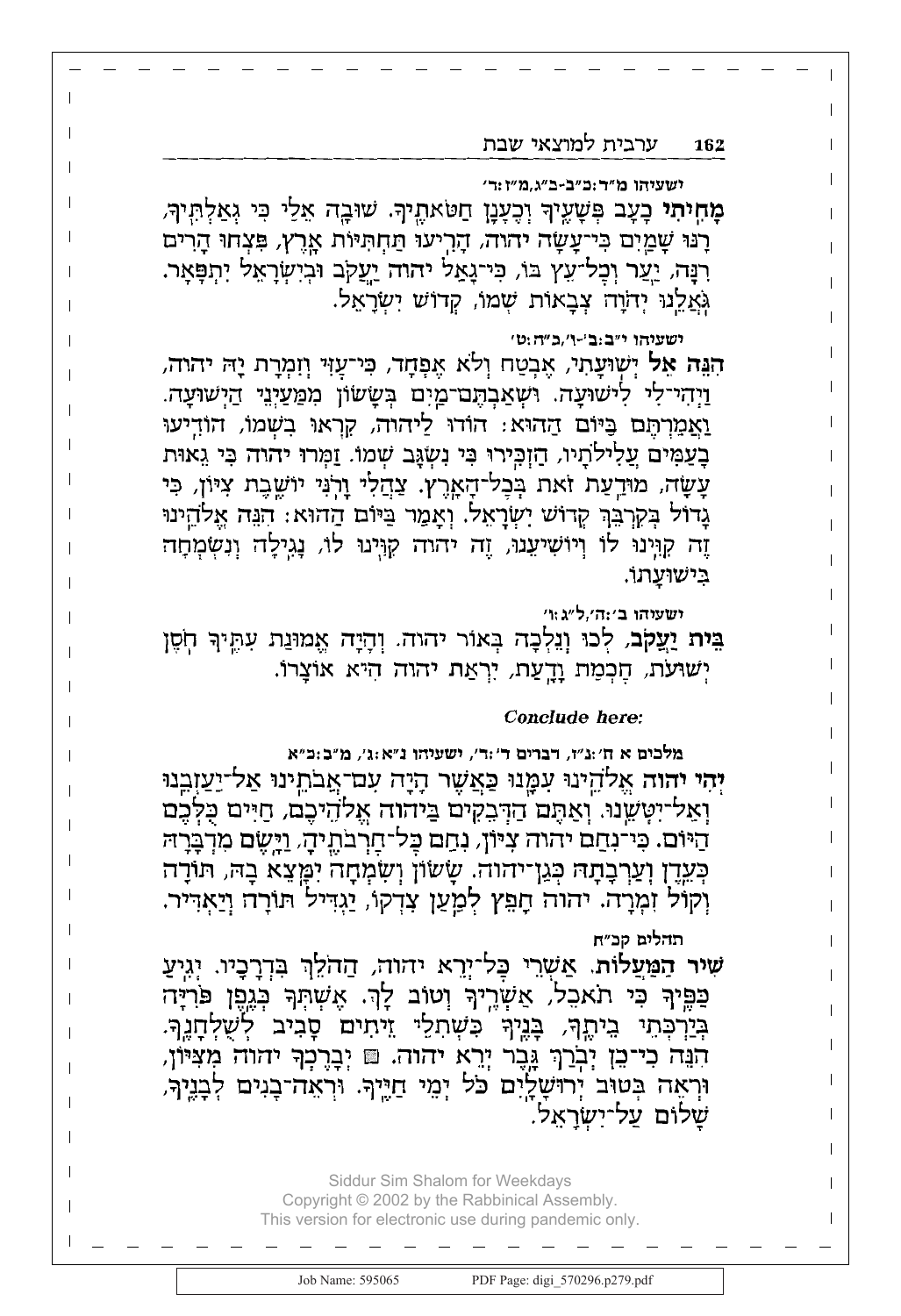ישעיהו מ״ד:כ״ב-כ״ג,מ״ז:ד׳

**מָחִיתִי** כָעָב פְּשָׁעֶיךָ וְכֶעָנָן חַטֹּאותֶיךָ. שׁוּבָה אֵלַי כִּי גְאַלְתִּיךָ. רָנּוּ שָׁמַיִם כִּי־עָשָׂה יהוה, הָרִיעוּ תַּחְתִּיּוֹת אָרֶץ, פִּצְחוּ הָרִים רִנָּה, יַעַר וְכָל־עֵץ בּוֹ, כִּי־גָאַל יהוה יַעֲקֹב וּבְיִשְׂרָאֵל יִתְפָּאָר. גֹּאֲלֵנוּ יְהֹוָה צְבָאוֹת שְׁמוֹ, קְדוֹשׁ יִשְׂרָאֵל.

ישעיהו י״ב:ב׳-ו׳,כ״ה:ט׳

**הִנֵּה אֵל** יְשׁוּעָתִי, אֶבְטַח וְלֹא אֶפְחָד, כִּי־עָזִּי וְזִמְרָת יָהּ יהוה, וַיְהִי־לִי לִישׁוּעָה. וּשְׁאַבְתֶּם־מַיִם בְּשָׂשׂוֹן מִמַּעַיְנֵי הַיְשׁוּעָה. וַאֲמַרְתֶּם בַּיּוֹם הַהוּא: הוֹדוּ לַיהוה, קִרְאוּ בִשְׁמוֹ, הוֹדִיעוּ בָעַמִּים עֲלִילֹתָיו, הַזְכִּירוּ כִּי נִשְׂגָּב שְׁמוֹ. זַמְּרוּ יהוה כִּי גֵאוּת עָשָׂה, מוּדַעַת זֹאת בְּכָל־הָאָרֶץ. צַהֲלִי וָרֹנִּי יוֹשֶׁבֶת צִיּוֹן, כִּי גָדוֹל בְּקִרְבֵּךְ קְדוֹשׁ יִשְׂרָאֵל. וְאָמַר בַּיּוֹם הַהוּא: הִנֵּה אֱלֹהֵינוּ זֶה קִוִּינוּ לוֹ וְיוֹשִׁיעֵנוּ, זֶה יהוה קִוִּינוּ לוֹ, נָגִילָה וְנִשְׂמְחָה בִּישׁוּעָתוֹ.

ישעיהו ב׳:ה׳,ל״ג:ו׳

**בֵּית יַעֲקֹב**, לְכוּ וְנֵלְכָה בְּאוֹר יהוה. וְהָיָה אֱמוּנַת עִתֶּיךָ חֹסֶן יְשׁוּעֹת, חָכְמַת וָדָעַת, יִרְאַת יהוה הִיא אוֹצָרוֹ.

***Conclude here:***

מלכים א ח׳:נ״ז, דברים ד׳:ד׳, ישעיהו נ״א:ג׳, מ״ב:כ״א

**יְהִי יהוה** אֱלֹהֵינוּ עִמָּנוּ כַּאֲשֶׁר הָיָה עִם־אֲבֹתֵינוּ אַל־יַעַזְבֵנוּ וְאַל־יִטְּשֵׁנוּ. וְאַתֶּם הַדְּבֵקִים בַּיהוה אֱלֹהֵיכֶם, חַיִּים כֻּלְּכֶם הַיּוֹם. כִּי־נִחַם יהוה צִיּוֹן, נִחַם כָּל־חָרְבֹתֶיהָ, וַיָּשֶׂם מִדְבָּרָהּ כְּעֵדֶן וְעַרְבָתָהּ כְּגַן־יהוה. שָׂשׂוֹן וְשִׂמְחָה יִמָּצֵא בָהּ, תּוֹדָה וְקוֹל זִמְרָה. יהוה חָפֵץ לְמַעַן צִדְקוֹ, יַגְדִּיל תּוֹרָה וְיַאְדִּיר.

תהלים קכ״ח

**שִׁיר הַמַּעֲלוֹת.** אַשְׁרֵי כָּל־יְרֵא יהוה, הַהֹלֵךְ בִּדְרָכָיו. יְגִיעַ כַּפֶּיךָ כִּי תֹאכֵל, אַשְׁרֶיךָ וְטוֹב לָךְ. אֶשְׁתְּךָ כְּגֶפֶן פֹּרִיָּה בְּיַרְכְּתֵי בֵיתֶךָ, בָּנֶיךָ כִּשְׁתִלֵי זֵיתִים סָבִיב לְשֻׁלְחָנֶךָ. הִנֵּה כִי־כֵן יְבֹרַךְ גָּבֶר יְרֵא יהוה. ◼ יְבָרֶכְךָ יהוה מִצִּיּוֹן, וּרְאֵה בְּטוּב יְרוּשָׁלָיִם כֹּל יְמֵי חַיֶּיךָ. וּרְאֵה־בָנִים לְבָנֶיךָ, שָׁלוֹם עַל־יִשְׂרָאֵל.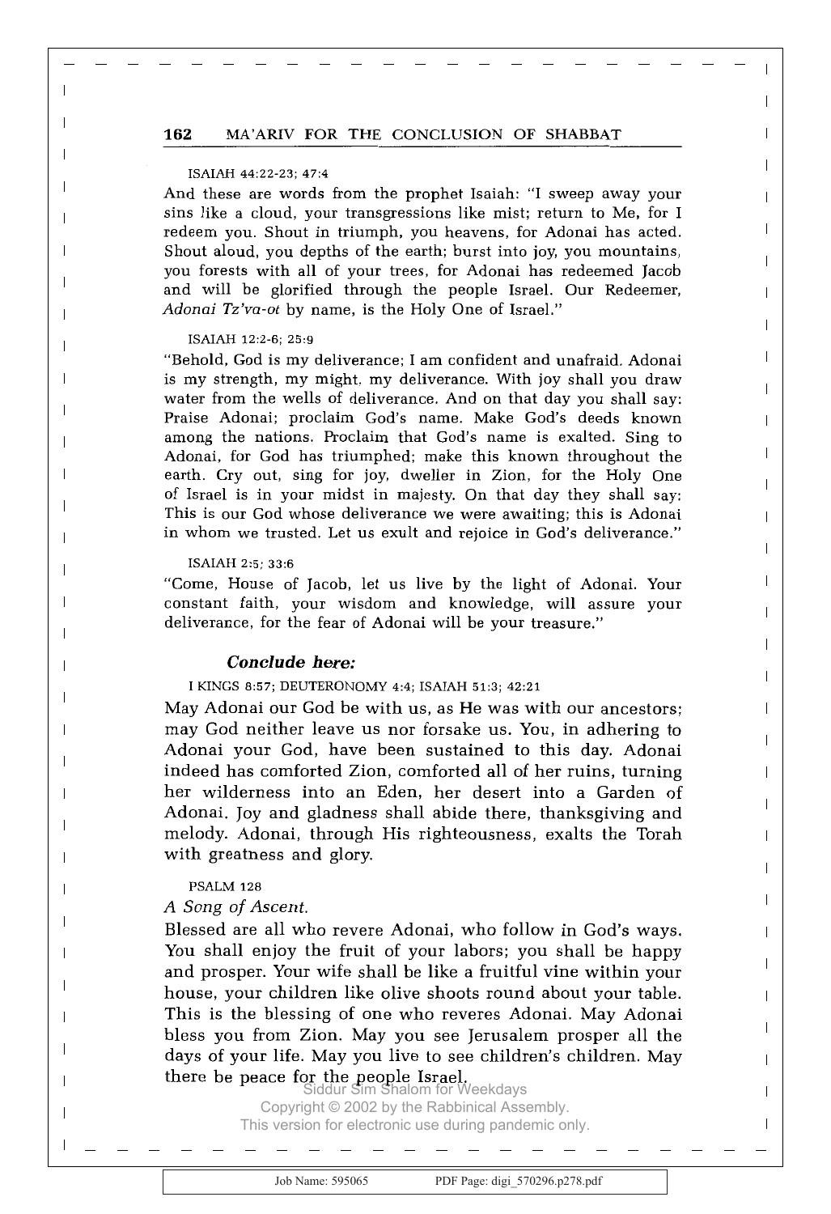ISAIAH 44:22-23; 47:4

And these are words from the prophet Isaiah: "I sweep away your sins like a cloud, your transgressions like mist; return to Me, for I redeem you. Shout in triumph, you heavens, for Adonai has acted. Shout aloud, you depths of the earth; burst into joy, you mountains, you forests with all of your trees, for Adonai has redeemed Jacob and will be glorified through the people Israel. Our Redeemer, *Adonai Tz'va-ot* by name, is the Holy One of Israel."

ISAIAH 12:2-6; 25:9

"Behold, God is my deliverance; I am confident and unafraid. Adonai is my strength, my might, my deliverance. With joy shall you draw water from the wells of deliverance. And on that day you shall say: Praise Adonai; proclaim God's name. Make God's deeds known among the nations. Proclaim that God's name is exalted. Sing to Adonai, for God has triumphed; make this known throughout the earth. Cry out, sing for joy, dweller in Zion, for the Holy One of Israel is in your midst in majesty. On that day they shall say: This is our God whose deliverance we were awaiting; this is Adonai in whom we trusted. Let us exult and rejoice in God's deliverance."

ISAIAH 2:5; 33:6

"Come, House of Jacob, let us live by the light of Adonai. Your constant faith, your wisdom and knowledge, will assure your deliverance, for the fear of Adonai will be your treasure."

***Conclude here:***

I KINGS 8:57; DEUTERONOMY 4:4; ISAIAH 51:3; 42:21

May Adonai our God be with us, as He was with our ancestors; may God neither leave us nor forsake us. You, in adhering to Adonai your God, have been sustained to this day. Adonai indeed has comforted Zion, comforted all of her ruins, turning her wilderness into an Eden, her desert into a Garden of Adonai. Joy and gladness shall abide there, thanksgiving and melody. Adonai, through His righteousness, exalts the Torah with greatness and glory.

PSALM 128

*A Song of Ascent.*

Blessed are all who revere Adonai, who follow in God's ways. You shall enjoy the fruit of your labors; you shall be happy and prosper. Your wife shall be like a fruitful vine within your house, your children like olive shoots round about your table. This is the blessing of one who reveres Adonai. May Adonai bless you from Zion. May you see Jerusalem prosper all the days of your life. May you live to see children's children. May there be peace for the people Israel.

Siddur Sim Shalom for Weekdays
Copyright © 2002 by the Rabbinical Assembly.
This version for electronic use during pandemic only.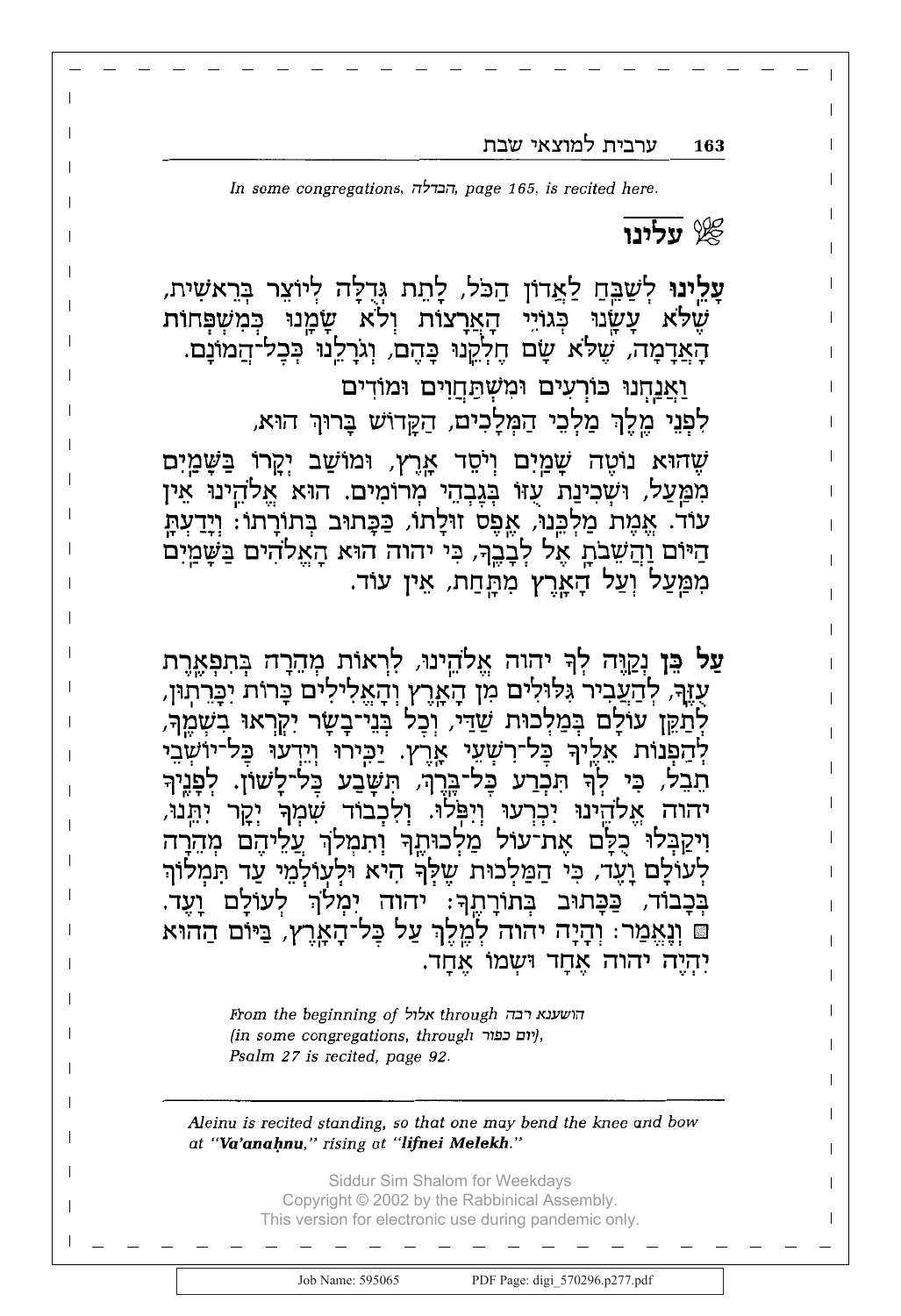In some congregations, הבדלה, page 165, is recited here.

## עלינו

**עָלֵינוּ** לְשַׁבֵּחַ לַאֲדוֹן הַכֹּל, לָתֵת גְּדֻלָּה לְיוֹצֵר בְּרֵאשִׁית, שֶׁלֹּא עָשָׂנוּ כְּגוֹיֵי הָאֲרָצוֹת וְלֹא שָׂמָנוּ כְּמִשְׁפְּחוֹת הָאֲדָמָה, שֶׁלֹּא שָׂם חֶלְקֵנוּ כָּהֶם, וְגֹרָלֵנוּ כְּכָל־הֲמוֹנָם.

וַאֲנַחְנוּ כּוֹרְעִים וּמִשְׁתַּחֲוִים וּמוֹדִים
לִפְנֵי מֶלֶךְ מַלְכֵי הַמְּלָכִים, הַקָּדוֹשׁ בָּרוּךְ הוּא,

שֶׁהוּא נוֹטֶה שָׁמַיִם וְיֹסֵד אָרֶץ, וּמוֹשַׁב יְקָרוֹ בַּשָּׁמַיִם מִמַּעַל, וּשְׁכִינַת עֻזּוֹ בְּגָבְהֵי מְרוֹמִים. הוּא אֱלֹהֵינוּ אֵין עוֹד. אֱמֶת מַלְכֵּנוּ, אֶפֶס זוּלָתוֹ, כַּכָּתוּב בְּתוֹרָתוֹ: וְיָדַעְתָּ הַיּוֹם וַהֲשֵׁבֹתָ אֶל לְבָבֶךָ, כִּי יהוה הוּא הָאֱלֹהִים בַּשָּׁמַיִם מִמַּעַל וְעַל הָאָרֶץ מִתָּחַת, אֵין עוֹד.

**עַל כֵּן** נְקַוֶּה לְךָ יהוה אֱלֹהֵינוּ, לִרְאוֹת מְהֵרָה בְּתִפְאֶרֶת עֻזֶּךָ, לְהַעֲבִיר גִּלּוּלִים מִן הָאָרֶץ וְהָאֱלִילִים כָּרוֹת יִכָּרֵתוּן, לְתַקֵּן עוֹלָם בְּמַלְכוּת שַׁדַּי, וְכָל בְּנֵי־בָשָׂר יִקְרְאוּ בִשְׁמֶךָ, לְהַפְנוֹת אֵלֶיךָ כָּל־רִשְׁעֵי אָרֶץ. יַכִּירוּ וְיֵדְעוּ כָּל־יוֹשְׁבֵי תֵבֵל, כִּי לְךָ תִּכְרַע כָּל־בֶּרֶךְ, תִּשָּׁבַע כָּל־לָשׁוֹן. לְפָנֶיךָ יהוה אֱלֹהֵינוּ יִכְרְעוּ וְיִפֹּלוּ. וְלִכְבוֹד שִׁמְךָ יְקָר יִתֵּנוּ, וִיקַבְּלוּ כֻלָּם אֶת־עוֹל מַלְכוּתֶךָ וְתִמְלֹךְ עֲלֵיהֶם מְהֵרָה לְעוֹלָם וָעֶד, כִּי הַמַּלְכוּת שֶׁלְּךָ הִיא וּלְעוֹלְמֵי עַד תִּמְלוֹךְ בְּכָבוֹד, כַּכָּתוּב בְּתוֹרָתֶךָ: יהוה יִמְלֹךְ לְעוֹלָם וָעֶד. ▪ וְנֶאֱמַר: וְהָיָה יהוה לְמֶלֶךְ עַל כָּל־הָאָרֶץ, בַּיּוֹם הַהוּא יִהְיֶה יהוה אֶחָד וּשְׁמוֹ אֶחָד.

*From the beginning of* אלול *through* הושענא רבה *(in some congregations, through* יום כפור*), Psalm 27 is recited, page 92.*

---

*Aleinu is recited standing, so that one may bend the knee and bow at "**Va'anaḥnu**," rising at "**lifnei Melekh**."*

Siddur Sim Shalom for Weekdays
Copyright © 2002 by the Rabbinical Assembly.
This version for electronic use during pandemic only.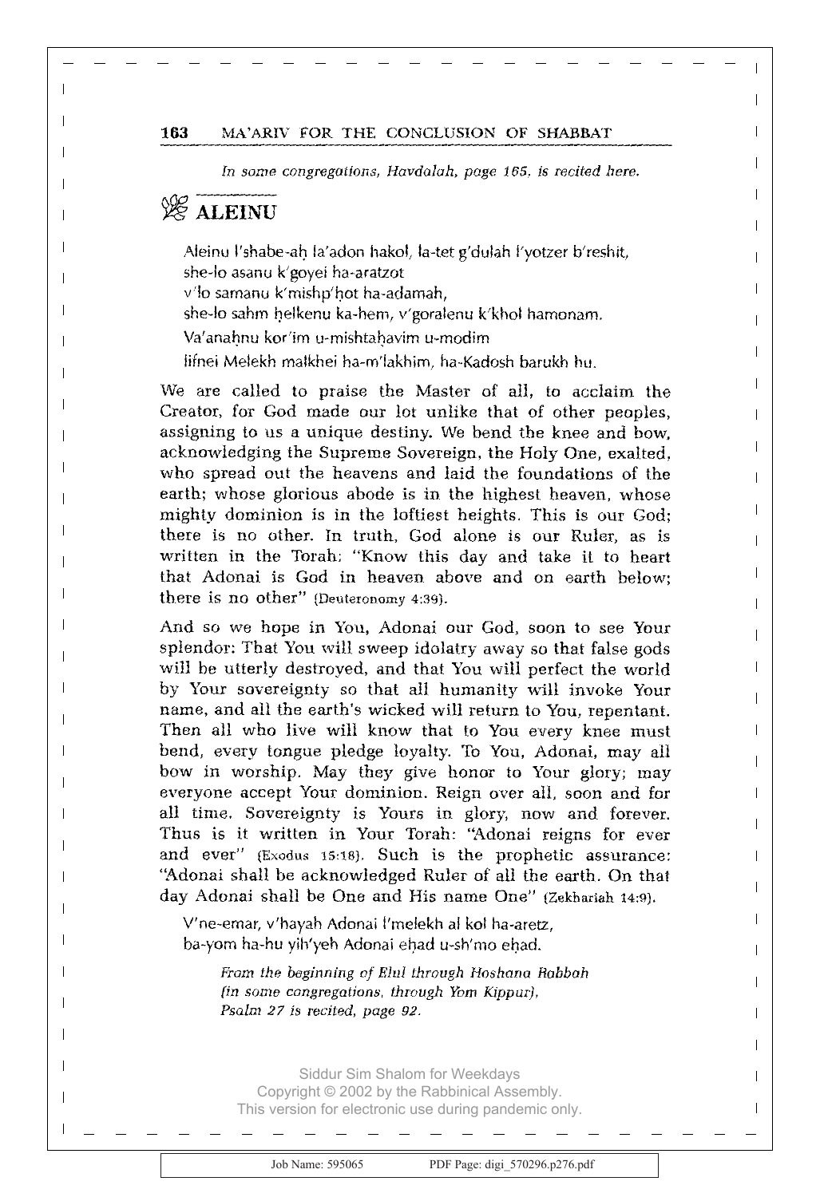*In some congregations, Havdalah, page 165, is recited here.*

## ALEINU

Aleinu l'shabe-aḥ la'adon hakol, la-tet g'dulah l'yotzer b'reshit,
she-lo asanu k'goyei ha-aratzot
v'lo samanu k'mishp'ḥot ha-adamah,
she-lo sahm ḥelkenu ka-hem, v'goralenu k'khol hamonam.
Va'anaḥnu kor'im u-mishtaḥavim u-modim
lifnei Melekh malkhei ha-m'lakhim, ha-Kadosh barukh hu.

We are called to praise the Master of all, to acclaim the Creator, for God made our lot unlike that of other peoples, assigning to us a unique destiny. We bend the knee and bow, acknowledging the Supreme Sovereign, the Holy One, exalted, who spread out the heavens and laid the foundations of the earth; whose glorious abode is in the highest heaven, whose mighty dominion is in the loftiest heights. This is our God; there is no other. In truth, God alone is our Ruler, as is written in the Torah: "Know this day and take it to heart that Adonai is God in heaven above and on earth below; there is no other" (Deuteronomy 4:39).

And so we hope in You, Adonai our God, soon to see Your splendor: That You will sweep idolatry away so that false gods will be utterly destroyed, and that You will perfect the world by Your sovereignty so that all humanity will invoke Your name, and all the earth's wicked will return to You, repentant. Then all who live will know that to You every knee must bend, every tongue pledge loyalty. To You, Adonai, may all bow in worship. May they give honor to Your glory; may everyone accept Your dominion. Reign over all, soon and for all time. Sovereignty is Yours in glory, now and forever. Thus is it written in Your Torah: "Adonai reigns for ever and ever" (Exodus 15:18). Such is the prophetic assurance: "Adonai shall be acknowledged Ruler of all the earth. On that day Adonai shall be One and His name One" (Zekhariah 14:9).

V'ne-emar, v'hayah Adonai l'melekh al kol ha-aretz,
ba-yom ha-hu yih'yeh Adonai eḥad u-sh'mo eḥad.

*From the beginning of Elul through Hoshana Rabbah (in some congregations, through Yom Kippur), Psalm 27 is recited, page 92.*

Siddur Sim Shalom for Weekdays
Copyright © 2002 by the Rabbinical Assembly.
This version for electronic use during pandemic only.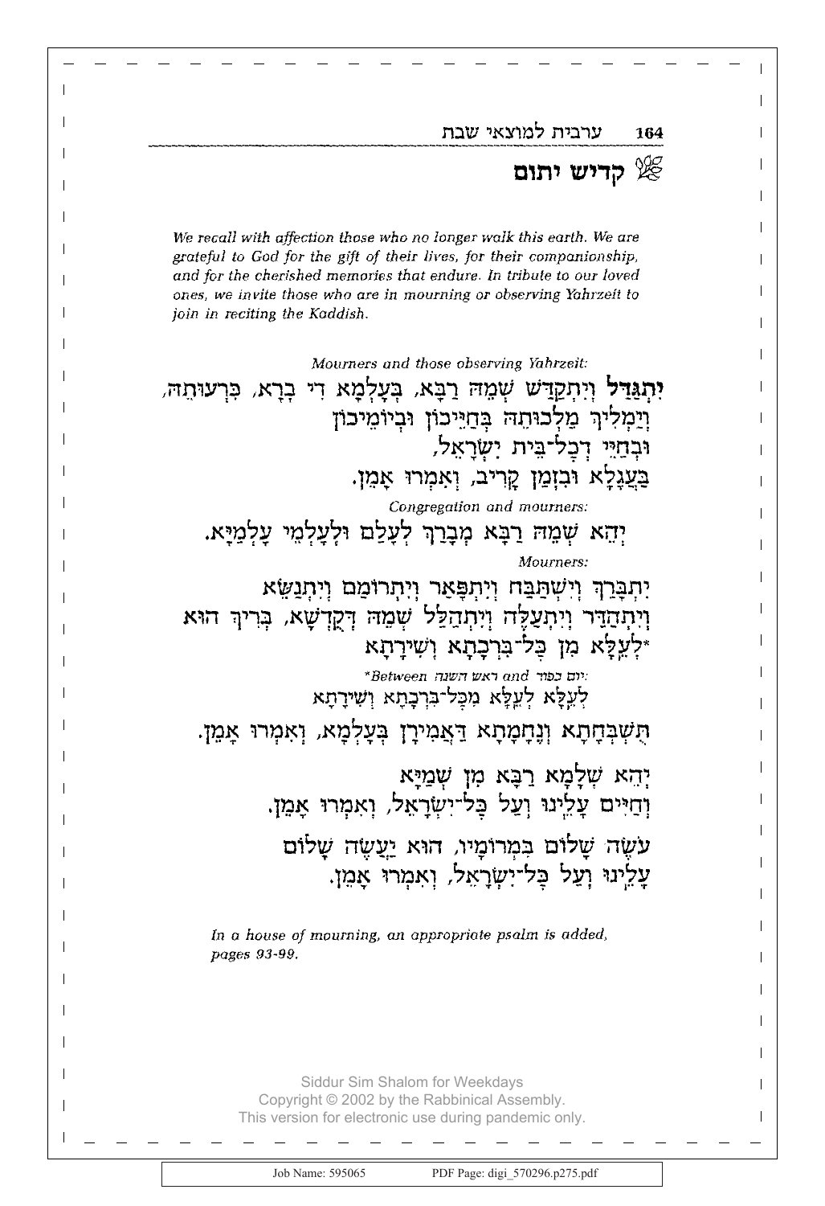## קדיש יתום

*We recall with affection those who no longer walk this earth. We are grateful to God for the gift of their lives, for their companionship, and for the cherished memories that endure. In tribute to our loved ones, we invite those who are in mourning or observing Yahrzeit to join in reciting the Kaddish.*

*Mourners and those observing Yahrzeit:*

**יִתְגַּדַּל** וְיִתְקַדַּשׁ שְׁמֵהּ רַבָּא, בְּעָלְמָא דִּי בְרָא, כִּרְעוּתֵהּ,
וְיַמְלִיךְ מַלְכוּתֵהּ בְּחַיֵּיכוֹן וּבְיוֹמֵיכוֹן
וּבְחַיֵּי דְכָל־בֵּית יִשְׂרָאֵל,
בַּעֲגָלָא וּבִזְמַן קָרִיב, וְאִמְרוּ אָמֵן.

*Congregation and mourners:*

יְהֵא שְׁמֵהּ רַבָּא מְבָרַךְ לְעָלַם וּלְעָלְמֵי עָלְמַיָּא.

*Mourners:*

יִתְבָּרַךְ וְיִשְׁתַּבַּח וְיִתְפָּאַר וְיִתְרוֹמַם וְיִתְנַשֵּׂא
וְיִתְהַדַּר וְיִתְעַלֶּה וְיִתְהַלַּל שְׁמֵהּ דְּקֻדְשָׁא, בְּרִיךְ הוּא
*לְעֵלָּא מִן כָּל־בִּרְכָתָא וְשִׁירָתָא

*Between ראש השנה and יום כפור:*

לְעֵלָּא לְעֵלָּא מִכָּל־בִּרְכָתָא וְשִׁירָתָא

תֻּשְׁבְּחָתָא וְנֶחָמָתָא דַּאֲמִירָן בְּעָלְמָא, וְאִמְרוּ אָמֵן.

יְהֵא שְׁלָמָא רַבָּא מִן שְׁמַיָּא
וְחַיִּים עָלֵינוּ וְעַל כָּל־יִשְׂרָאֵל, וְאִמְרוּ אָמֵן.

עֹשֶׂה שָׁלוֹם בִּמְרוֹמָיו, הוּא יַעֲשֶׂה שָׁלוֹם
עָלֵינוּ וְעַל כָּל־יִשְׂרָאֵל, וְאִמְרוּ אָמֵן.

*In a house of mourning, an appropriate psalm is added, pages 93-99.*

Siddur Sim Shalom for Weekdays
Copyright © 2002 by the Rabbinical Assembly.
This version for electronic use during pandemic only.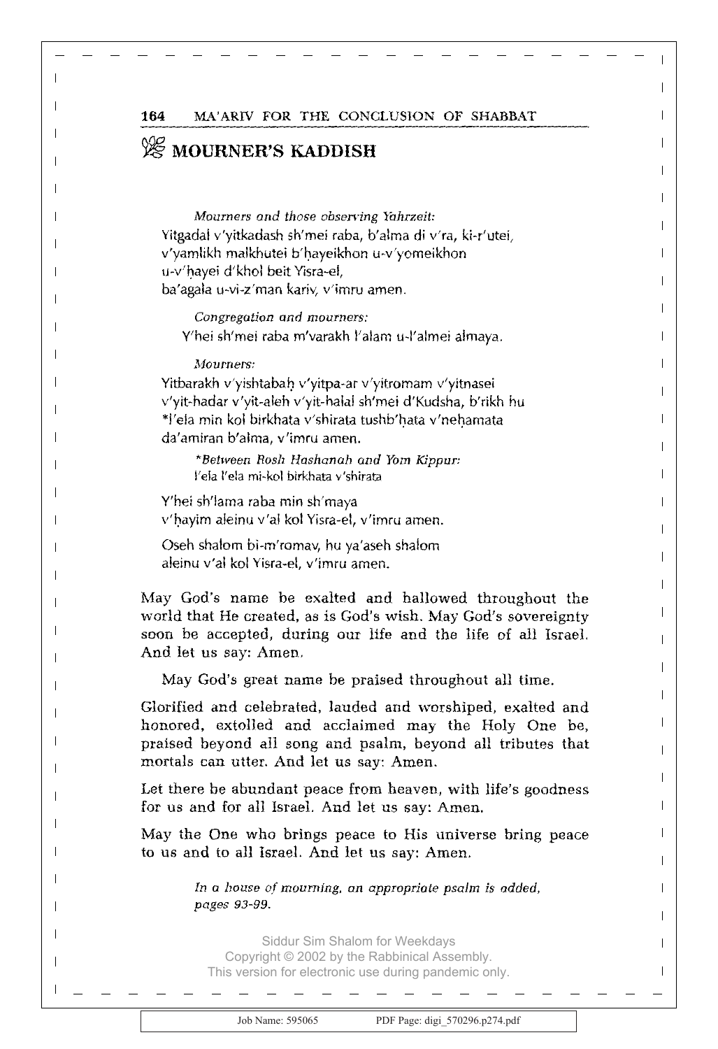# MOURNER'S KADDISH

*Mourners and those observing Yahrzeit:*

Yitgadal v'yitkadash sh'mei raba, b'alma di v'ra, ki-r'utei,
v'yamlikh malkhutei b'ḥayeikhon u-v'yomeikhon
u-v'ḥayei d'khol beit Yisra-el,
ba'agala u-vi-z'man kariv, v'imru amen.

*Congregation and mourners:*

Y'hei sh'mei raba m'varakh l'alam u-l'almei almaya.

*Mourners:*

Yitbarakh v'yishtabaḥ v'yitpa-ar v'yitromam v'yitnasei
v'yit-hadar v'yit-aleh v'yit-halal sh'mei d'Kudsha, b'rikh hu
*l'ela min kol birkhata v'shirata tushb'ḥata v'neḥamata
da'amiran b'alma, v'imru amen.

*\*Between Rosh Hashanah and Yom Kippur:*
l'ela l'ela mi-kol birkhata v'shirata

Y'hei sh'lama raba min sh'maya
v'ḥayim aleinu v'al kol Yisra-el, v'imru amen.

Oseh shalom bi-m'romav, hu ya'aseh shalom
aleinu v'al kol Yisra-el, v'imru amen.

May God's name be exalted and hallowed throughout the world that He created, as is God's wish. May God's sovereignty soon be accepted, during our life and the life of all Israel. And let us say: Amen.

May God's great name be praised throughout all time.

Glorified and celebrated, lauded and worshiped, exalted and honored, extolled and acclaimed may the Holy One be, praised beyond all song and psalm, beyond all tributes that mortals can utter. And let us say: Amen.

Let there be abundant peace from heaven, with life's goodness for us and for all Israel. And let us say: Amen.

May the One who brings peace to His universe bring peace to us and to all Israel. And let us say: Amen.

*In a house of mourning, an appropriate psalm is added, pages 93-99.*

Siddur Sim Shalom for Weekdays
Copyright © 2002 by the Rabbinical Assembly.
This version for electronic use during pandemic only.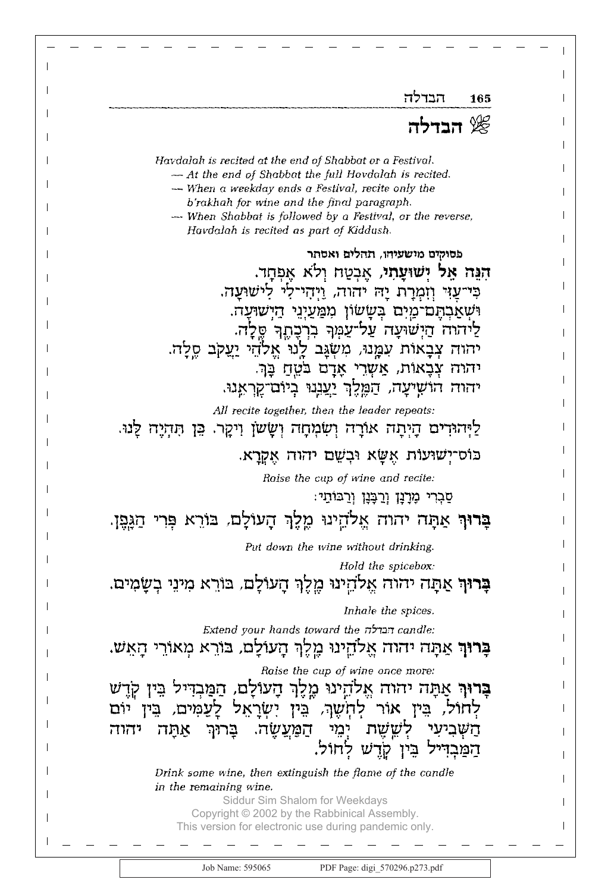# הבדלה

*Havdalah is recited at the end of Shabbat or a Festival.*
*— At the end of Shabbat the full Havdalah is recited.*
*— When a weekday ends a Festival, recite only the b'rakhah for wine and the final paragraph.*
*— When Shabbat is followed by a Festival, or the reverse, Havdalah is recited as part of Kiddush.*

**פסוקים מישעיהו, תהלים ואסתר**

**הִנֵּה אֵל יְשׁוּעָתִי,** אֶבְטַח וְלֹא אֶפְחָד.
כִּי־עָזִּי וְזִמְרָת יָהּ יהוה, וַיְהִי־לִי לִישׁוּעָה.
וּשְׁאַבְתֶּם־מַיִם בְּשָׂשׂוֹן מִמַּעַיְנֵי הַיְשׁוּעָה.
לַיהוה הַיְשׁוּעָה עַל־עַמְּךָ בִרְכָתֶךָ סֶּלָה.
יהוה צְבָאוֹת עִמָּנוּ, מִשְׂגָּב לָנוּ אֱלֹהֵי יַעֲקֹב סֶלָה.
יהוה צְבָאוֹת, אַשְׁרֵי אָדָם בֹּטֵחַ בָּךְ.
יהוה הוֹשִׁיעָה, הַמֶּלֶךְ יַעֲנֵנוּ בְיוֹם־קָרְאֵנוּ.

*All recite together, then the leader repeats:*

לַיְּהוּדִים הָיְתָה אוֹרָה וְשִׂמְחָה וְשָׂשֹׂן וִיקָר. כֵּן תִּהְיֶה לָּנוּ.

כּוֹס־יְשׁוּעוֹת אֶשָּׂא וּבְשֵׁם יהוה אֶקְרָא.

*Raise the cup of wine and recite:*

סַבְרִי מָרָנָן וְרַבָּנָן וְרַבּוֹתַי:

**בָּרוּךְ** אַתָּה יהוה אֱלֹהֵינוּ מֶלֶךְ הָעוֹלָם, בּוֹרֵא פְּרִי הַגָּפֶן.

*Put down the wine without drinking.*

*Hold the spicebox:*

**בָּרוּךְ** אַתָּה יהוה אֱלֹהֵינוּ מֶלֶךְ הָעוֹלָם, בּוֹרֵא מִינֵי בְשָׂמִים.

*Inhale the spices.*

*Extend your hands toward the הבדלה candle:*

**בָּרוּךְ** אַתָּה יהוה אֱלֹהֵינוּ מֶלֶךְ הָעוֹלָם, בּוֹרֵא מְאוֹרֵי הָאֵשׁ.

*Raise the cup of wine once more:*

**בָּרוּךְ** אַתָּה יהוה אֱלֹהֵינוּ מֶלֶךְ הָעוֹלָם, הַמַּבְדִּיל בֵּין קֹדֶשׁ לְחוֹל, בֵּין אוֹר לְחֹשֶׁךְ, בֵּין יִשְׂרָאֵל לָעַמִּים, בֵּין יוֹם הַשְּׁבִיעִי לְשֵׁשֶׁת יְמֵי הַמַּעֲשֶׂה. בָּרוּךְ אַתָּה יהוה הַמַּבְדִּיל בֵּין קֹדֶשׁ לְחוֹל.

*Drink some wine, then extinguish the flame of the candle in the remaining wine.*

Siddur Sim Shalom for Weekdays
Copyright © 2002 by the Rabbinical Assembly.
This version for electronic use during pandemic only.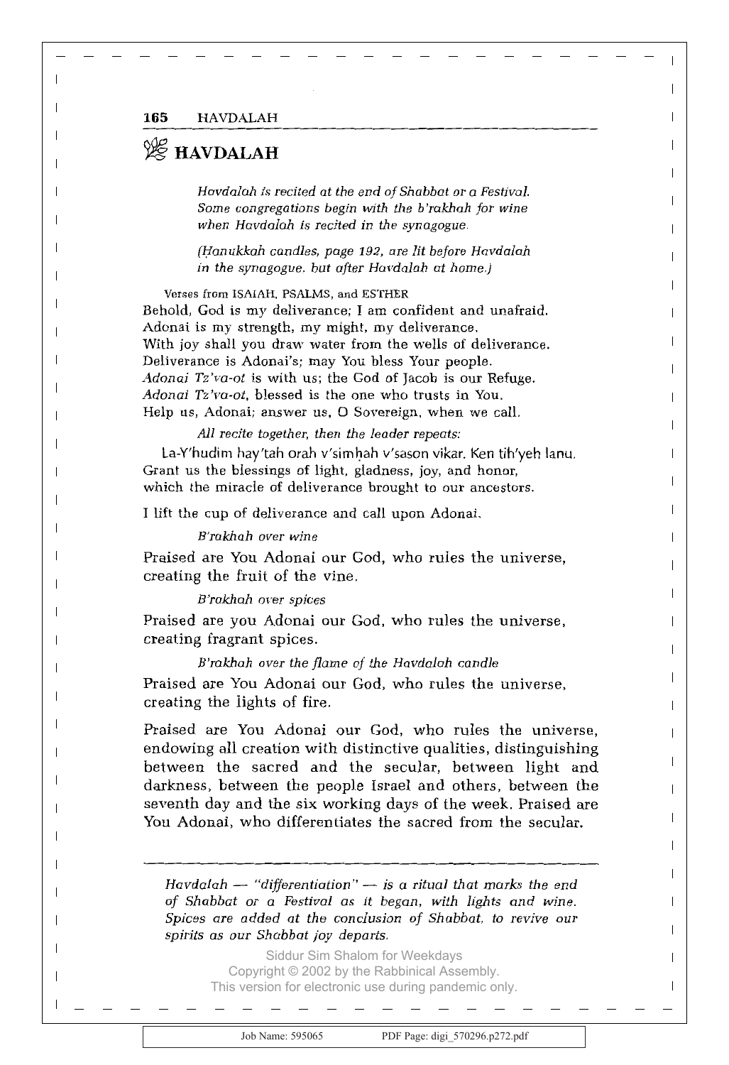# HAVDALAH

*Havdalah is recited at the end of Shabbat or a Festival. Some congregations begin with the b'rakhah for wine when Havdalah is recited in the synagogue.*

*(Ḥanukkah candles, page 192, are lit before Havdalah in the synagogue, but after Havdalah at home.)*

Verses from ISAIAH, PSALMS, and ESTHER

Behold, God is my deliverance; I am confident and unafraid.
Adonai is my strength, my might, my deliverance.
With joy shall you draw water from the wells of deliverance.
Deliverance is Adonai's; may You bless Your people.
*Adonai Tz'va-ot* is with us; the God of Jacob is our Refuge.
*Adonai Tz'va-ot*, blessed is the one who trusts in You.
Help us, Adonai; answer us, O Sovereign, when we call.

*All recite together, then the leader repeats:*

La-Y'hudim hay'tah orah v'simḥah v'sason vikar. Ken tih'yeh lanu.
Grant us the blessings of light, gladness, joy, and honor, which the miracle of deliverance brought to our ancestors.

I lift the cup of deliverance and call upon Adonai.

*B'rakhah over wine*

Praised are You Adonai our God, who rules the universe, creating the fruit of the vine.

*B'rakhah over spices*

Praised are you Adonai our God, who rules the universe, creating fragrant spices.

*B'rakhah over the flame of the Havdalah candle*

Praised are You Adonai our God, who rules the universe, creating the lights of fire.

Praised are You Adonai our God, who rules the universe, endowing all creation with distinctive qualities, distinguishing between the sacred and the secular, between light and darkness, between the people Israel and others, between the seventh day and the six working days of the week. Praised are You Adonai, who differentiates the sacred from the secular.

---

*Havdalah — "differentiation" — is a ritual that marks the end of Shabbat or a Festival as it began, with lights and wine. Spices are added at the conclusion of Shabbat, to revive our spirits as our Shabbat joy departs.*

Siddur Sim Shalom for Weekdays
Copyright © 2002 by the Rabbinical Assembly.
This version for electronic use during pandemic only.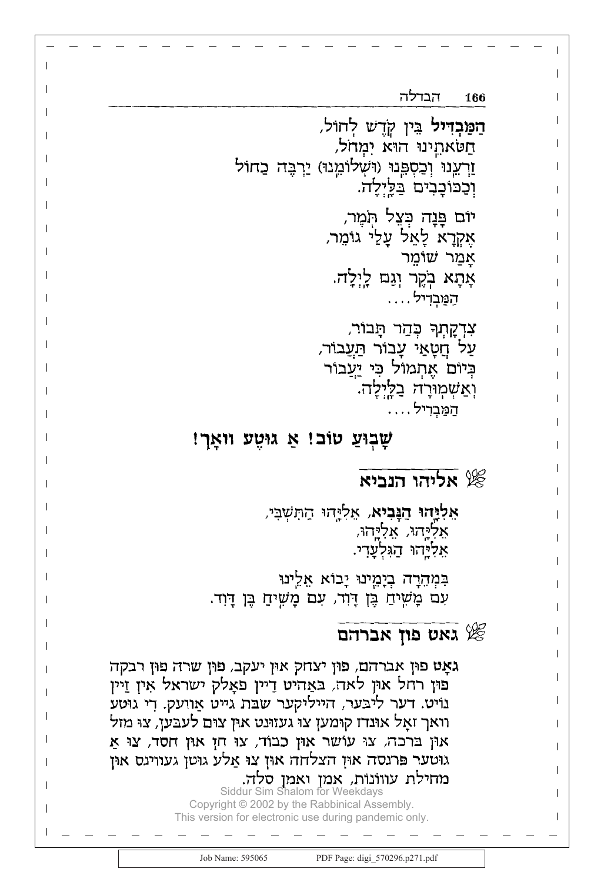**הַמַּבְדִּיל** בֵּין קֹדֶשׁ לְחוֹל,
חַטֹּאתֵינוּ הוּא יִמְחֹל,
זַרְעֵנוּ וְכַסְפֵּנוּ (וּשְׁלוֹמֵנוּ) יַרְבֶּה כַחוֹל
וְכַכּוֹכָבִים בַּלָּיְלָה.

יוֹם פָּנָה כְּצֵל תֹּמֶר,
אֶקְרָא לָאֵל עָלַי גּוֹמֵר,
אָמַר שׁוֹמֵר
אָתָא בֹקֶר וְגַם לָיְלָה.
הַמַּבְדִּיל....

צִדְקָתְךָ כְּהַר תָּבוֹר,
עַל חֲטָאַי עָבוֹר תַּעֲבוֹר,
כְּיוֹם אֶתְמוֹל כִּי יַעֲבוֹר
וְאַשְׁמוּרָה בַלָּיְלָה.
הַמַּבְדִּיל....

**שָׁבוּעַ טוֹב! אַ גוּטֶע וואָך!**

## אליהו הנביא

**אֵלִיָּהוּ הַנָּבִיא**, אֵלִיָּהוּ הַתִּשְׁבִּי,
אֵלִיָּהוּ, אֵלִיָּהוּ,
אֵלִיָּהוּ הַגִּלְעָדִי.

בִּמְהֵרָה בְיָמֵינוּ יָבוֹא אֵלֵינוּ
עִם מָשִׁיחַ בֶּן דָּוִד, עִם מָשִׁיחַ בֶּן דָּוִד.

## גאט פון אברהם

**גאָט** פון אברהם, פון יצחק און יעקב, פון שרה פון רבקה פון רחל און לאה, באַהיט דיין פאָלק ישראל אין זיין נויט. דער ליבער, הייליקער שבת גייט אַוועק. די גוטע וואך זאָל אונדז קומען צו געזונט און צום לעבען, צו מזל און ברכה, צו עושר און כבוד, צו חן און חסד, צו אַ גוטער פּרנסה און הצלחה און צו אַלע גוטן געווינס און מחילת עוונות, אמן ואמן סלה.

Siddur Sim Shalom for Weekdays
Copyright © 2002 by the Rabbinical Assembly.
This version for electronic use during pandemic only.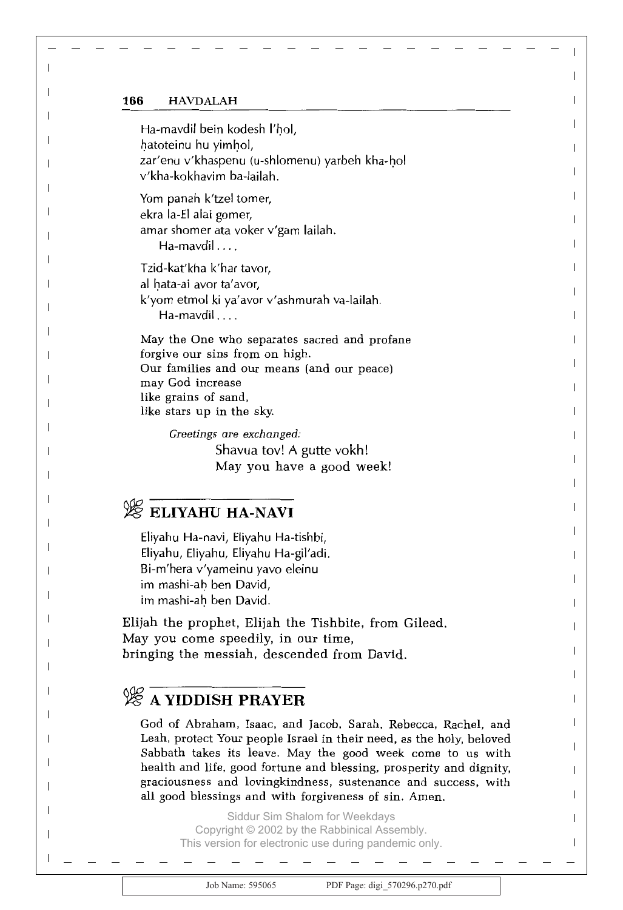Ha-mavdil bein kodesh l'ḥol,
ḥatoteinu hu yimḥol,
zar'enu v'khaspenu (u-shlomenu) yarbeh kha-ḥol
v'kha-kokhavim ba-lailah.

Yom panah k'tzel tomer,
ekra la-El alai gomer,
amar shomer ata voker v'gam lailah.
Ha-mavdil . . . .

Tzid-kat'kha k'har tavor,
al ḥata-ai avor ta'avor,
k'yom etmol ki ya'avor v'ashmurah va-lailah.
Ha-mavdil . . . .

May the One who separates sacred and profane
forgive our sins from on high.
Our families and our means (and our peace)
may God increase
like grains of sand,
like stars up in the sky.

*Greetings are exchanged:*

Shavua tov! A gutte vokh!
May you have a good week!

## ELIYAHU HA-NAVI

Eliyahu Ha-navi, Eliyahu Ha-tishbi,
Eliyahu, Eliyahu, Eliyahu Ha-gil'adi.
Bi-m'hera v'yameinu yavo eleinu
im mashi-aḥ ben David,
im mashi-aḥ ben David.

Elijah the prophet, Elijah the Tishbite, from Gilead.
May you come speedily, in our time,
bringing the messiah, descended from David.

## A YIDDISH PRAYER

God of Abraham, Isaac, and Jacob, Sarah, Rebecca, Rachel, and Leah, protect Your people Israel in their need, as the holy, beloved Sabbath takes its leave. May the good week come to us with health and life, good fortune and blessing, prosperity and dignity, graciousness and lovingkindness, sustenance and success, with all good blessings and with forgiveness of sin. Amen.

Siddur Sim Shalom for Weekdays
Copyright © 2002 by the Rabbinical Assembly.
This version for electronic use during pandemic only.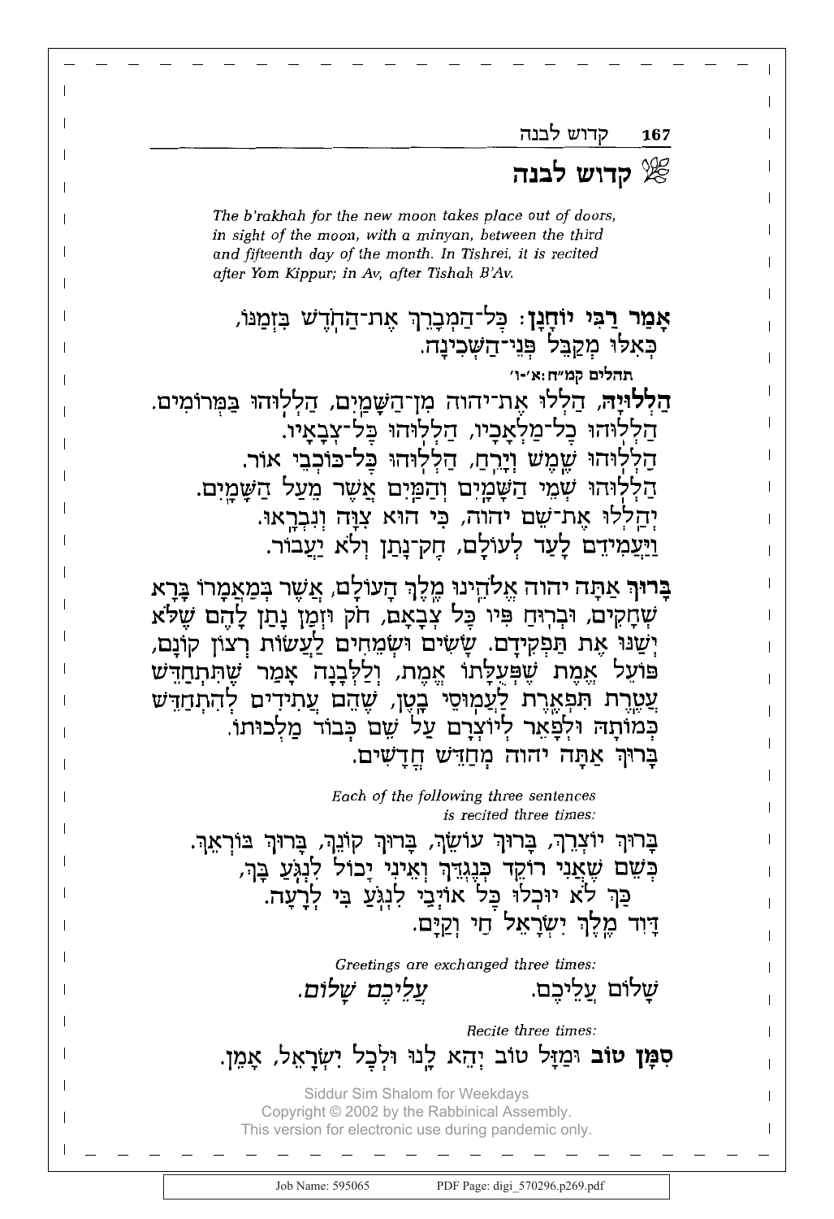# קדוש לבנה

*The b'rakhah for the new moon takes place out of doors, in sight of the moon, with a minyan, between the third and fifteenth day of the month. In Tishrei, it is recited after Yom Kippur; in Av, after Tishah B'Av.*

**אָמַר רַבִּי יוֹחָנָן:** כָּל־הַמְבָרֵךְ אֶת־הַחֹֽדֶשׁ בִּזְמַנּוֹ,
כְּאִלּוּ מְקַבֵּל פְּנֵי־הַשְּׁכִינָה.

תהלים קמ״ח:א׳-ו׳

**הַלְלוּיָהּ,** הַלְלוּ אֶת־יהוה מִן־הַשָּׁמַיִם, הַלְלֽוּהוּ בַּמְּרוֹמִים.
הַלְלֽוּהוּ כָל־מַלְאָכָיו, הַלְלֽוּהוּ כָּל־צְבָאָיו.
הַלְלֽוּהוּ שֶׁמֶשׁ וְיָרֵחַ, הַלְלֽוּהוּ כָּל־כּֽוֹכְבֵי אוֹר.
הַלְלֽוּהוּ שְׁמֵי הַשָּׁמָיִם וְהַמַּיִם אֲשֶׁר מֵעַל הַשָּׁמָיִם.
יְהַלְלוּ אֶת־שֵׁם יהוה, כִּי הוּא צִוָּה וְנִבְרָֽאוּ.
וַיַּעֲמִידֵם לָעַד לְעוֹלָם, חָק־נָתַן וְלֹא יַעֲבוֹר.

**בָּרוּךְ** אַתָּה יהוה אֱלֹהֵֽינוּ מֶֽלֶךְ הָעוֹלָם, אֲשֶׁר בְּמַאֲמָרוֹ בָּרָא שְׁחָקִים, וּבְרֽוּחַ פִּיו כָּל צְבָאָם, חֹק וּזְמַן נָתַן לָהֶם שֶׁלֹּא יְשַׁנּוּ אֶת תַּפְקִידָם. שָׂשִׂים וּשְׂמֵחִים לַעֲשׂוֹת רְצוֹן קוֹנָם, פּוֹעֵל אֱמֶת שֶׁפְּעֻלָּתוֹ אֱמֶת, וְלַלְּבָנָה אָמַר שֶׁתִּתְחַדֵּשׁ עֲטֶֽרֶת תִּפְאֶֽרֶת לַעֲמֽוּסֵי בָֽטֶן, שֶׁהֵם עֲתִידִים לְהִתְחַדֵּשׁ כְּמוֹתָהּ וּלְפָאֵר לְיוֹצְרָם עַל שֵׁם כְּבוֹד מַלְכוּתוֹ.
בָּרוּךְ אַתָּה יהוה מְחַדֵּשׁ חֳדָשִׁים.

*Each of the following three sentences is recited three times:*

בָּרוּךְ יוֹצְרֵךְ, בָּרוּךְ עוֹשֵׂךְ, בָּרוּךְ קוֹנֵךְ, בָּרוּךְ בּוֹרְאֵךְ.
כְּשֵׁם שֶׁאֲנִי רוֹקֵד כְּנֶגְדֵּךְ וְאֵינִי יָכוֹל לִנְגֹּֽעַ בָּךְ,
כַּךְ לֹא יוּכְלוּ כָּל אוֹיְבַי לִנְגֹּֽעַ בִּי לְרָעָה.
דָּוִד מֶֽלֶךְ יִשְׂרָאֵל חַי וְקַיָּם.

*Greetings are exchanged three times:*

שָׁלוֹם עֲלֵיכֶם. *עֲלֵיכֶם שָׁלוֹם.*

*Recite three times:*

**סִמָּן טוֹב** וּמַזָּל טוֹב יְהֵא לָֽנוּ וּלְכָל יִשְׂרָאֵל, אָמֵן.

Siddur Sim Shalom for Weekdays
Copyright © 2002 by the Rabbinical Assembly.
This version for electronic use during pandemic only.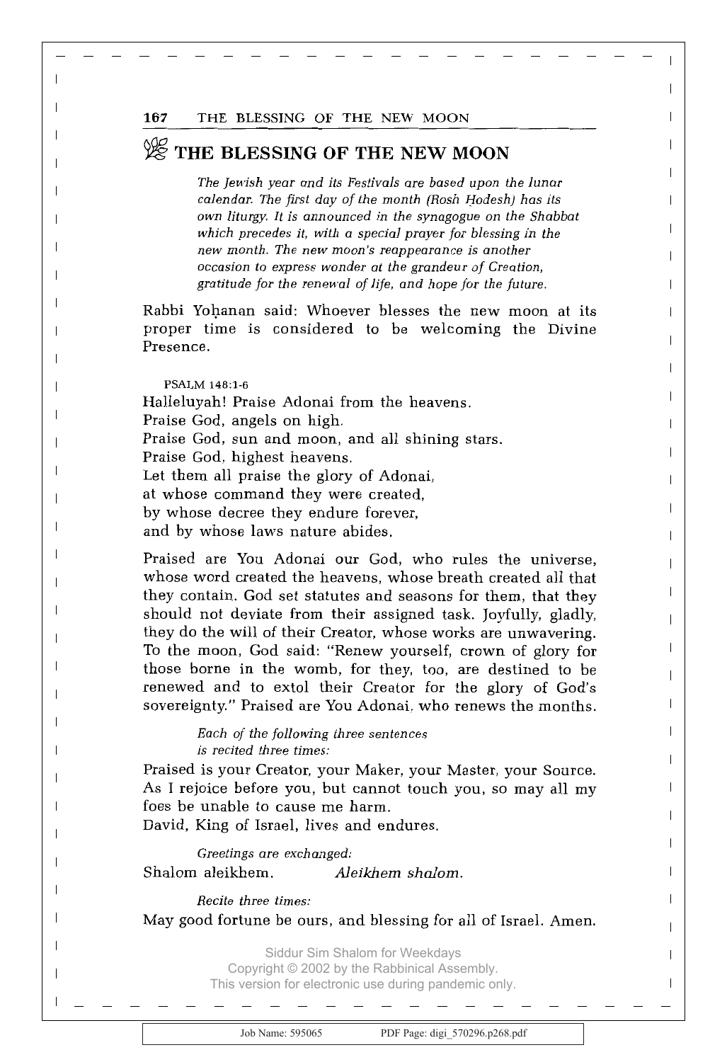# THE BLESSING OF THE NEW MOON

*The Jewish year and its Festivals are based upon the lunar calendar. The first day of the month (Rosh Ḥodesh) has its own liturgy. It is announced in the synagogue on the Shabbat which precedes it, with a special prayer for blessing in the new month. The new moon's reappearance is another occasion to express wonder at the grandeur of Creation, gratitude for the renewal of life, and hope for the future.*

Rabbi Yoḥanan said: Whoever blesses the new moon at its proper time is considered to be welcoming the Divine Presence.

PSALM 148:1-6

Halleluyah! Praise Adonai from the heavens.
Praise God, angels on high.
Praise God, sun and moon, and all shining stars.
Praise God, highest heavens.
Let them all praise the glory of Adonai,
at whose command they were created,
by whose decree they endure forever,
and by whose laws nature abides.

Praised are You Adonai our God, who rules the universe, whose word created the heavens, whose breath created all that they contain. God set statutes and seasons for them, that they should not deviate from their assigned task. Joyfully, gladly, they do the will of their Creator, whose works are unwavering. To the moon, God said: "Renew yourself, crown of glory for those borne in the womb, for they, too, are destined to be renewed and to extol their Creator for the glory of God's sovereignty." Praised are You Adonai, who renews the months.

*Each of the following three sentences is recited three times:*

Praised is your Creator, your Maker, your Master, your Source.
As I rejoice before you, but cannot touch you, so may all my foes be unable to cause me harm.
David, King of Israel, lives and endures.

*Greetings are exchanged:*

Shalom aleikhem. *Aleikhem shalom.*

*Recite three times:*

May good fortune be ours, and blessing for all of Israel. Amen.

Siddur Sim Shalom for Weekdays
Copyright © 2002 by the Rabbinical Assembly.
This version for electronic use during pandemic only.